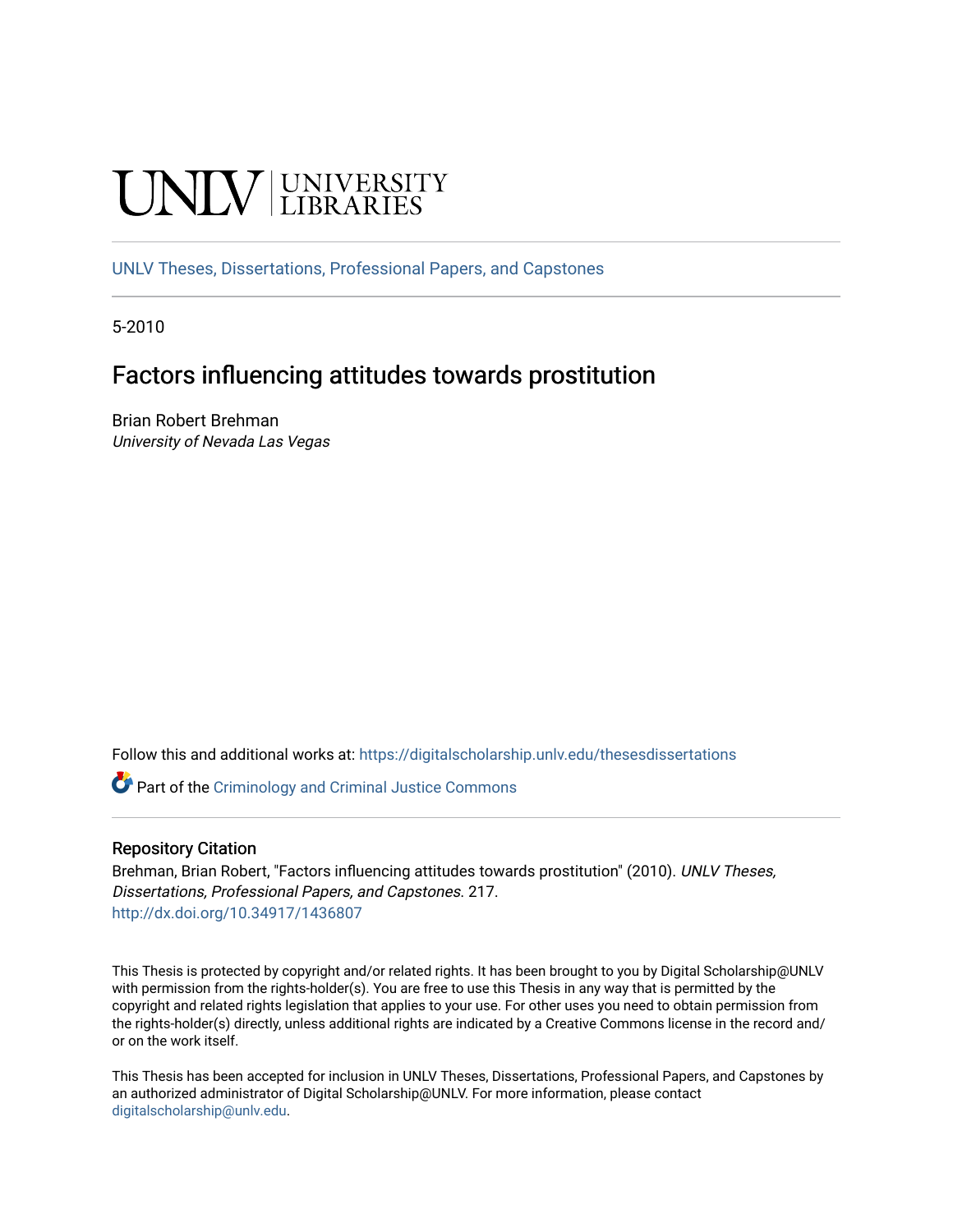UNLV | UNIVERSITY LIBRARIES

UNLV Theses, Dissertations, Professional Papers, and Capstones

5-2010

# Factors influencing attitudes towards prostitution

Brian Robert Brehman
*University of Nevada Las Vegas*

Follow this and additional works at: https://digitalscholarship.unlv.edu/thesesdissertations

Part of the Criminology and Criminal Justice Commons

## Repository Citation

Brehman, Brian Robert, "Factors influencing attitudes towards prostitution" (2010). *UNLV Theses, Dissertations, Professional Papers, and Capstones*. 217.
http://dx.doi.org/10.34917/1436807

This Thesis is protected by copyright and/or related rights. It has been brought to you by Digital Scholarship@UNLV with permission from the rights-holder(s). You are free to use this Thesis in any way that is permitted by the copyright and related rights legislation that applies to your use. For other uses you need to obtain permission from the rights-holder(s) directly, unless additional rights are indicated by a Creative Commons license in the record and/or on the work itself.

This Thesis has been accepted for inclusion in UNLV Theses, Dissertations, Professional Papers, and Capstones by an authorized administrator of Digital Scholarship@UNLV. For more information, please contact digitalscholarship@unlv.edu.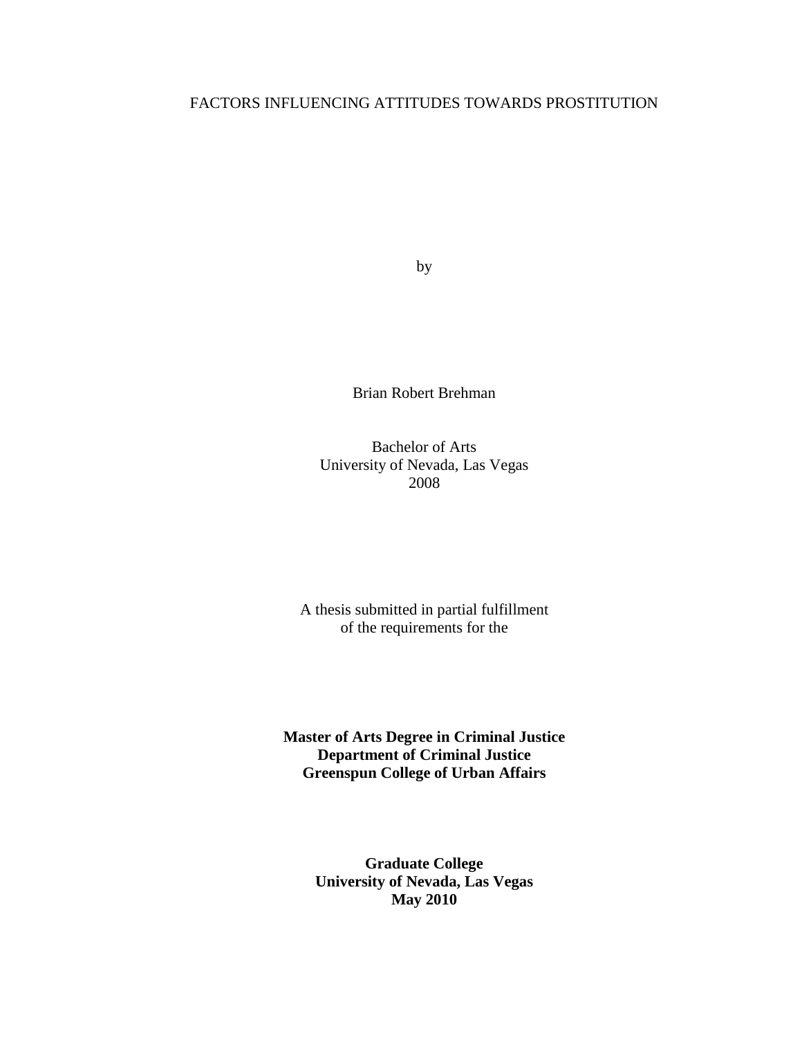FACTORS INFLUENCING ATTITUDES TOWARDS PROSTITUTION

by

Brian Robert Brehman

Bachelor of Arts
University of Nevada, Las Vegas
2008

A thesis submitted in partial fulfillment
of the requirements for the

**Master of Arts Degree in Criminal Justice**
**Department of Criminal Justice**
**Greenspun College of Urban Affairs**

**Graduate College**
**University of Nevada, Las Vegas**
**May 2010**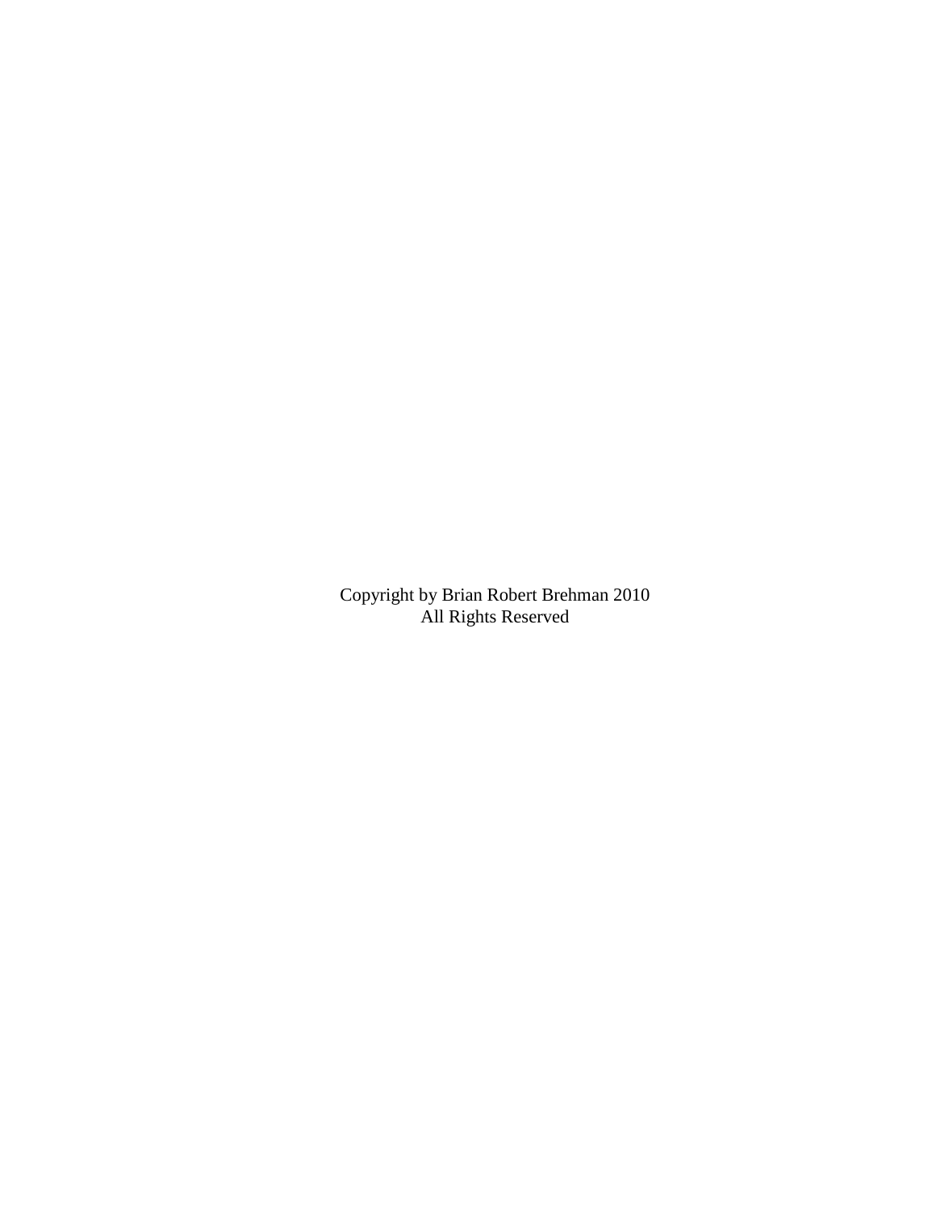Copyright by Brian Robert Brehman 2010
All Rights Reserved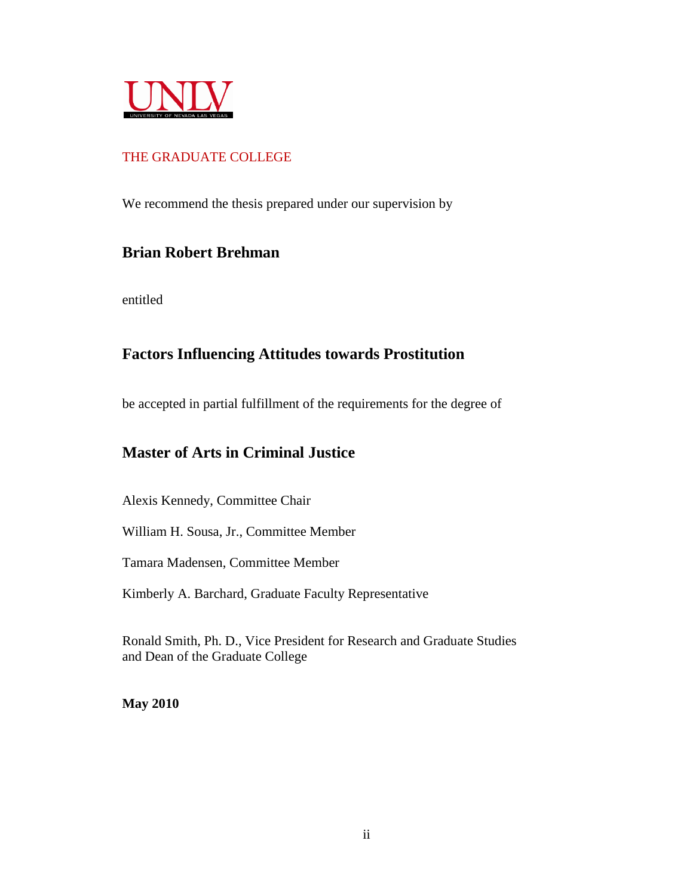UNLV
UNIVERSITY OF NEVADA LAS VEGAS

THE GRADUATE COLLEGE

We recommend the thesis prepared under our supervision by

**Brian Robert Brehman**

entitled

**Factors Influencing Attitudes towards Prostitution**

be accepted in partial fulfillment of the requirements for the degree of

**Master of Arts in Criminal Justice**

Alexis Kennedy, Committee Chair

William H. Sousa, Jr., Committee Member

Tamara Madensen, Committee Member

Kimberly A. Barchard, Graduate Faculty Representative

Ronald Smith, Ph. D., Vice President for Research and Graduate Studies and Dean of the Graduate College

**May 2010**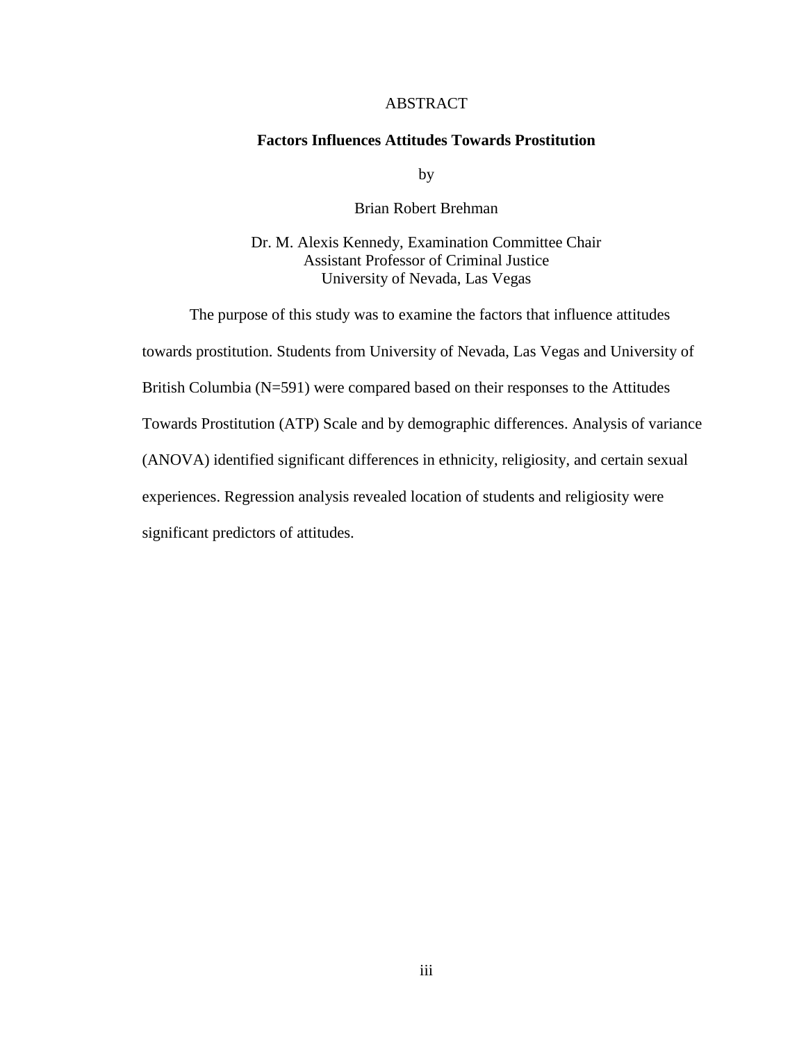# ABSTRACT

## Factors Influences Attitudes Towards Prostitution

by

Brian Robert Brehman

Dr. M. Alexis Kennedy, Examination Committee Chair
Assistant Professor of Criminal Justice
University of Nevada, Las Vegas

The purpose of this study was to examine the factors that influence attitudes towards prostitution. Students from University of Nevada, Las Vegas and University of British Columbia (N=591) were compared based on their responses to the Attitudes Towards Prostitution (ATP) Scale and by demographic differences. Analysis of variance (ANOVA) identified significant differences in ethnicity, religiosity, and certain sexual experiences. Regression analysis revealed location of students and religiosity were significant predictors of attitudes.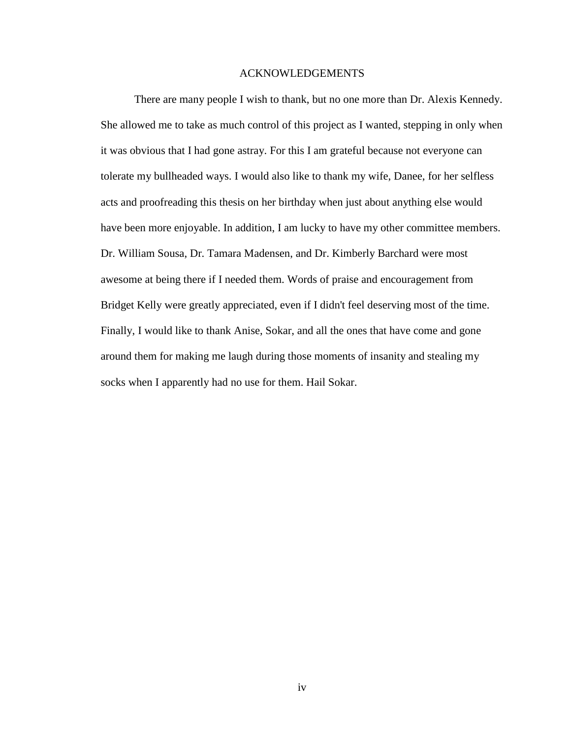# ACKNOWLEDGEMENTS

There are many people I wish to thank, but no one more than Dr. Alexis Kennedy. She allowed me to take as much control of this project as I wanted, stepping in only when it was obvious that I had gone astray. For this I am grateful because not everyone can tolerate my bullheaded ways. I would also like to thank my wife, Danee, for her selfless acts and proofreading this thesis on her birthday when just about anything else would have been more enjoyable. In addition, I am lucky to have my other committee members. Dr. William Sousa, Dr. Tamara Madensen, and Dr. Kimberly Barchard were most awesome at being there if I needed them. Words of praise and encouragement from Bridget Kelly were greatly appreciated, even if I didn't feel deserving most of the time. Finally, I would like to thank Anise, Sokar, and all the ones that have come and gone around them for making me laugh during those moments of insanity and stealing my socks when I apparently had no use for them. Hail Sokar.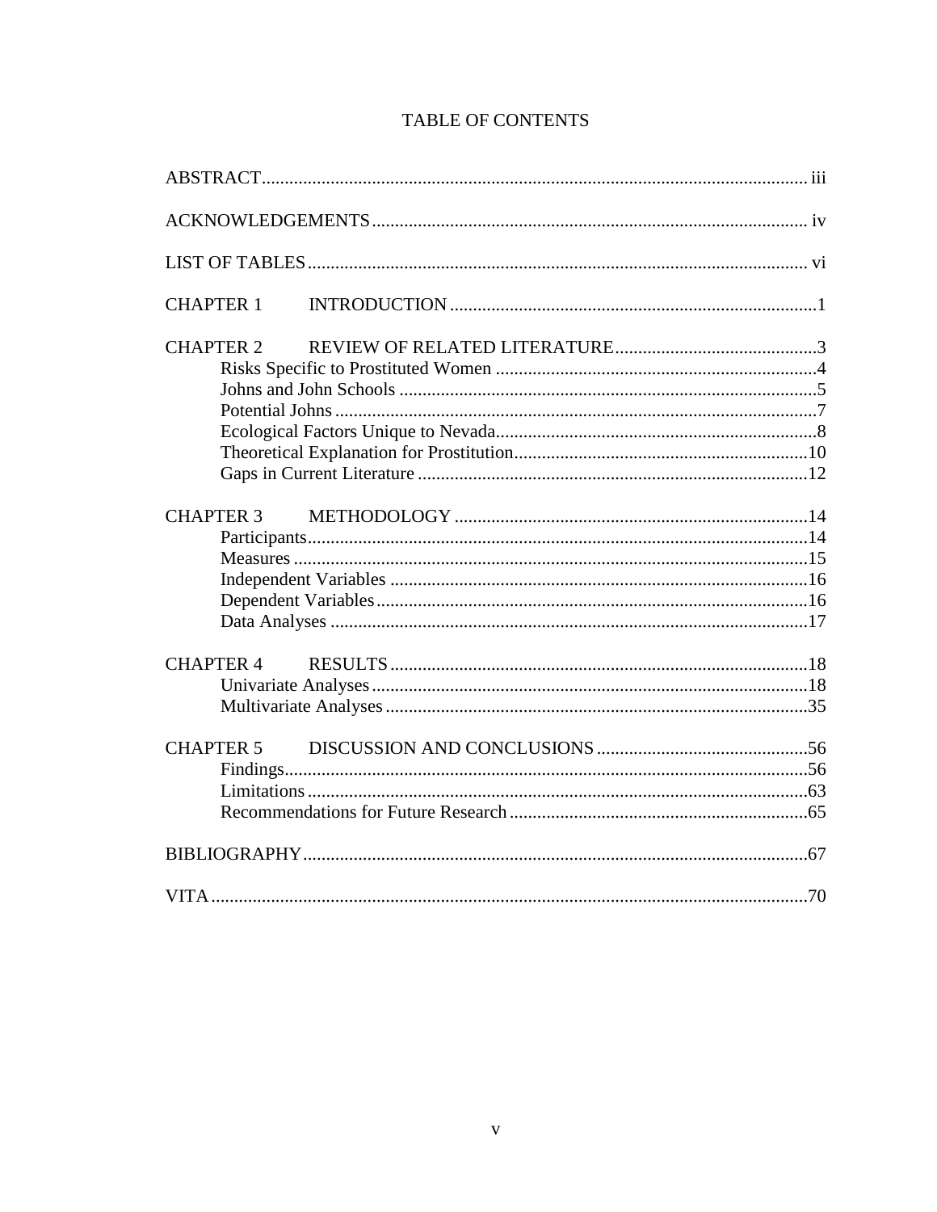# TABLE OF CONTENTS

ABSTRACT ..... iii

ACKNOWLEDGEMENTS ..... iv

LIST OF TABLES ..... vi

CHAPTER 1 INTRODUCTION ..... 1

CHAPTER 2 REVIEW OF RELATED LITERATURE ..... 3
- Risks Specific to Prostituted Women ..... 4
- Johns and John Schools ..... 5
- Potential Johns ..... 7
- Ecological Factors Unique to Nevada ..... 8
- Theoretical Explanation for Prostitution ..... 10
- Gaps in Current Literature ..... 12

CHAPTER 3 METHODOLOGY ..... 14
- Participants ..... 14
- Measures ..... 15
- Independent Variables ..... 16
- Dependent Variables ..... 16
- Data Analyses ..... 17

CHAPTER 4 RESULTS ..... 18
- Univariate Analyses ..... 18
- Multivariate Analyses ..... 35

CHAPTER 5 DISCUSSION AND CONCLUSIONS ..... 56
- Findings ..... 56
- Limitations ..... 63
- Recommendations for Future Research ..... 65

BIBLIOGRAPHY ..... 67

VITA ..... 70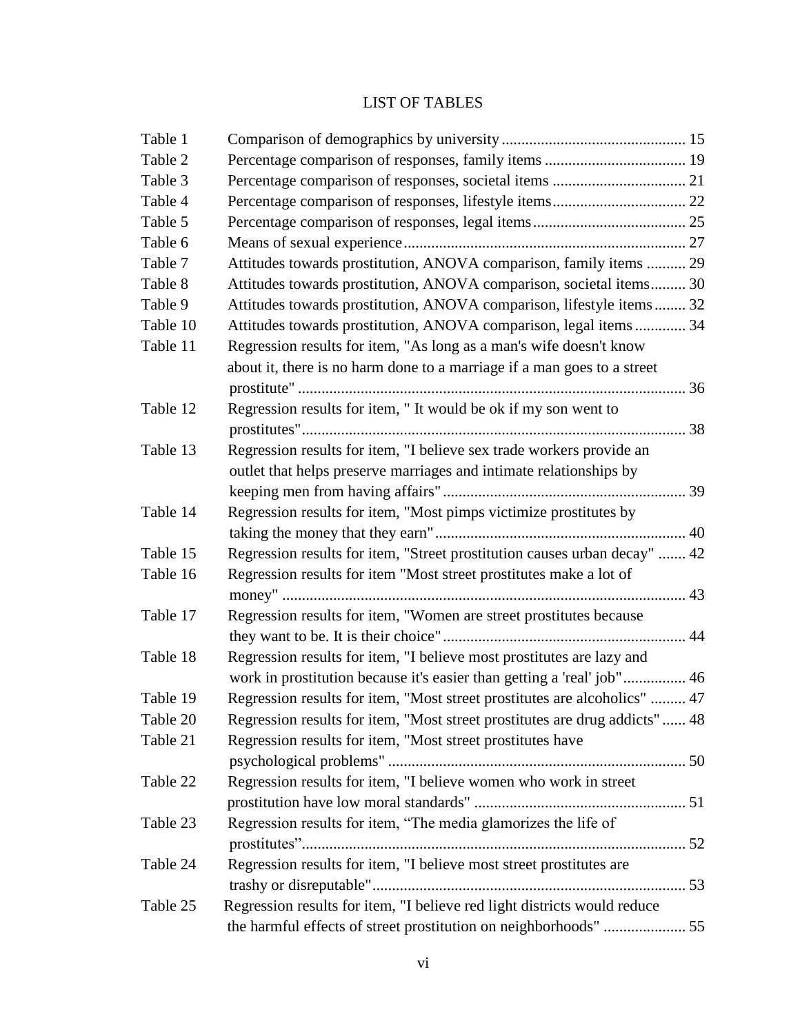# LIST OF TABLES

| | | |
|---|---|---|
| Table 1 | Comparison of demographics by university | 15 |
| Table 2 | Percentage comparison of responses, family items | 19 |
| Table 3 | Percentage comparison of responses, societal items | 21 |
| Table 4 | Percentage comparison of responses, lifestyle items | 22 |
| Table 5 | Percentage comparison of responses, legal items | 25 |
| Table 6 | Means of sexual experience | 27 |
| Table 7 | Attitudes towards prostitution, ANOVA comparison, family items | 29 |
| Table 8 | Attitudes towards prostitution, ANOVA comparison, societal items | 30 |
| Table 9 | Attitudes towards prostitution, ANOVA comparison, lifestyle items | 32 |
| Table 10 | Attitudes towards prostitution, ANOVA comparison, legal items | 34 |
| Table 11 | Regression results for item, "As long as a man's wife doesn't know about it, there is no harm done to a marriage if a man goes to a street prostitute" | 36 |
| Table 12 | Regression results for item, " It would be ok if my son went to prostitutes" | 38 |
| Table 13 | Regression results for item, "I believe sex trade workers provide an outlet that helps preserve marriages and intimate relationships by keeping men from having affairs" | 39 |
| Table 14 | Regression results for item, "Most pimps victimize prostitutes by taking the money that they earn" | 40 |
| Table 15 | Regression results for item, "Street prostitution causes urban decay" | 42 |
| Table 16 | Regression results for item "Most street prostitutes make a lot of money" | 43 |
| Table 17 | Regression results for item, "Women are street prostitutes because they want to be. It is their choice" | 44 |
| Table 18 | Regression results for item, "I believe most prostitutes are lazy and work in prostitution because it's easier than getting a 'real' job" | 46 |
| Table 19 | Regression results for item, "Most street prostitutes are alcoholics" | 47 |
| Table 20 | Regression results for item, "Most street prostitutes are drug addicts" | 48 |
| Table 21 | Regression results for item, "Most street prostitutes have psychological problems" | 50 |
| Table 22 | Regression results for item, "I believe women who work in street prostitution have low moral standards" | 51 |
| Table 23 | Regression results for item, “The media glamorizes the life of prostitutes” | 52 |
| Table 24 | Regression results for item, "I believe most street prostitutes are trashy or disreputable" | 53 |
| Table 25 | Regression results for item, "I believe red light districts would reduce the harmful effects of street prostitution on neighborhoods" | 55 |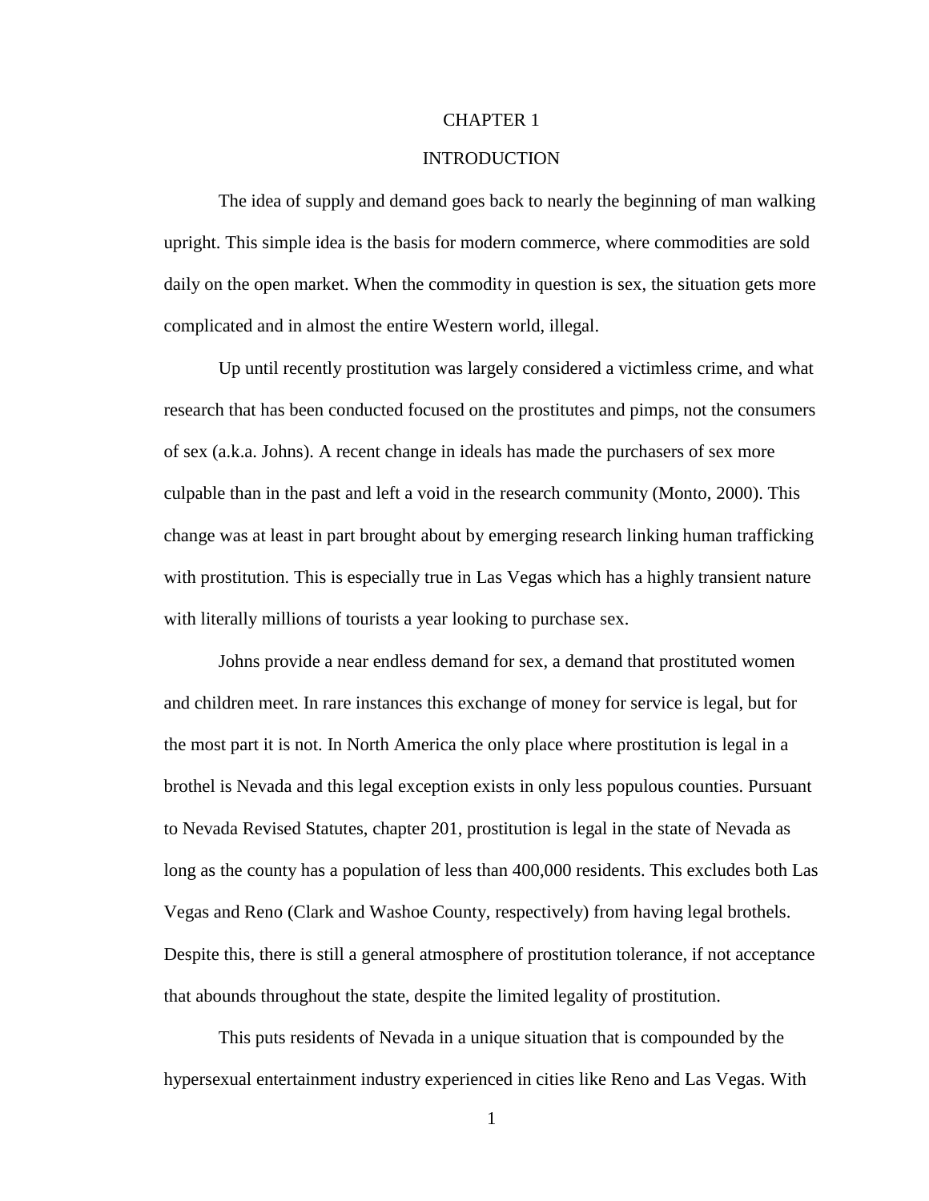# CHAPTER 1

# INTRODUCTION

The idea of supply and demand goes back to nearly the beginning of man walking upright. This simple idea is the basis for modern commerce, where commodities are sold daily on the open market. When the commodity in question is sex, the situation gets more complicated and in almost the entire Western world, illegal.

Up until recently prostitution was largely considered a victimless crime, and what research that has been conducted focused on the prostitutes and pimps, not the consumers of sex (a.k.a. Johns). A recent change in ideals has made the purchasers of sex more culpable than in the past and left a void in the research community (Monto, 2000). This change was at least in part brought about by emerging research linking human trafficking with prostitution. This is especially true in Las Vegas which has a highly transient nature with literally millions of tourists a year looking to purchase sex.

Johns provide a near endless demand for sex, a demand that prostituted women and children meet. In rare instances this exchange of money for service is legal, but for the most part it is not. In North America the only place where prostitution is legal in a brothel is Nevada and this legal exception exists in only less populous counties. Pursuant to Nevada Revised Statutes, chapter 201, prostitution is legal in the state of Nevada as long as the county has a population of less than 400,000 residents. This excludes both Las Vegas and Reno (Clark and Washoe County, respectively) from having legal brothels. Despite this, there is still a general atmosphere of prostitution tolerance, if not acceptance that abounds throughout the state, despite the limited legality of prostitution.

This puts residents of Nevada in a unique situation that is compounded by the hypersexual entertainment industry experienced in cities like Reno and Las Vegas. With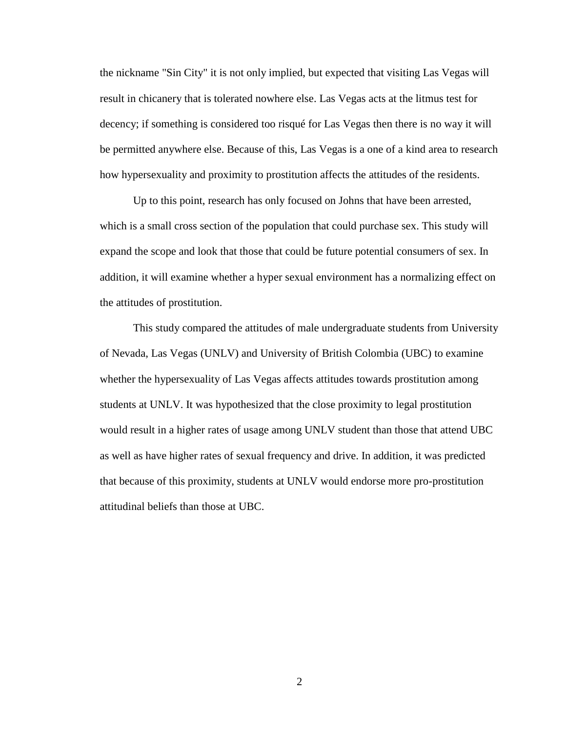the nickname "Sin City" it is not only implied, but expected that visiting Las Vegas will result in chicanery that is tolerated nowhere else. Las Vegas acts at the litmus test for decency; if something is considered too risqué for Las Vegas then there is no way it will be permitted anywhere else. Because of this, Las Vegas is a one of a kind area to research how hypersexuality and proximity to prostitution affects the attitudes of the residents.

Up to this point, research has only focused on Johns that have been arrested, which is a small cross section of the population that could purchase sex. This study will expand the scope and look that those that could be future potential consumers of sex. In addition, it will examine whether a hyper sexual environment has a normalizing effect on the attitudes of prostitution.

This study compared the attitudes of male undergraduate students from University of Nevada, Las Vegas (UNLV) and University of British Colombia (UBC) to examine whether the hypersexuality of Las Vegas affects attitudes towards prostitution among students at UNLV. It was hypothesized that the close proximity to legal prostitution would result in a higher rates of usage among UNLV student than those that attend UBC as well as have higher rates of sexual frequency and drive. In addition, it was predicted that because of this proximity, students at UNLV would endorse more pro-prostitution attitudinal beliefs than those at UBC.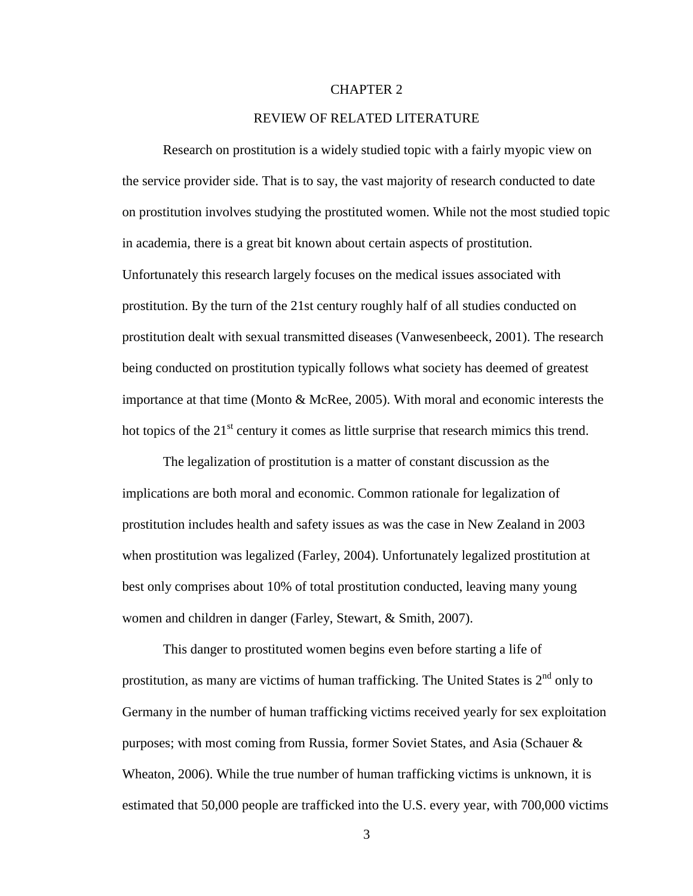# CHAPTER 2

## REVIEW OF RELATED LITERATURE

Research on prostitution is a widely studied topic with a fairly myopic view on the service provider side. That is to say, the vast majority of research conducted to date on prostitution involves studying the prostituted women. While not the most studied topic in academia, there is a great bit known about certain aspects of prostitution. Unfortunately this research largely focuses on the medical issues associated with prostitution. By the turn of the 21st century roughly half of all studies conducted on prostitution dealt with sexual transmitted diseases (Vanwesenbeeck, 2001). The research being conducted on prostitution typically follows what society has deemed of greatest importance at that time (Monto & McRee, 2005). With moral and economic interests the hot topics of the 21st century it comes as little surprise that research mimics this trend.

The legalization of prostitution is a matter of constant discussion as the implications are both moral and economic. Common rationale for legalization of prostitution includes health and safety issues as was the case in New Zealand in 2003 when prostitution was legalized (Farley, 2004). Unfortunately legalized prostitution at best only comprises about 10% of total prostitution conducted, leaving many young women and children in danger (Farley, Stewart, & Smith, 2007).

This danger to prostituted women begins even before starting a life of prostitution, as many are victims of human trafficking. The United States is 2nd only to Germany in the number of human trafficking victims received yearly for sex exploitation purposes; with most coming from Russia, former Soviet States, and Asia (Schauer & Wheaton, 2006). While the true number of human trafficking victims is unknown, it is estimated that 50,000 people are trafficked into the U.S. every year, with 700,000 victims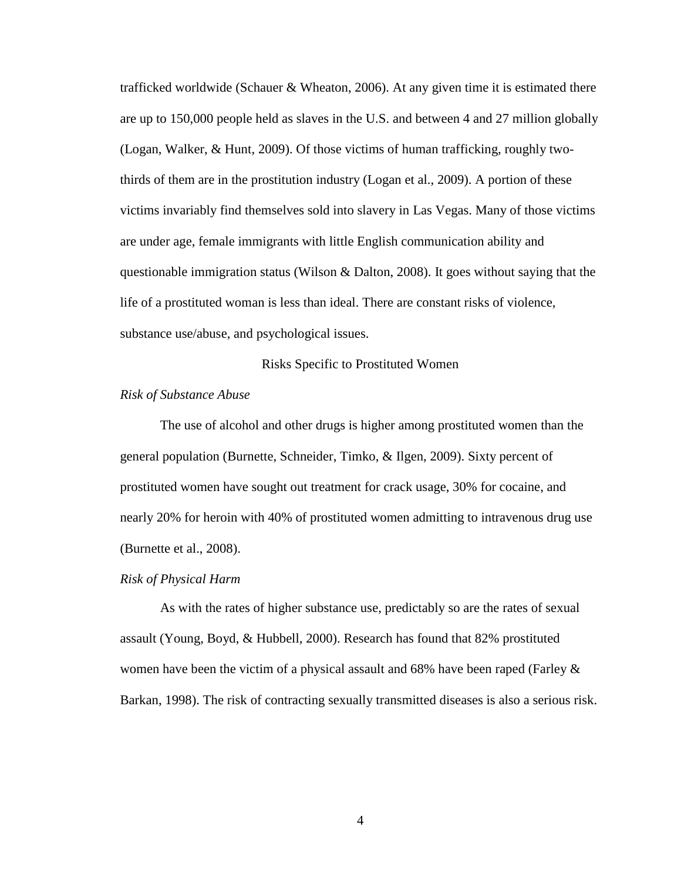trafficked worldwide (Schauer & Wheaton, 2006). At any given time it is estimated there are up to 150,000 people held as slaves in the U.S. and between 4 and 27 million globally (Logan, Walker, & Hunt, 2009). Of those victims of human trafficking, roughly two-thirds of them are in the prostitution industry (Logan et al., 2009). A portion of these victims invariably find themselves sold into slavery in Las Vegas. Many of those victims are under age, female immigrants with little English communication ability and questionable immigration status (Wilson & Dalton, 2008). It goes without saying that the life of a prostituted woman is less than ideal. There are constant risks of violence, substance use/abuse, and psychological issues.

## Risks Specific to Prostituted Women

### *Risk of Substance Abuse*

The use of alcohol and other drugs is higher among prostituted women than the general population (Burnette, Schneider, Timko, & Ilgen, 2009). Sixty percent of prostituted women have sought out treatment for crack usage, 30% for cocaine, and nearly 20% for heroin with 40% of prostituted women admitting to intravenous drug use (Burnette et al., 2008).

### *Risk of Physical Harm*

As with the rates of higher substance use, predictably so are the rates of sexual assault (Young, Boyd, & Hubbell, 2000). Research has found that 82% prostituted women have been the victim of a physical assault and 68% have been raped (Farley & Barkan, 1998). The risk of contracting sexually transmitted diseases is also a serious risk.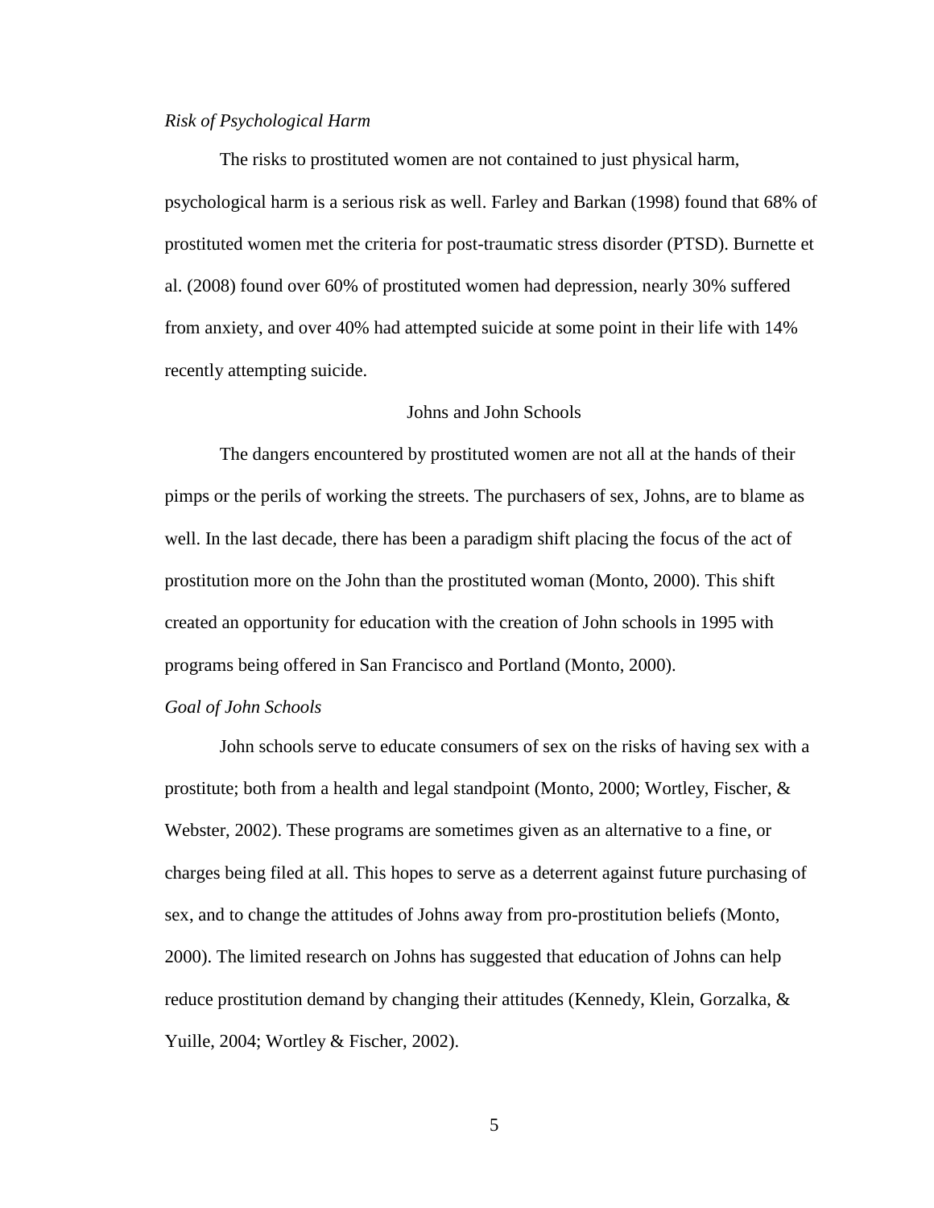### *Risk of Psychological Harm*

The risks to prostituted women are not contained to just physical harm, psychological harm is a serious risk as well. Farley and Barkan (1998) found that 68% of prostituted women met the criteria for post-traumatic stress disorder (PTSD). Burnette et al. (2008) found over 60% of prostituted women had depression, nearly 30% suffered from anxiety, and over 40% had attempted suicide at some point in their life with 14% recently attempting suicide.

## Johns and John Schools

The dangers encountered by prostituted women are not all at the hands of their pimps or the perils of working the streets. The purchasers of sex, Johns, are to blame as well. In the last decade, there has been a paradigm shift placing the focus of the act of prostitution more on the John than the prostituted woman (Monto, 2000). This shift created an opportunity for education with the creation of John schools in 1995 with programs being offered in San Francisco and Portland (Monto, 2000).

### *Goal of John Schools*

John schools serve to educate consumers of sex on the risks of having sex with a prostitute; both from a health and legal standpoint (Monto, 2000; Wortley, Fischer, & Webster, 2002). These programs are sometimes given as an alternative to a fine, or charges being filed at all. This hopes to serve as a deterrent against future purchasing of sex, and to change the attitudes of Johns away from pro-prostitution beliefs (Monto, 2000). The limited research on Johns has suggested that education of Johns can help reduce prostitution demand by changing their attitudes (Kennedy, Klein, Gorzalka, & Yuille, 2004; Wortley & Fischer, 2002).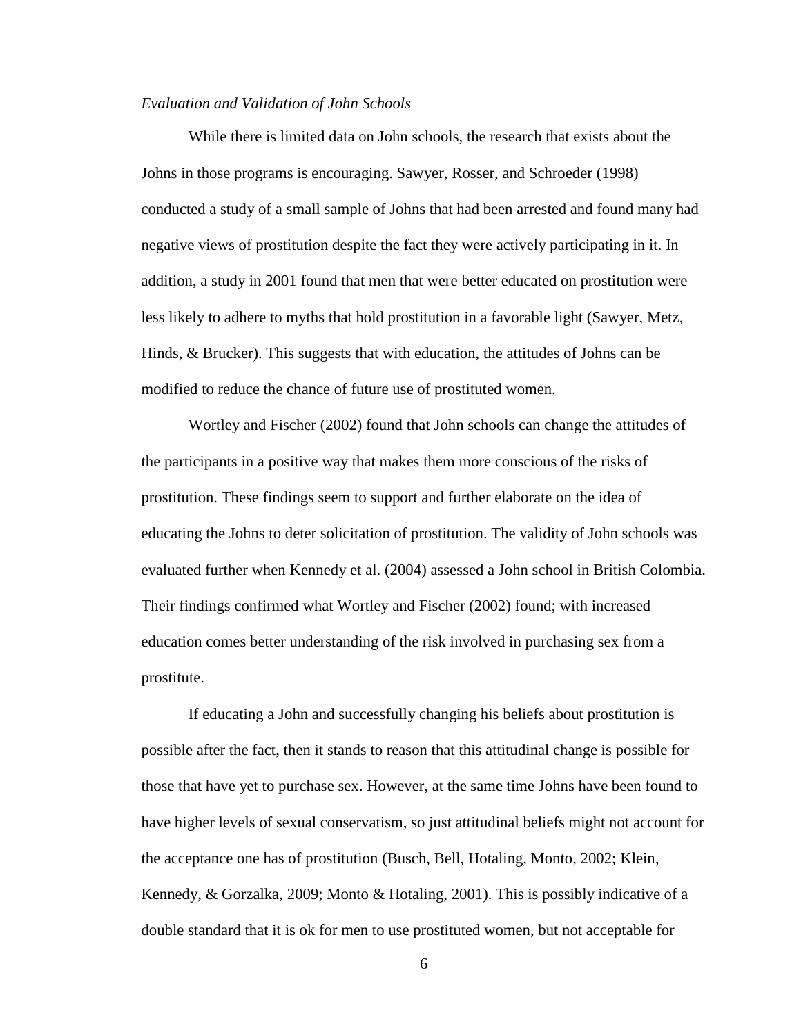*Evaluation and Validation of John Schools*

While there is limited data on John schools, the research that exists about the Johns in those programs is encouraging. Sawyer, Rosser, and Schroeder (1998) conducted a study of a small sample of Johns that had been arrested and found many had negative views of prostitution despite the fact they were actively participating in it. In addition, a study in 2001 found that men that were better educated on prostitution were less likely to adhere to myths that hold prostitution in a favorable light (Sawyer, Metz, Hinds, & Brucker). This suggests that with education, the attitudes of Johns can be modified to reduce the chance of future use of prostituted women.

Wortley and Fischer (2002) found that John schools can change the attitudes of the participants in a positive way that makes them more conscious of the risks of prostitution. These findings seem to support and further elaborate on the idea of educating the Johns to deter solicitation of prostitution. The validity of John schools was evaluated further when Kennedy et al. (2004) assessed a John school in British Colombia. Their findings confirmed what Wortley and Fischer (2002) found; with increased education comes better understanding of the risk involved in purchasing sex from a prostitute.

If educating a John and successfully changing his beliefs about prostitution is possible after the fact, then it stands to reason that this attitudinal change is possible for those that have yet to purchase sex. However, at the same time Johns have been found to have higher levels of sexual conservatism, so just attitudinal beliefs might not account for the acceptance one has of prostitution (Busch, Bell, Hotaling, Monto, 2002; Klein, Kennedy, & Gorzalka, 2009; Monto & Hotaling, 2001). This is possibly indicative of a double standard that it is ok for men to use prostituted women, but not acceptable for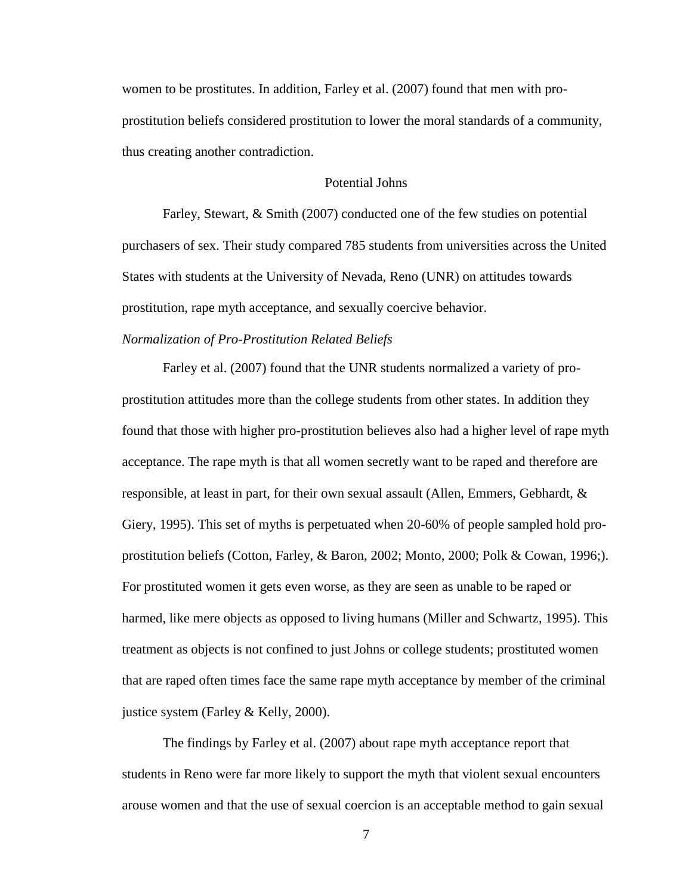women to be prostitutes. In addition, Farley et al. (2007) found that men with pro-prostitution beliefs considered prostitution to lower the moral standards of a community, thus creating another contradiction.

## Potential Johns

Farley, Stewart, & Smith (2007) conducted one of the few studies on potential purchasers of sex. Their study compared 785 students from universities across the United States with students at the University of Nevada, Reno (UNR) on attitudes towards prostitution, rape myth acceptance, and sexually coercive behavior.

### *Normalization of Pro-Prostitution Related Beliefs*

Farley et al. (2007) found that the UNR students normalized a variety of pro-prostitution attitudes more than the college students from other states. In addition they found that those with higher pro-prostitution believes also had a higher level of rape myth acceptance. The rape myth is that all women secretly want to be raped and therefore are responsible, at least in part, for their own sexual assault (Allen, Emmers, Gebhardt, & Giery, 1995). This set of myths is perpetuated when 20-60% of people sampled hold pro-prostitution beliefs (Cotton, Farley, & Baron, 2002; Monto, 2000; Polk & Cowan, 1996;). For prostituted women it gets even worse, as they are seen as unable to be raped or harmed, like mere objects as opposed to living humans (Miller and Schwartz, 1995). This treatment as objects is not confined to just Johns or college students; prostituted women that are raped often times face the same rape myth acceptance by member of the criminal justice system (Farley & Kelly, 2000).

The findings by Farley et al. (2007) about rape myth acceptance report that students in Reno were far more likely to support the myth that violent sexual encounters arouse women and that the use of sexual coercion is an acceptable method to gain sexual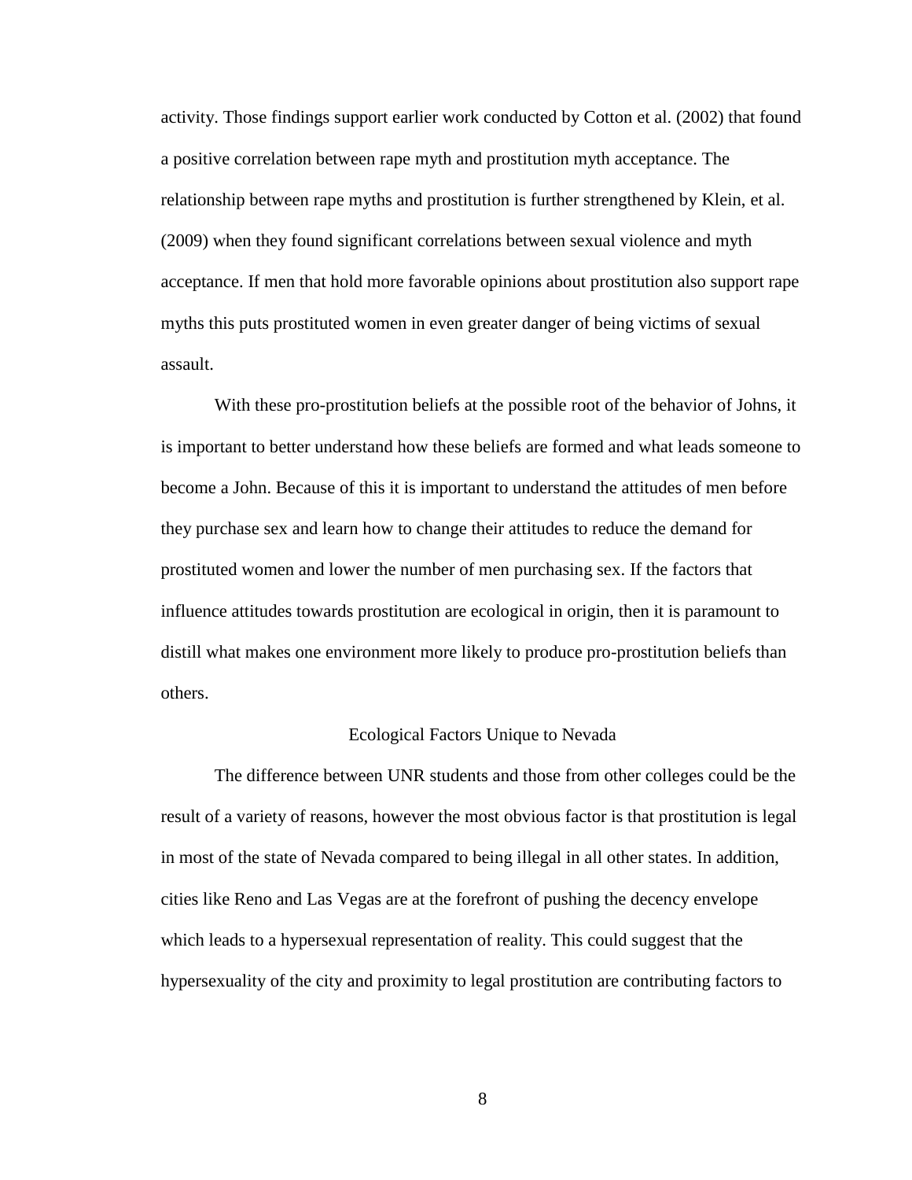activity. Those findings support earlier work conducted by Cotton et al. (2002) that found a positive correlation between rape myth and prostitution myth acceptance. The relationship between rape myths and prostitution is further strengthened by Klein, et al. (2009) when they found significant correlations between sexual violence and myth acceptance. If men that hold more favorable opinions about prostitution also support rape myths this puts prostituted women in even greater danger of being victims of sexual assault.

With these pro-prostitution beliefs at the possible root of the behavior of Johns, it is important to better understand how these beliefs are formed and what leads someone to become a John. Because of this it is important to understand the attitudes of men before they purchase sex and learn how to change their attitudes to reduce the demand for prostituted women and lower the number of men purchasing sex. If the factors that influence attitudes towards prostitution are ecological in origin, then it is paramount to distill what makes one environment more likely to produce pro-prostitution beliefs than others.

## Ecological Factors Unique to Nevada

The difference between UNR students and those from other colleges could be the result of a variety of reasons, however the most obvious factor is that prostitution is legal in most of the state of Nevada compared to being illegal in all other states. In addition, cities like Reno and Las Vegas are at the forefront of pushing the decency envelope which leads to a hypersexual representation of reality. This could suggest that the hypersexuality of the city and proximity to legal prostitution are contributing factors to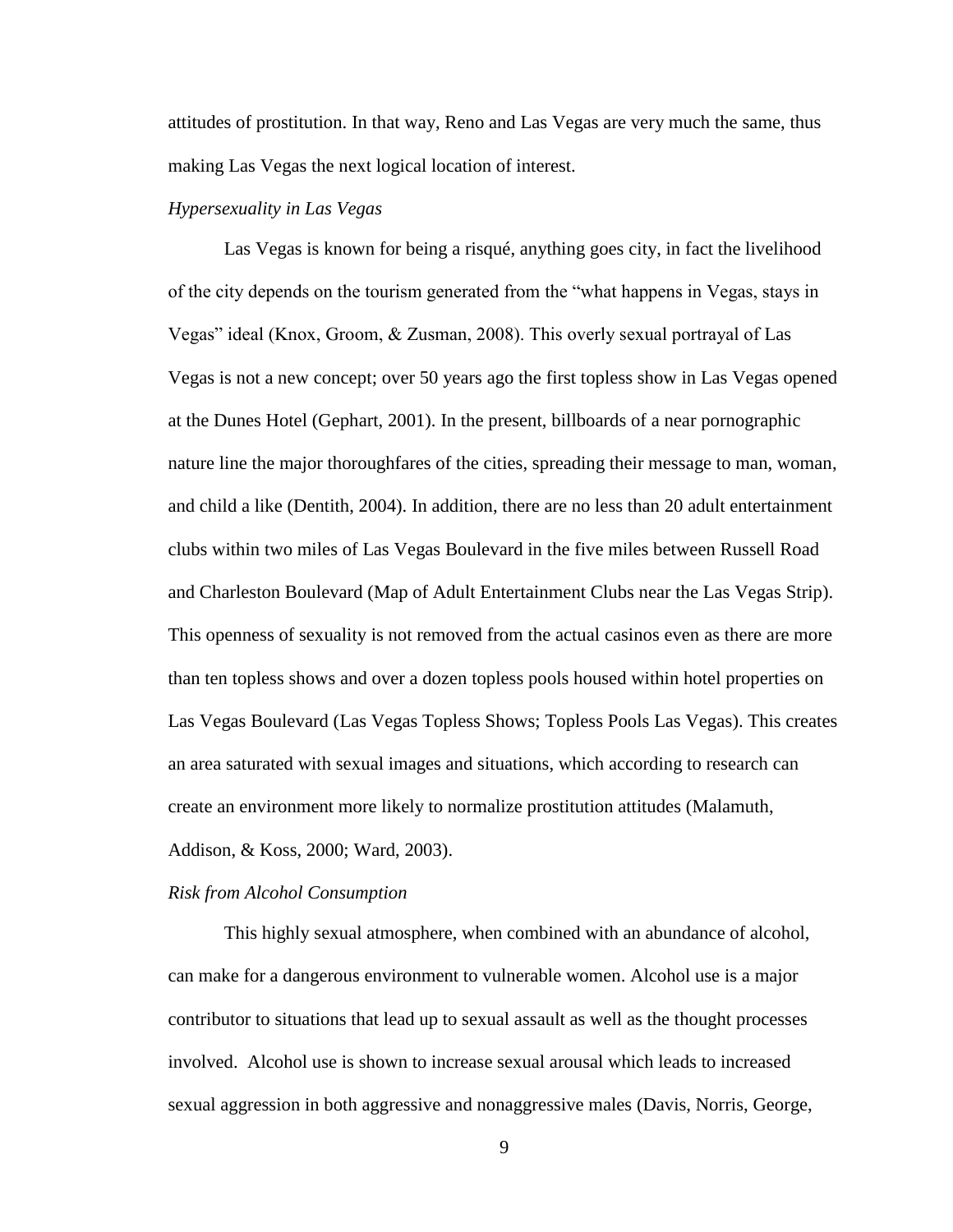attitudes of prostitution. In that way, Reno and Las Vegas are very much the same, thus making Las Vegas the next logical location of interest.

### *Hypersexuality in Las Vegas*

Las Vegas is known for being a risqué, anything goes city, in fact the livelihood of the city depends on the tourism generated from the "what happens in Vegas, stays in Vegas" ideal (Knox, Groom, & Zusman, 2008). This overly sexual portrayal of Las Vegas is not a new concept; over 50 years ago the first topless show in Las Vegas opened at the Dunes Hotel (Gephart, 2001). In the present, billboards of a near pornographic nature line the major thoroughfares of the cities, spreading their message to man, woman, and child a like (Dentith, 2004). In addition, there are no less than 20 adult entertainment clubs within two miles of Las Vegas Boulevard in the five miles between Russell Road and Charleston Boulevard (Map of Adult Entertainment Clubs near the Las Vegas Strip). This openness of sexuality is not removed from the actual casinos even as there are more than ten topless shows and over a dozen topless pools housed within hotel properties on Las Vegas Boulevard (Las Vegas Topless Shows; Topless Pools Las Vegas). This creates an area saturated with sexual images and situations, which according to research can create an environment more likely to normalize prostitution attitudes (Malamuth, Addison, & Koss, 2000; Ward, 2003).

### *Risk from Alcohol Consumption*

This highly sexual atmosphere, when combined with an abundance of alcohol, can make for a dangerous environment to vulnerable women. Alcohol use is a major contributor to situations that lead up to sexual assault as well as the thought processes involved. Alcohol use is shown to increase sexual arousal which leads to increased sexual aggression in both aggressive and nonaggressive males (Davis, Norris, George,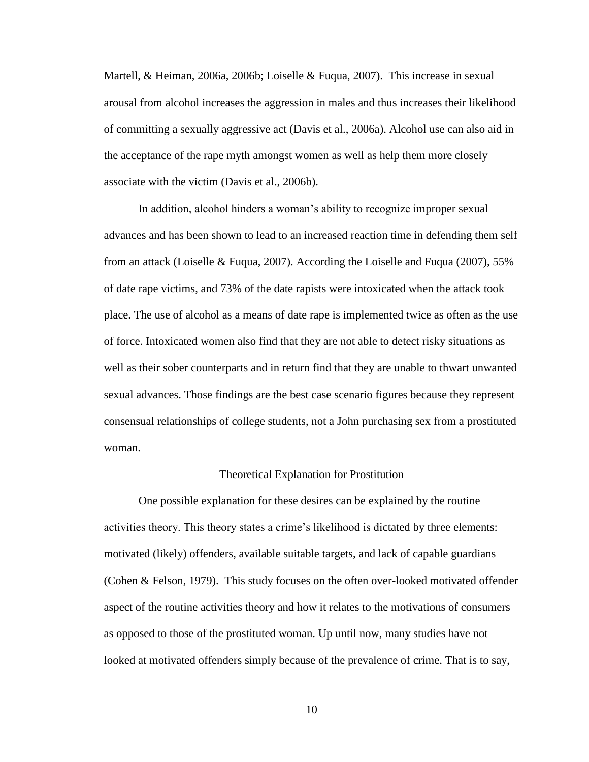Martell, & Heiman, 2006a, 2006b; Loiselle & Fuqua, 2007). This increase in sexual arousal from alcohol increases the aggression in males and thus increases their likelihood of committing a sexually aggressive act (Davis et al., 2006a). Alcohol use can also aid in the acceptance of the rape myth amongst women as well as help them more closely associate with the victim (Davis et al., 2006b).

In addition, alcohol hinders a woman's ability to recognize improper sexual advances and has been shown to lead to an increased reaction time in defending them self from an attack (Loiselle & Fuqua, 2007). According the Loiselle and Fuqua (2007), 55% of date rape victims, and 73% of the date rapists were intoxicated when the attack took place. The use of alcohol as a means of date rape is implemented twice as often as the use of force. Intoxicated women also find that they are not able to detect risky situations as well as their sober counterparts and in return find that they are unable to thwart unwanted sexual advances. Those findings are the best case scenario figures because they represent consensual relationships of college students, not a John purchasing sex from a prostituted woman.

## Theoretical Explanation for Prostitution

One possible explanation for these desires can be explained by the routine activities theory. This theory states a crime's likelihood is dictated by three elements: motivated (likely) offenders, available suitable targets, and lack of capable guardians (Cohen & Felson, 1979). This study focuses on the often over-looked motivated offender aspect of the routine activities theory and how it relates to the motivations of consumers as opposed to those of the prostituted woman. Up until now, many studies have not looked at motivated offenders simply because of the prevalence of crime. That is to say,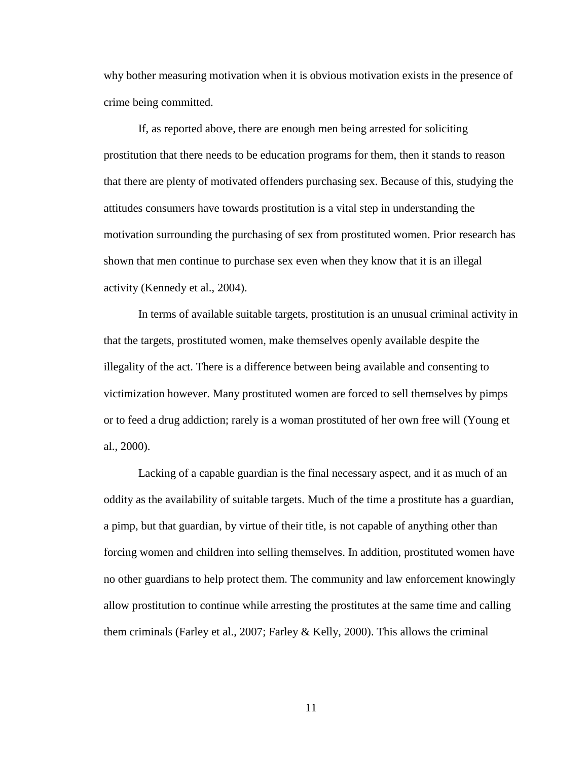why bother measuring motivation when it is obvious motivation exists in the presence of crime being committed.

If, as reported above, there are enough men being arrested for soliciting prostitution that there needs to be education programs for them, then it stands to reason that there are plenty of motivated offenders purchasing sex. Because of this, studying the attitudes consumers have towards prostitution is a vital step in understanding the motivation surrounding the purchasing of sex from prostituted women. Prior research has shown that men continue to purchase sex even when they know that it is an illegal activity (Kennedy et al., 2004).

In terms of available suitable targets, prostitution is an unusual criminal activity in that the targets, prostituted women, make themselves openly available despite the illegality of the act. There is a difference between being available and consenting to victimization however. Many prostituted women are forced to sell themselves by pimps or to feed a drug addiction; rarely is a woman prostituted of her own free will (Young et al., 2000).

Lacking of a capable guardian is the final necessary aspect, and it as much of an oddity as the availability of suitable targets. Much of the time a prostitute has a guardian, a pimp, but that guardian, by virtue of their title, is not capable of anything other than forcing women and children into selling themselves. In addition, prostituted women have no other guardians to help protect them. The community and law enforcement knowingly allow prostitution to continue while arresting the prostitutes at the same time and calling them criminals (Farley et al., 2007; Farley & Kelly, 2000). This allows the criminal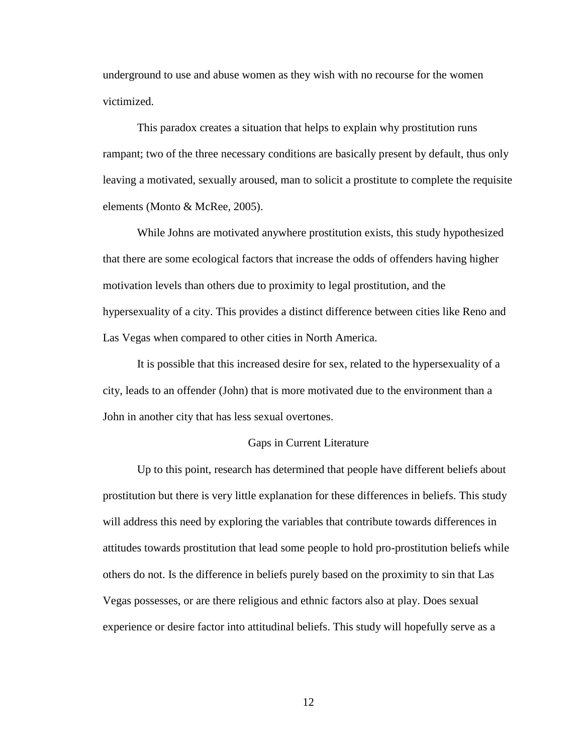underground to use and abuse women as they wish with no recourse for the women victimized.

This paradox creates a situation that helps to explain why prostitution runs rampant; two of the three necessary conditions are basically present by default, thus only leaving a motivated, sexually aroused, man to solicit a prostitute to complete the requisite elements (Monto & McRee, 2005).

While Johns are motivated anywhere prostitution exists, this study hypothesized that there are some ecological factors that increase the odds of offenders having higher motivation levels than others due to proximity to legal prostitution, and the hypersexuality of a city. This provides a distinct difference between cities like Reno and Las Vegas when compared to other cities in North America.

It is possible that this increased desire for sex, related to the hypersexuality of a city, leads to an offender (John) that is more motivated due to the environment than a John in another city that has less sexual overtones.

## Gaps in Current Literature

Up to this point, research has determined that people have different beliefs about prostitution but there is very little explanation for these differences in beliefs. This study will address this need by exploring the variables that contribute towards differences in attitudes towards prostitution that lead some people to hold pro-prostitution beliefs while others do not. Is the difference in beliefs purely based on the proximity to sin that Las Vegas possesses, or are there religious and ethnic factors also at play. Does sexual experience or desire factor into attitudinal beliefs. This study will hopefully serve as a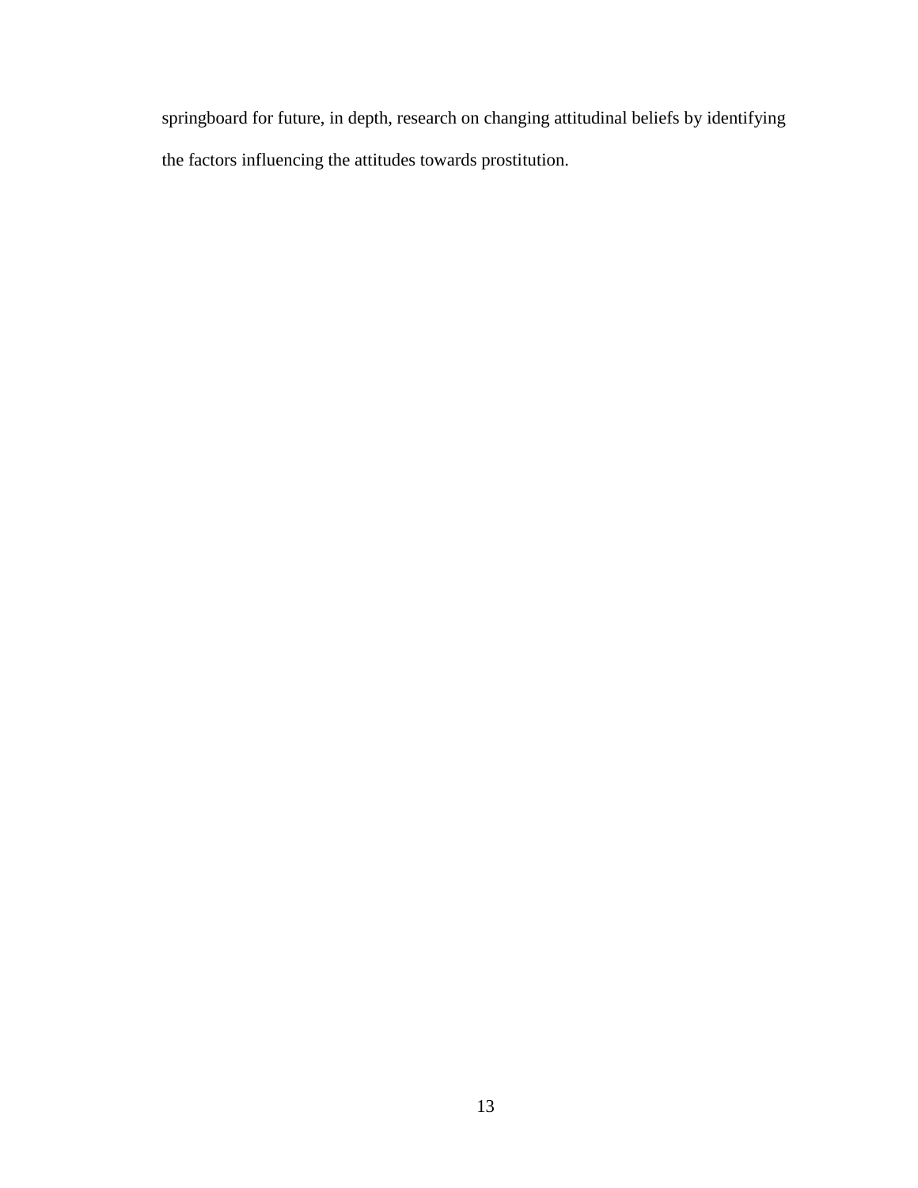springboard for future, in depth, research on changing attitudinal beliefs by identifying the factors influencing the attitudes towards prostitution.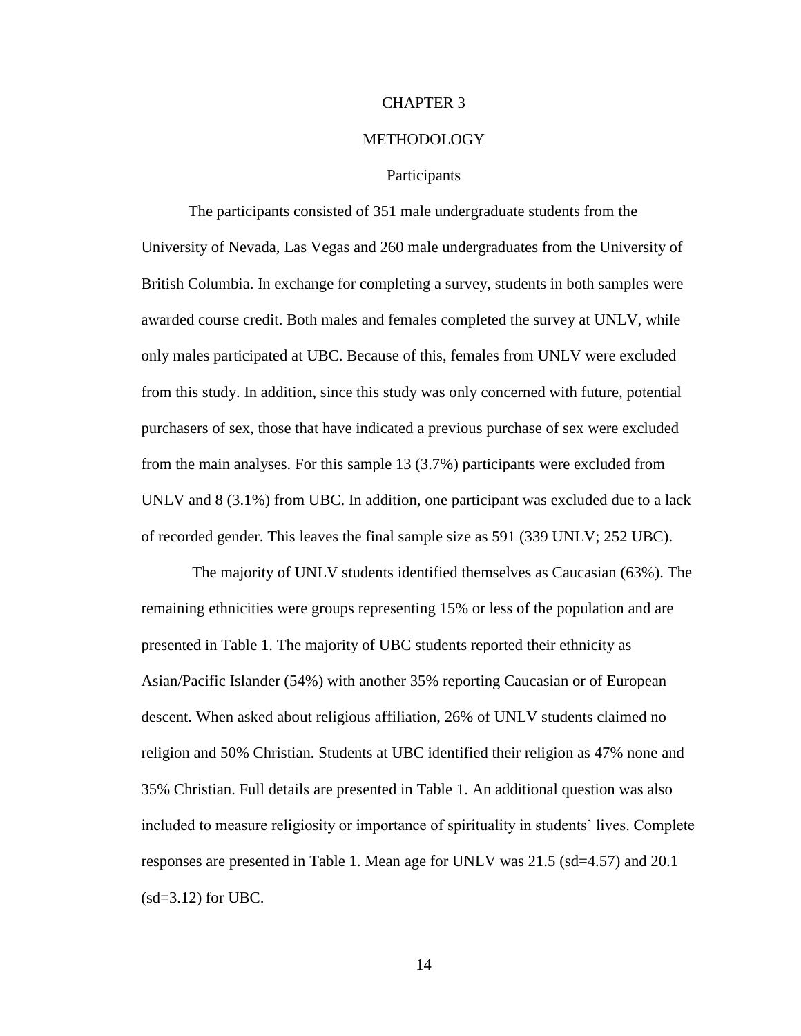# CHAPTER 3

# METHODOLOGY

## Participants

The participants consisted of 351 male undergraduate students from the University of Nevada, Las Vegas and 260 male undergraduates from the University of British Columbia. In exchange for completing a survey, students in both samples were awarded course credit. Both males and females completed the survey at UNLV, while only males participated at UBC. Because of this, females from UNLV were excluded from this study. In addition, since this study was only concerned with future, potential purchasers of sex, those that have indicated a previous purchase of sex were excluded from the main analyses. For this sample 13 (3.7%) participants were excluded from UNLV and 8 (3.1%) from UBC. In addition, one participant was excluded due to a lack of recorded gender. This leaves the final sample size as 591 (339 UNLV; 252 UBC).

The majority of UNLV students identified themselves as Caucasian (63%). The remaining ethnicities were groups representing 15% or less of the population and are presented in Table 1. The majority of UBC students reported their ethnicity as Asian/Pacific Islander (54%) with another 35% reporting Caucasian or of European descent. When asked about religious affiliation, 26% of UNLV students claimed no religion and 50% Christian. Students at UBC identified their religion as 47% none and 35% Christian. Full details are presented in Table 1. An additional question was also included to measure religiosity or importance of spirituality in students' lives. Complete responses are presented in Table 1. Mean age for UNLV was 21.5 (sd=4.57) and 20.1 (sd=3.12) for UBC.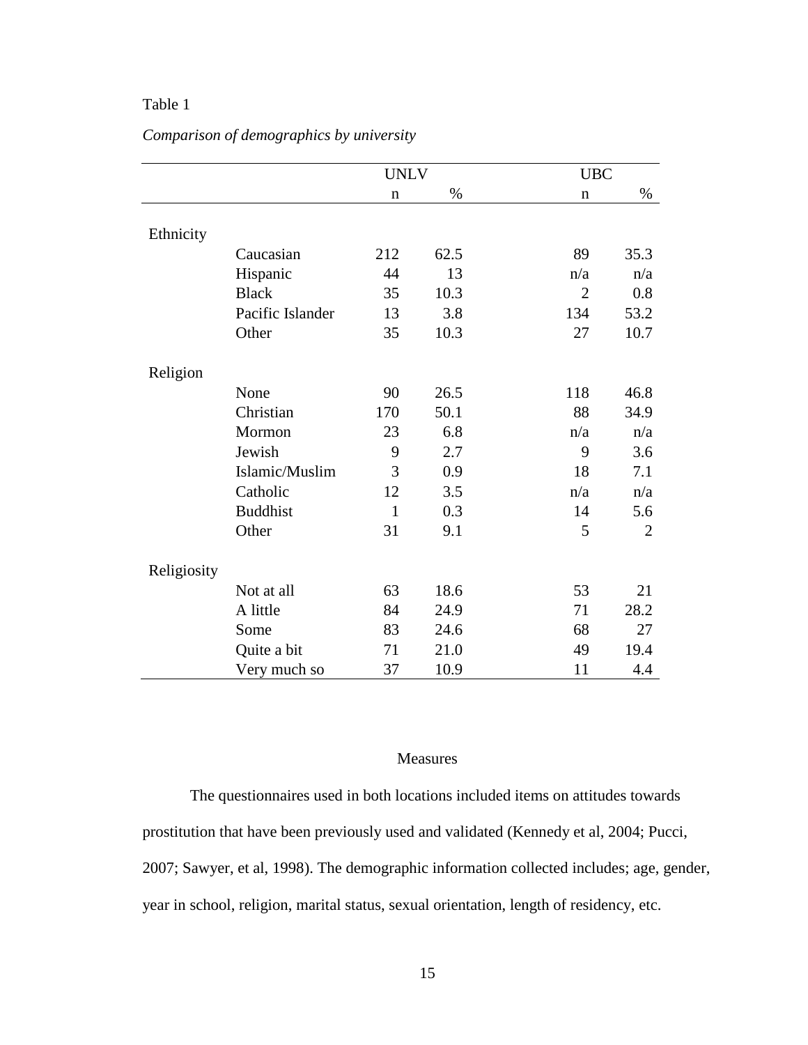Table 1

*Comparison of demographics by university*

| | | UNLV | | UBC | |
|---|---|---|---|---|---|
| | | n | % | n | % |
| Ethnicity | | | | | |
| | Caucasian | 212 | 62.5 | 89 | 35.3 |
| | Hispanic | 44 | 13 | n/a | n/a |
| | Black | 35 | 10.3 | 2 | 0.8 |
| | Pacific Islander | 13 | 3.8 | 134 | 53.2 |
| | Other | 35 | 10.3 | 27 | 10.7 |
| Religion | | | | | |
| | None | 90 | 26.5 | 118 | 46.8 |
| | Christian | 170 | 50.1 | 88 | 34.9 |
| | Mormon | 23 | 6.8 | n/a | n/a |
| | Jewish | 9 | 2.7 | 9 | 3.6 |
| | Islamic/Muslim | 3 | 0.9 | 18 | 7.1 |
| | Catholic | 12 | 3.5 | n/a | n/a |
| | Buddhist | 1 | 0.3 | 14 | 5.6 |
| | Other | 31 | 9.1 | 5 | 2 |
| Religiosity | | | | | |
| | Not at all | 63 | 18.6 | 53 | 21 |
| | A little | 84 | 24.9 | 71 | 28.2 |
| | Some | 83 | 24.6 | 68 | 27 |
| | Quite a bit | 71 | 21.0 | 49 | 19.4 |
| | Very much so | 37 | 10.9 | 11 | 4.4 |

## Measures

The questionnaires used in both locations included items on attitudes towards prostitution that have been previously used and validated (Kennedy et al, 2004; Pucci, 2007; Sawyer, et al, 1998). The demographic information collected includes; age, gender, year in school, religion, marital status, sexual orientation, length of residency, etc.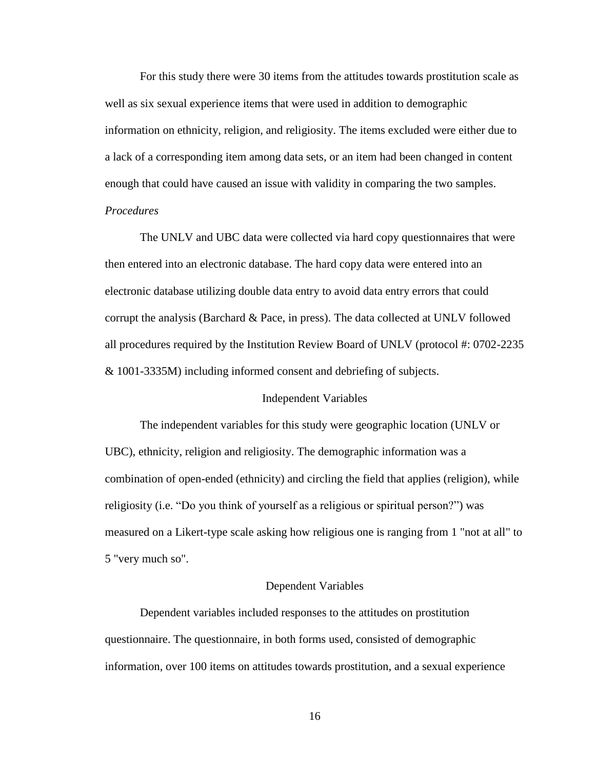For this study there were 30 items from the attitudes towards prostitution scale as well as six sexual experience items that were used in addition to demographic information on ethnicity, religion, and religiosity. The items excluded were either due to a lack of a corresponding item among data sets, or an item had been changed in content enough that could have caused an issue with validity in comparing the two samples.

*Procedures*

The UNLV and UBC data were collected via hard copy questionnaires that were then entered into an electronic database. The hard copy data were entered into an electronic database utilizing double data entry to avoid data entry errors that could corrupt the analysis (Barchard & Pace, in press). The data collected at UNLV followed all procedures required by the Institution Review Board of UNLV (protocol #: 0702-2235 & 1001-3335M) including informed consent and debriefing of subjects.

## Independent Variables

The independent variables for this study were geographic location (UNLV or UBC), ethnicity, religion and religiosity. The demographic information was a combination of open-ended (ethnicity) and circling the field that applies (religion), while religiosity (i.e. "Do you think of yourself as a religious or spiritual person?") was measured on a Likert-type scale asking how religious one is ranging from 1 "not at all" to 5 "very much so".

## Dependent Variables

Dependent variables included responses to the attitudes on prostitution questionnaire. The questionnaire, in both forms used, consisted of demographic information, over 100 items on attitudes towards prostitution, and a sexual experience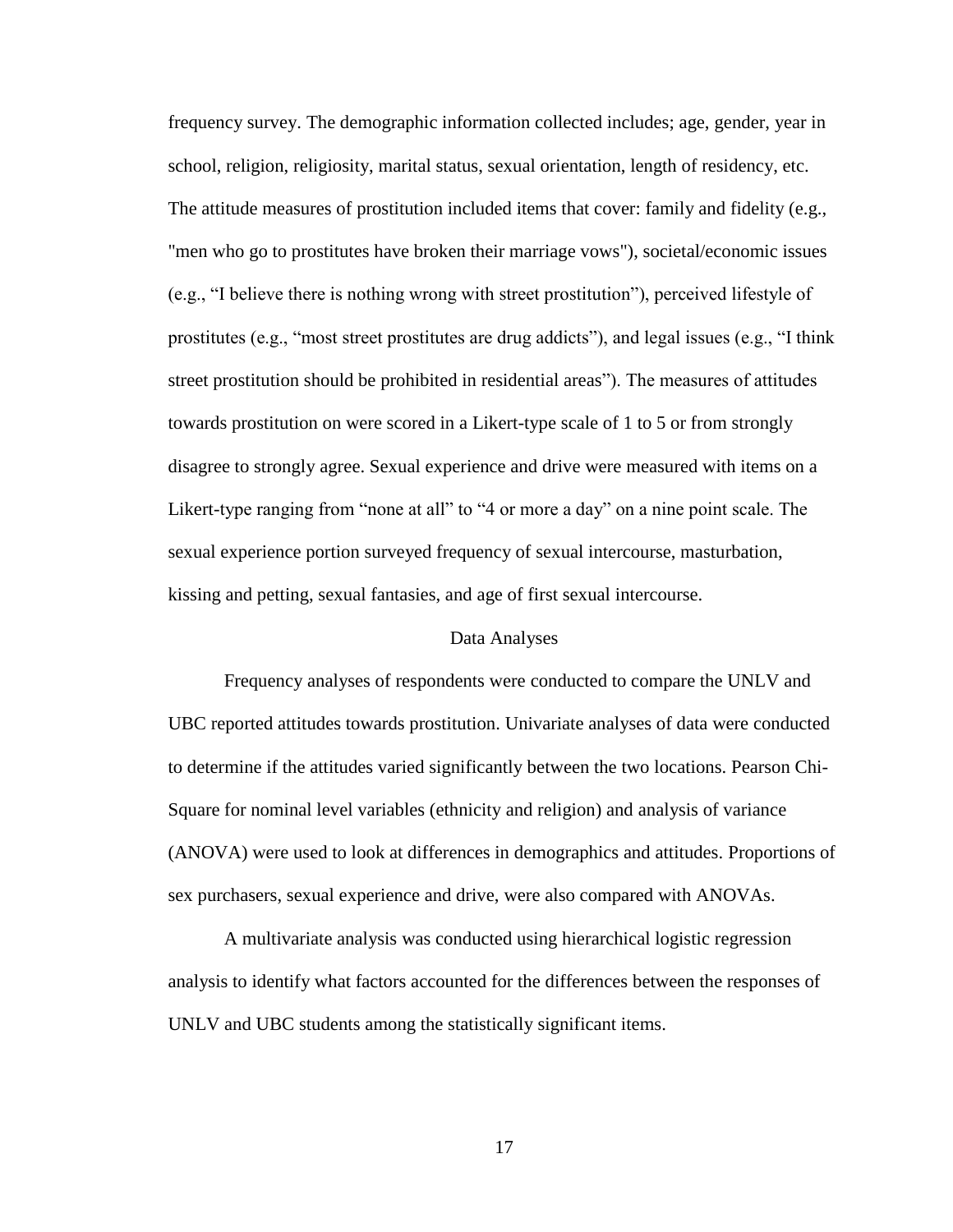frequency survey. The demographic information collected includes; age, gender, year in school, religion, religiosity, marital status, sexual orientation, length of residency, etc. The attitude measures of prostitution included items that cover: family and fidelity (e.g., "men who go to prostitutes have broken their marriage vows"), societal/economic issues (e.g., “I believe there is nothing wrong with street prostitution”), perceived lifestyle of prostitutes (e.g., “most street prostitutes are drug addicts”), and legal issues (e.g., “I think street prostitution should be prohibited in residential areas”). The measures of attitudes towards prostitution on were scored in a Likert-type scale of 1 to 5 or from strongly disagree to strongly agree. Sexual experience and drive were measured with items on a Likert-type ranging from “none at all” to “4 or more a day” on a nine point scale. The sexual experience portion surveyed frequency of sexual intercourse, masturbation, kissing and petting, sexual fantasies, and age of first sexual intercourse.

## Data Analyses

Frequency analyses of respondents were conducted to compare the UNLV and UBC reported attitudes towards prostitution. Univariate analyses of data were conducted to determine if the attitudes varied significantly between the two locations. Pearson Chi-Square for nominal level variables (ethnicity and religion) and analysis of variance (ANOVA) were used to look at differences in demographics and attitudes. Proportions of sex purchasers, sexual experience and drive, were also compared with ANOVAs.

A multivariate analysis was conducted using hierarchical logistic regression analysis to identify what factors accounted for the differences between the responses of UNLV and UBC students among the statistically significant items.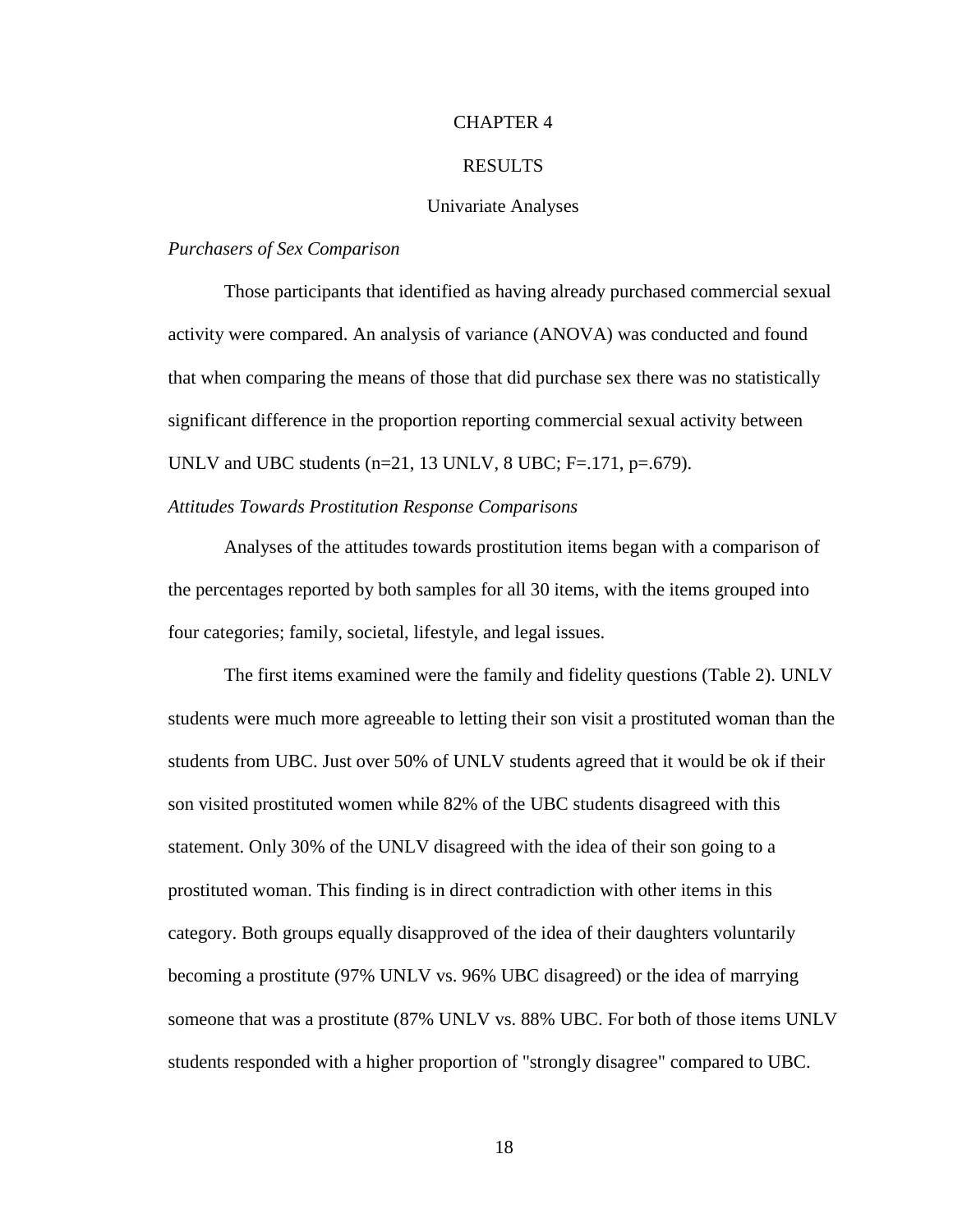# CHAPTER 4

# RESULTS

## Univariate Analyses

### *Purchasers of Sex Comparison*

Those participants that identified as having already purchased commercial sexual activity were compared. An analysis of variance (ANOVA) was conducted and found that when comparing the means of those that did purchase sex there was no statistically significant difference in the proportion reporting commercial sexual activity between UNLV and UBC students ($n=21$, 13 UNLV, 8 UBC; $F=.171$, $p=.679$).

### *Attitudes Towards Prostitution Response Comparisons*

Analyses of the attitudes towards prostitution items began with a comparison of the percentages reported by both samples for all 30 items, with the items grouped into four categories; family, societal, lifestyle, and legal issues.

The first items examined were the family and fidelity questions (Table 2). UNLV students were much more agreeable to letting their son visit a prostituted woman than the students from UBC. Just over 50% of UNLV students agreed that it would be ok if their son visited prostituted women while 82% of the UBC students disagreed with this statement. Only 30% of the UNLV disagreed with the idea of their son going to a prostituted woman. This finding is in direct contradiction with other items in this category. Both groups equally disapproved of the idea of their daughters voluntarily becoming a prostitute (97% UNLV vs. 96% UBC disagreed) or the idea of marrying someone that was a prostitute (87% UNLV vs. 88% UBC. For both of those items UNLV students responded with a higher proportion of "strongly disagree" compared to UBC.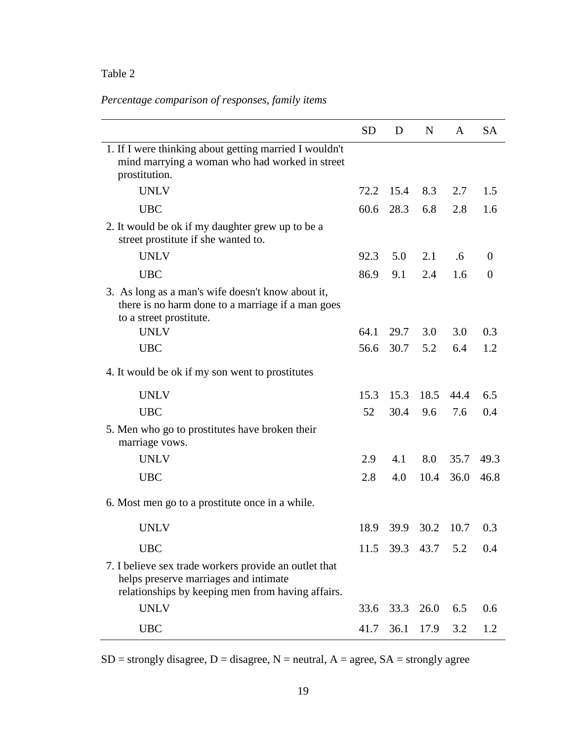Table 2

*Percentage comparison of responses, family items*

| | SD | D | N | A | SA |
|---|---|---|---|---|---|
| 1. If I were thinking about getting married I wouldn't mind marrying a woman who had worked in street prostitution. | | | | | |
| UNLV | 72.2 | 15.4 | 8.3 | 2.7 | 1.5 |
| UBC | 60.6 | 28.3 | 6.8 | 2.8 | 1.6 |
| 2. It would be ok if my daughter grew up to be a street prostitute if she wanted to. | | | | | |
| UNLV | 92.3 | 5.0 | 2.1 | .6 | 0 |
| UBC | 86.9 | 9.1 | 2.4 | 1.6 | 0 |
| 3. As long as a man's wife doesn't know about it, there is no harm done to a marriage if a man goes to a street prostitute. | | | | | |
| UNLV | 64.1 | 29.7 | 3.0 | 3.0 | 0.3 |
| UBC | 56.6 | 30.7 | 5.2 | 6.4 | 1.2 |
| 4. It would be ok if my son went to prostitutes | | | | | |
| UNLV | 15.3 | 15.3 | 18.5 | 44.4 | 6.5 |
| UBC | 52 | 30.4 | 9.6 | 7.6 | 0.4 |
| 5. Men who go to prostitutes have broken their marriage vows. | | | | | |
| UNLV | 2.9 | 4.1 | 8.0 | 35.7 | 49.3 |
| UBC | 2.8 | 4.0 | 10.4 | 36.0 | 46.8 |
| 6. Most men go to a prostitute once in a while. | | | | | |
| UNLV | 18.9 | 39.9 | 30.2 | 10.7 | 0.3 |
| UBC | 11.5 | 39.3 | 43.7 | 5.2 | 0.4 |
| 7. I believe sex trade workers provide an outlet that helps preserve marriages and intimate relationships by keeping men from having affairs. | | | | | |
| UNLV | 33.6 | 33.3 | 26.0 | 6.5 | 0.6 |
| UBC | 41.7 | 36.1 | 17.9 | 3.2 | 1.2 |

SD = strongly disagree, D = disagree, N = neutral, A = agree, SA = strongly agree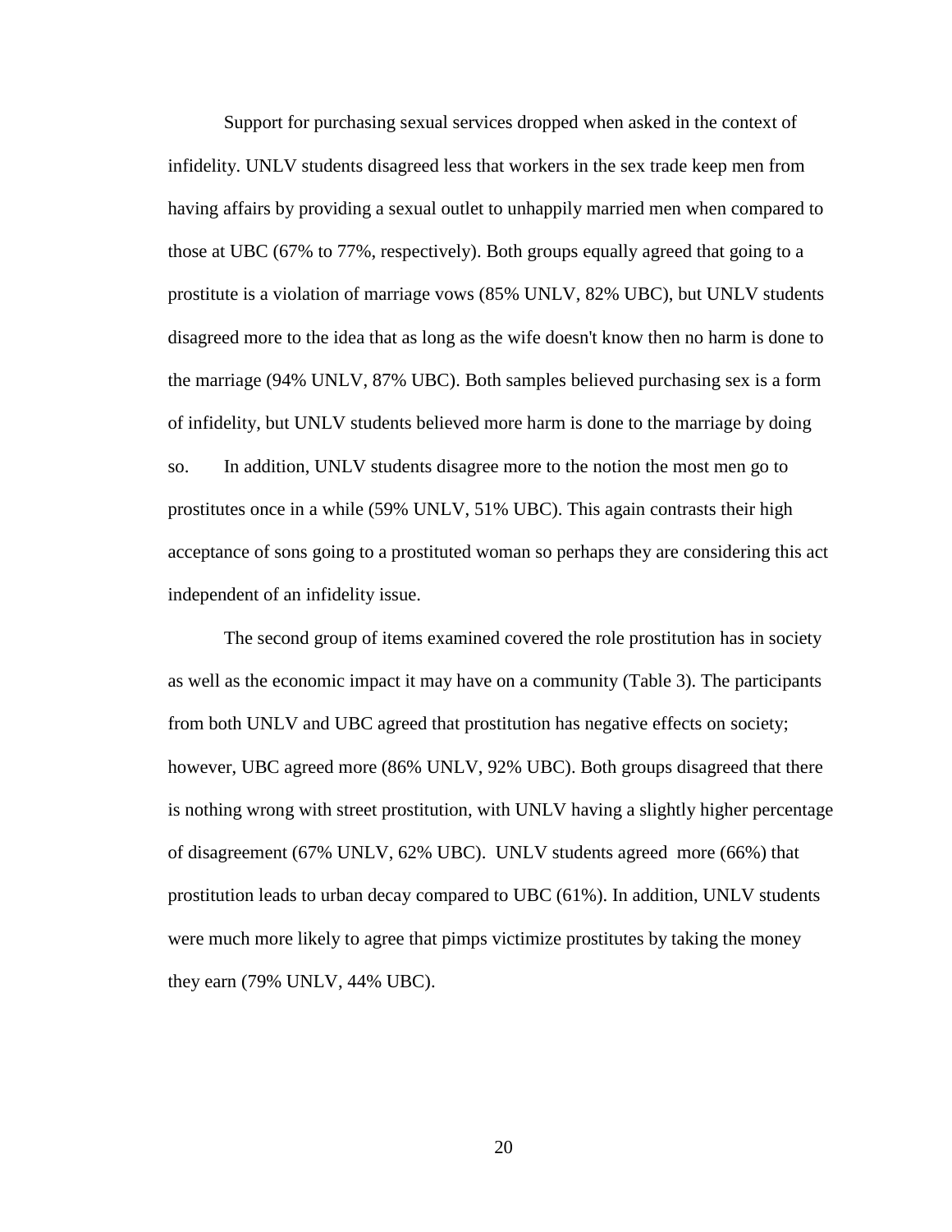Support for purchasing sexual services dropped when asked in the context of infidelity. UNLV students disagreed less that workers in the sex trade keep men from having affairs by providing a sexual outlet to unhappily married men when compared to those at UBC (67% to 77%, respectively). Both groups equally agreed that going to a prostitute is a violation of marriage vows (85% UNLV, 82% UBC), but UNLV students disagreed more to the idea that as long as the wife doesn't know then no harm is done to the marriage (94% UNLV, 87% UBC). Both samples believed purchasing sex is a form of infidelity, but UNLV students believed more harm is done to the marriage by doing so. In addition, UNLV students disagree more to the notion the most men go to prostitutes once in a while (59% UNLV, 51% UBC). This again contrasts their high acceptance of sons going to a prostituted woman so perhaps they are considering this act independent of an infidelity issue.

The second group of items examined covered the role prostitution has in society as well as the economic impact it may have on a community (Table 3). The participants from both UNLV and UBC agreed that prostitution has negative effects on society; however, UBC agreed more (86% UNLV, 92% UBC). Both groups disagreed that there is nothing wrong with street prostitution, with UNLV having a slightly higher percentage of disagreement (67% UNLV, 62% UBC). UNLV students agreed more (66%) that prostitution leads to urban decay compared to UBC (61%). In addition, UNLV students were much more likely to agree that pimps victimize prostitutes by taking the money they earn (79% UNLV, 44% UBC).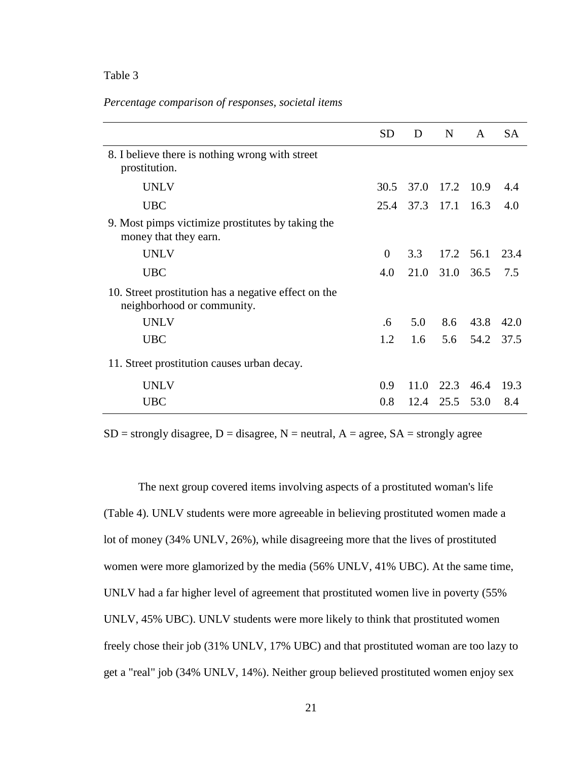Table 3

*Percentage comparison of responses, societal items*

| | SD | D | N | A | SA |
|---|---|---|---|---|---|
| 8. I believe there is nothing wrong with street prostitution. | | | | | |
| UNLV | 30.5 | 37.0 | 17.2 | 10.9 | 4.4 |
| UBC | 25.4 | 37.3 | 17.1 | 16.3 | 4.0 |
| 9. Most pimps victimize prostitutes by taking the money that they earn. | | | | | |
| UNLV | 0 | 3.3 | 17.2 | 56.1 | 23.4 |
| UBC | 4.0 | 21.0 | 31.0 | 36.5 | 7.5 |
| 10. Street prostitution has a negative effect on the neighborhood or community. | | | | | |
| UNLV | .6 | 5.0 | 8.6 | 43.8 | 42.0 |
| UBC | 1.2 | 1.6 | 5.6 | 54.2 | 37.5 |
| 11. Street prostitution causes urban decay. | | | | | |
| UNLV | 0.9 | 11.0 | 22.3 | 46.4 | 19.3 |
| UBC | 0.8 | 12.4 | 25.5 | 53.0 | 8.4 |

SD = strongly disagree, D = disagree, N = neutral, A = agree, SA = strongly agree

The next group covered items involving aspects of a prostituted woman's life (Table 4). UNLV students were more agreeable in believing prostituted women made a lot of money (34% UNLV, 26%), while disagreeing more that the lives of prostituted women were more glamorized by the media (56% UNLV, 41% UBC). At the same time, UNLV had a far higher level of agreement that prostituted women live in poverty (55% UNLV, 45% UBC). UNLV students were more likely to think that prostituted women freely chose their job (31% UNLV, 17% UBC) and that prostituted woman are too lazy to get a "real" job (34% UNLV, 14%). Neither group believed prostituted women enjoy sex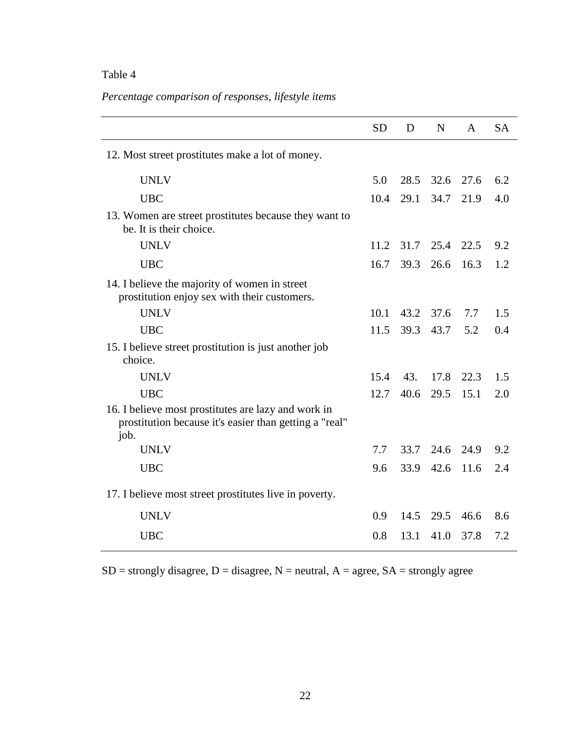Table 4

*Percentage comparison of responses, lifestyle items*

| | SD | D | N | A | SA |
|---|---|---|---|---|---|
| 12. Most street prostitutes make a lot of money. | | | | | |
| UNLV | 5.0 | 28.5 | 32.6 | 27.6 | 6.2 |
| UBC | 10.4 | 29.1 | 34.7 | 21.9 | 4.0 |
| 13. Women are street prostitutes because they want to be. It is their choice. | | | | | |
| UNLV | 11.2 | 31.7 | 25.4 | 22.5 | 9.2 |
| UBC | 16.7 | 39.3 | 26.6 | 16.3 | 1.2 |
| 14. I believe the majority of women in street prostitution enjoy sex with their customers. | | | | | |
| UNLV | 10.1 | 43.2 | 37.6 | 7.7 | 1.5 |
| UBC | 11.5 | 39.3 | 43.7 | 5.2 | 0.4 |
| 15. I believe street prostitution is just another job choice. | | | | | |
| UNLV | 15.4 | 43. | 17.8 | 22.3 | 1.5 |
| UBC | 12.7 | 40.6 | 29.5 | 15.1 | 2.0 |
| 16. I believe most prostitutes are lazy and work in prostitution because it's easier than getting a "real" job. | | | | | |
| UNLV | 7.7 | 33.7 | 24.6 | 24.9 | 9.2 |
| UBC | 9.6 | 33.9 | 42.6 | 11.6 | 2.4 |
| 17. I believe most street prostitutes live in poverty. | | | | | |
| UNLV | 0.9 | 14.5 | 29.5 | 46.6 | 8.6 |
| UBC | 0.8 | 13.1 | 41.0 | 37.8 | 7.2 |

SD = strongly disagree, D = disagree, N = neutral, A = agree, SA = strongly agree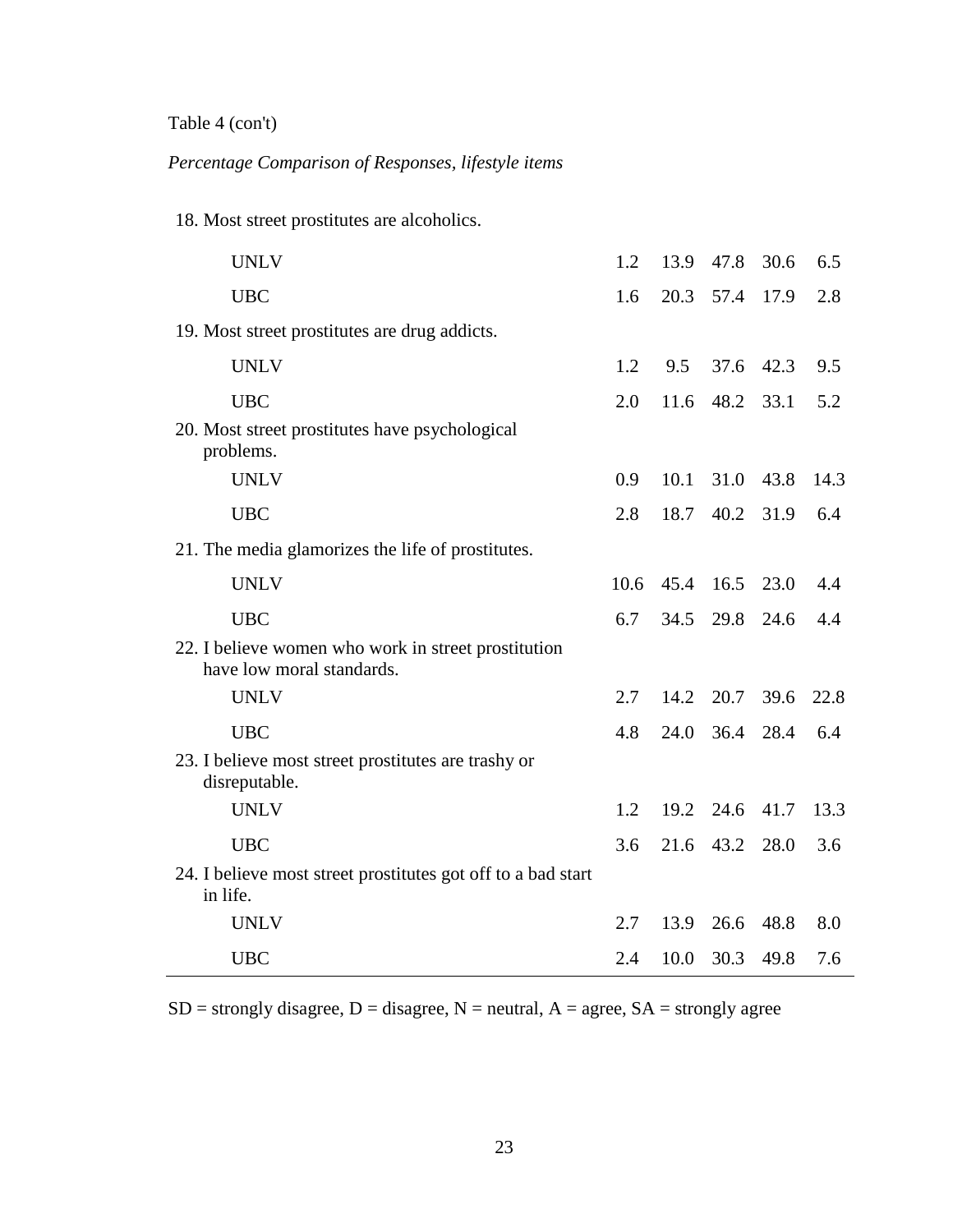Table 4 (con't)

*Percentage Comparison of Responses, lifestyle items*

| | SD | D | N | A | SA |
|---|---|---|---|---|---|
| 18. Most street prostitutes are alcoholics. | | | | | |
| UNLV | 1.2 | 13.9 | 47.8 | 30.6 | 6.5 |
| UBC | 1.6 | 20.3 | 57.4 | 17.9 | 2.8 |
| 19. Most street prostitutes are drug addicts. | | | | | |
| UNLV | 1.2 | 9.5 | 37.6 | 42.3 | 9.5 |
| UBC | 2.0 | 11.6 | 48.2 | 33.1 | 5.2 |
| 20. Most street prostitutes have psychological problems. | | | | | |
| UNLV | 0.9 | 10.1 | 31.0 | 43.8 | 14.3 |
| UBC | 2.8 | 18.7 | 40.2 | 31.9 | 6.4 |
| 21. The media glamorizes the life of prostitutes. | | | | | |
| UNLV | 10.6 | 45.4 | 16.5 | 23.0 | 4.4 |
| UBC | 6.7 | 34.5 | 29.8 | 24.6 | 4.4 |
| 22. I believe women who work in street prostitution have low moral standards. | | | | | |
| UNLV | 2.7 | 14.2 | 20.7 | 39.6 | 22.8 |
| UBC | 4.8 | 24.0 | 36.4 | 28.4 | 6.4 |
| 23. I believe most street prostitutes are trashy or disreputable. | | | | | |
| UNLV | 1.2 | 19.2 | 24.6 | 41.7 | 13.3 |
| UBC | 3.6 | 21.6 | 43.2 | 28.0 | 3.6 |
| 24. I believe most street prostitutes got off to a bad start in life. | | | | | |
| UNLV | 2.7 | 13.9 | 26.6 | 48.8 | 8.0 |
| UBC | 2.4 | 10.0 | 30.3 | 49.8 | 7.6 |

SD = strongly disagree, D = disagree, N = neutral, A = agree, SA = strongly agree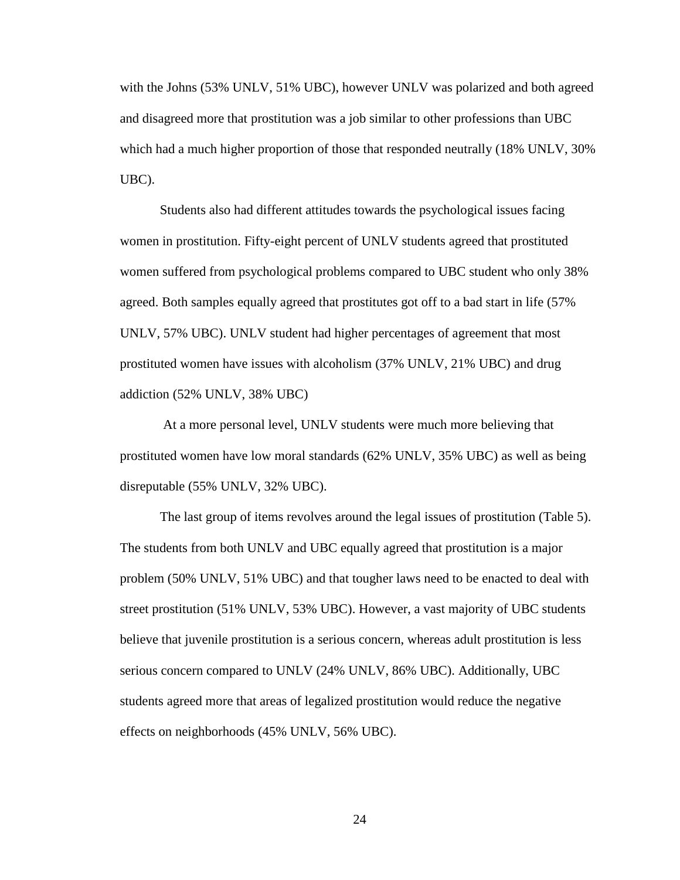with the Johns (53% UNLV, 51% UBC), however UNLV was polarized and both agreed and disagreed more that prostitution was a job similar to other professions than UBC which had a much higher proportion of those that responded neutrally (18% UNLV, 30% UBC).

Students also had different attitudes towards the psychological issues facing women in prostitution. Fifty-eight percent of UNLV students agreed that prostituted women suffered from psychological problems compared to UBC student who only 38% agreed. Both samples equally agreed that prostitutes got off to a bad start in life (57% UNLV, 57% UBC). UNLV student had higher percentages of agreement that most prostituted women have issues with alcoholism (37% UNLV, 21% UBC) and drug addiction (52% UNLV, 38% UBC)

At a more personal level, UNLV students were much more believing that prostituted women have low moral standards (62% UNLV, 35% UBC) as well as being disreputable (55% UNLV, 32% UBC).

The last group of items revolves around the legal issues of prostitution (Table 5). The students from both UNLV and UBC equally agreed that prostitution is a major problem (50% UNLV, 51% UBC) and that tougher laws need to be enacted to deal with street prostitution (51% UNLV, 53% UBC). However, a vast majority of UBC students believe that juvenile prostitution is a serious concern, whereas adult prostitution is less serious concern compared to UNLV (24% UNLV, 86% UBC). Additionally, UBC students agreed more that areas of legalized prostitution would reduce the negative effects on neighborhoods (45% UNLV, 56% UBC).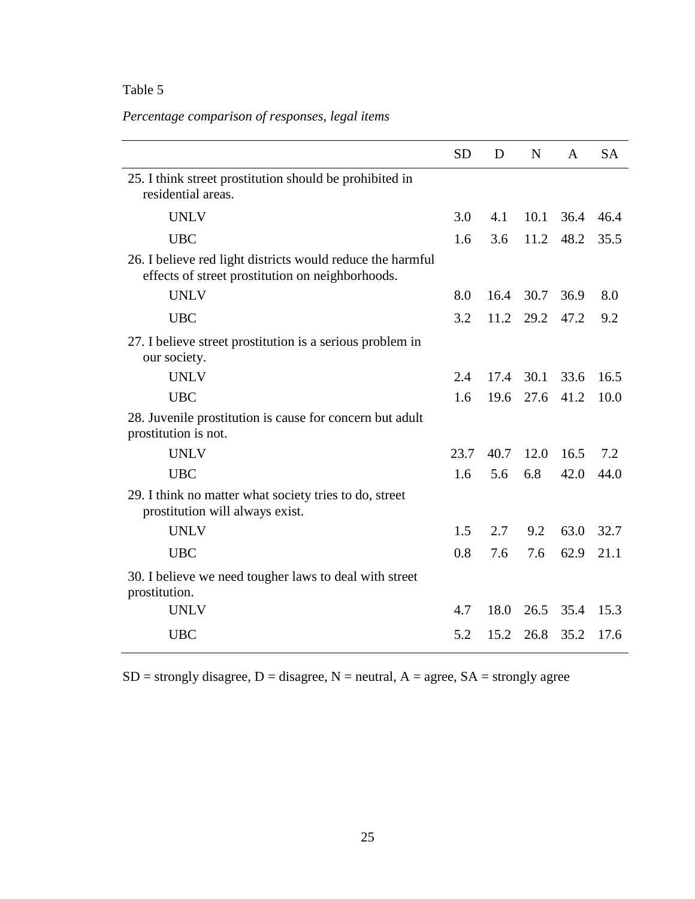Table 5

*Percentage comparison of responses, legal items*

| | SD | D | N | A | SA |
|---|---|---|---|---|---|
| 25. I think street prostitution should be prohibited in residential areas. | | | | | |
| UNLV | 3.0 | 4.1 | 10.1 | 36.4 | 46.4 |
| UBC | 1.6 | 3.6 | 11.2 | 48.2 | 35.5 |
| 26. I believe red light districts would reduce the harmful effects of street prostitution on neighborhoods. | | | | | |
| UNLV | 8.0 | 16.4 | 30.7 | 36.9 | 8.0 |
| UBC | 3.2 | 11.2 | 29.2 | 47.2 | 9.2 |
| 27. I believe street prostitution is a serious problem in our society. | | | | | |
| UNLV | 2.4 | 17.4 | 30.1 | 33.6 | 16.5 |
| UBC | 1.6 | 19.6 | 27.6 | 41.2 | 10.0 |
| 28. Juvenile prostitution is cause for concern but adult prostitution is not. | | | | | |
| UNLV | 23.7 | 40.7 | 12.0 | 16.5 | 7.2 |
| UBC | 1.6 | 5.6 | 6.8 | 42.0 | 44.0 |
| 29. I think no matter what society tries to do, street prostitution will always exist. | | | | | |
| UNLV | 1.5 | 2.7 | 9.2 | 63.0 | 32.7 |
| UBC | 0.8 | 7.6 | 7.6 | 62.9 | 21.1 |
| 30. I believe we need tougher laws to deal with street prostitution. | | | | | |
| UNLV | 4.7 | 18.0 | 26.5 | 35.4 | 15.3 |
| UBC | 5.2 | 15.2 | 26.8 | 35.2 | 17.6 |

SD = strongly disagree, D = disagree, N = neutral, A = agree, SA = strongly agree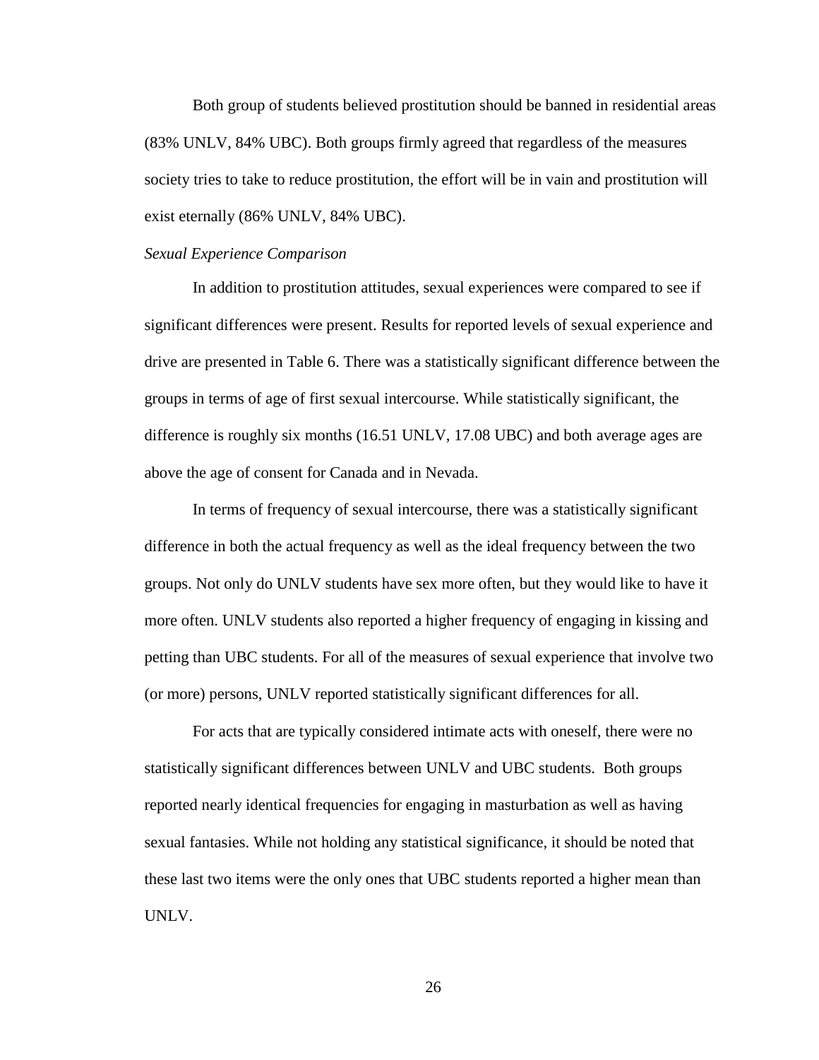Both group of students believed prostitution should be banned in residential areas (83% UNLV, 84% UBC). Both groups firmly agreed that regardless of the measures society tries to take to reduce prostitution, the effort will be in vain and prostitution will exist eternally (86% UNLV, 84% UBC).

*Sexual Experience Comparison*

In addition to prostitution attitudes, sexual experiences were compared to see if significant differences were present. Results for reported levels of sexual experience and drive are presented in Table 6. There was a statistically significant difference between the groups in terms of age of first sexual intercourse. While statistically significant, the difference is roughly six months (16.51 UNLV, 17.08 UBC) and both average ages are above the age of consent for Canada and in Nevada.

In terms of frequency of sexual intercourse, there was a statistically significant difference in both the actual frequency as well as the ideal frequency between the two groups. Not only do UNLV students have sex more often, but they would like to have it more often. UNLV students also reported a higher frequency of engaging in kissing and petting than UBC students. For all of the measures of sexual experience that involve two (or more) persons, UNLV reported statistically significant differences for all.

For acts that are typically considered intimate acts with oneself, there were no statistically significant differences between UNLV and UBC students. Both groups reported nearly identical frequencies for engaging in masturbation as well as having sexual fantasies. While not holding any statistical significance, it should be noted that these last two items were the only ones that UBC students reported a higher mean than UNLV.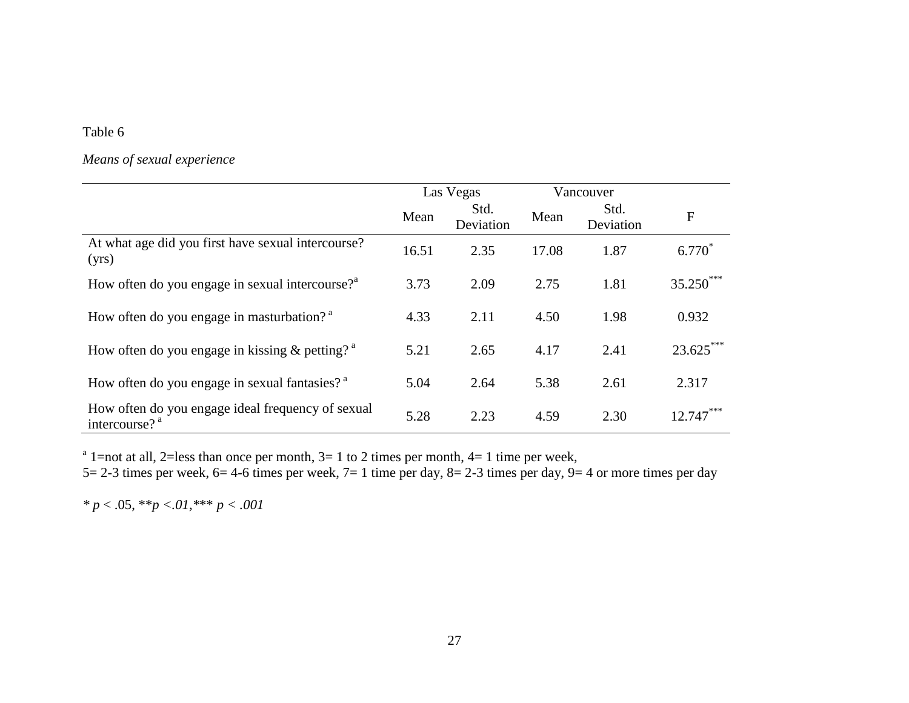Table 6

*Means of sexual experience*

| | Las Vegas | | Vancouver | | |
|---|---|---|---|---|---|
| | Mean | Std. Deviation | Mean | Std. Deviation | F |
| At what age did you first have sexual intercourse? (yrs) | 16.51 | 2.35 | 17.08 | 1.87 | 6.770* |
| How often do you engage in sexual intercourse?[a] | 3.73 | 2.09 | 2.75 | 1.81 | 35.250*** |
| How often do you engage in masturbation?[a] | 4.33 | 2.11 | 4.50 | 1.98 | 0.932 |
| How often do you engage in kissing & petting?[a] | 5.21 | 2.65 | 4.17 | 2.41 | 23.625*** |
| How often do you engage in sexual fantasies?[a] | 5.04 | 2.64 | 5.38 | 2.61 | 2.317 |
| How often do you engage ideal frequency of sexual intercourse?[a] | 5.28 | 2.23 | 4.59 | 2.30 | 12.747*** |

[a] 1=not at all, 2=less than once per month, 3= 1 to 2 times per month, 4= 1 time per week,
5= 2-3 times per week, 6= 4-6 times per week, 7= 1 time per day, 8= 2-3 times per day, 9= 4 or more times per day

* $p < .05$, ** $p < .01$, *** $p < .001$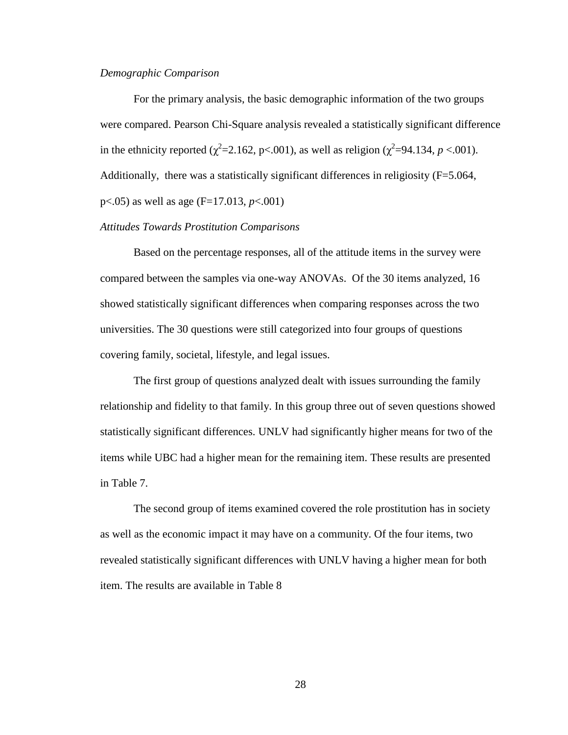*Demographic Comparison*

For the primary analysis, the basic demographic information of the two groups were compared. Pearson Chi-Square analysis revealed a statistically significant difference in the ethnicity reported ($\chi^2$=2.162, p<.001), as well as religion ($\chi^2$=94.134, $p$ <.001). Additionally, there was a statistically significant differences in religiosity (F=5.064, p<.05) as well as age (F=17.013, $p$<.001)

*Attitudes Towards Prostitution Comparisons*

Based on the percentage responses, all of the attitude items in the survey were compared between the samples via one-way ANOVAs. Of the 30 items analyzed, 16 showed statistically significant differences when comparing responses across the two universities. The 30 questions were still categorized into four groups of questions covering family, societal, lifestyle, and legal issues.

The first group of questions analyzed dealt with issues surrounding the family relationship and fidelity to that family. In this group three out of seven questions showed statistically significant differences. UNLV had significantly higher means for two of the items while UBC had a higher mean for the remaining item. These results are presented in Table 7.

The second group of items examined covered the role prostitution has in society as well as the economic impact it may have on a community. Of the four items, two revealed statistically significant differences with UNLV having a higher mean for both item. The results are available in Table 8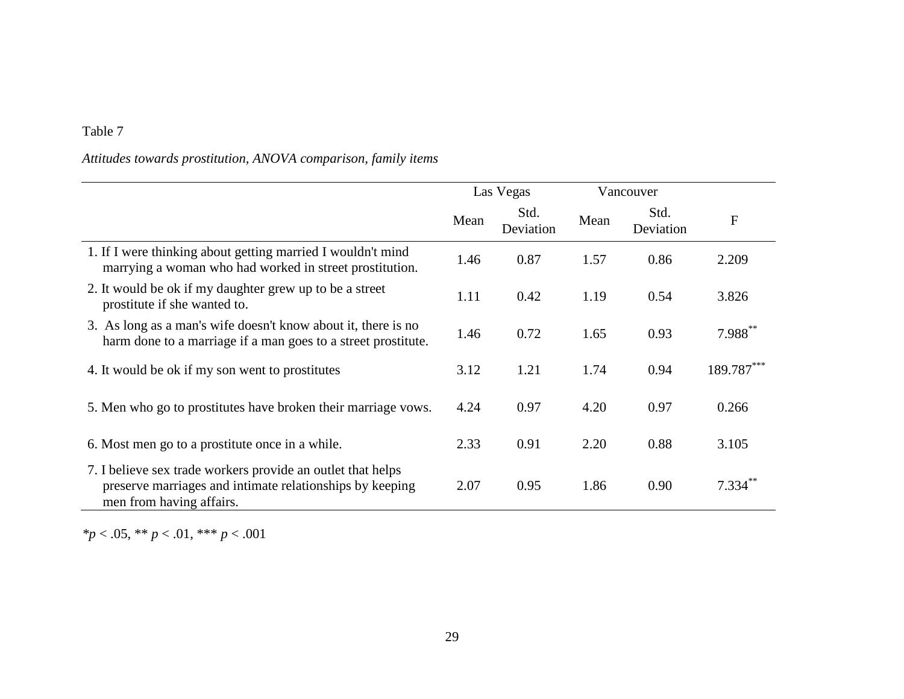Table 7

*Attitudes towards prostitution, ANOVA comparison, family items*

| | Las Vegas | | Vancouver | | |
|---|---|---|---|---|---|
| | Mean | Std. Deviation | Mean | Std. Deviation | F |
| 1. If I were thinking about getting married I wouldn't mind marrying a woman who had worked in street prostitution. | 1.46 | 0.87 | 1.57 | 0.86 | 2.209 |
| 2. It would be ok if my daughter grew up to be a street prostitute if she wanted to. | 1.11 | 0.42 | 1.19 | 0.54 | 3.826 |
| 3. As long as a man's wife doesn't know about it, there is no harm done to a marriage if a man goes to a street prostitute. | 1.46 | 0.72 | 1.65 | 0.93 | 7.988** |
| 4. It would be ok if my son went to prostitutes | 3.12 | 1.21 | 1.74 | 0.94 | 189.787*** |
| 5. Men who go to prostitutes have broken their marriage vows. | 4.24 | 0.97 | 4.20 | 0.97 | 0.266 |
| 6. Most men go to a prostitute once in a while. | 2.33 | 0.91 | 2.20 | 0.88 | 3.105 |
| 7. I believe sex trade workers provide an outlet that helps preserve marriages and intimate relationships by keeping men from having affairs. | 2.07 | 0.95 | 1.86 | 0.90 | 7.334** |

*$p < .05$, ** $p < .01$, *** $p < .001$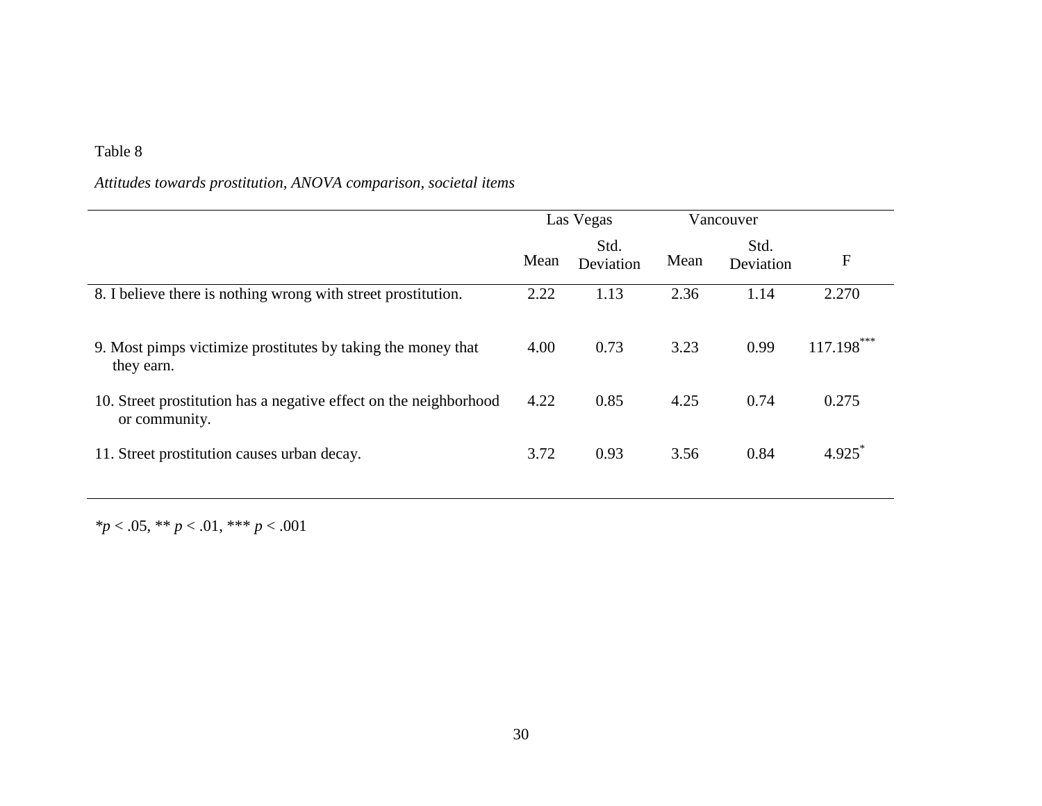Table 8

*Attitudes towards prostitution, ANOVA comparison, societal items*

| | Las Vegas | | Vancouver | | |
|---|---|---|---|---|---|
| | Mean | Std. Deviation | Mean | Std. Deviation | F |
| 8. I believe there is nothing wrong with street prostitution. | 2.22 | 1.13 | 2.36 | 1.14 | 2.270 |
| 9. Most pimps victimize prostitutes by taking the money that they earn. | 4.00 | 0.73 | 3.23 | 0.99 | 117.198*** |
| 10. Street prostitution has a negative effect on the neighborhood or community. | 4.22 | 0.85 | 4.25 | 0.74 | 0.275 |
| 11. Street prostitution causes urban decay. | 3.72 | 0.93 | 3.56 | 0.84 | 4.925* |

*$p < .05$, ** $p < .01$, *** $p < .001$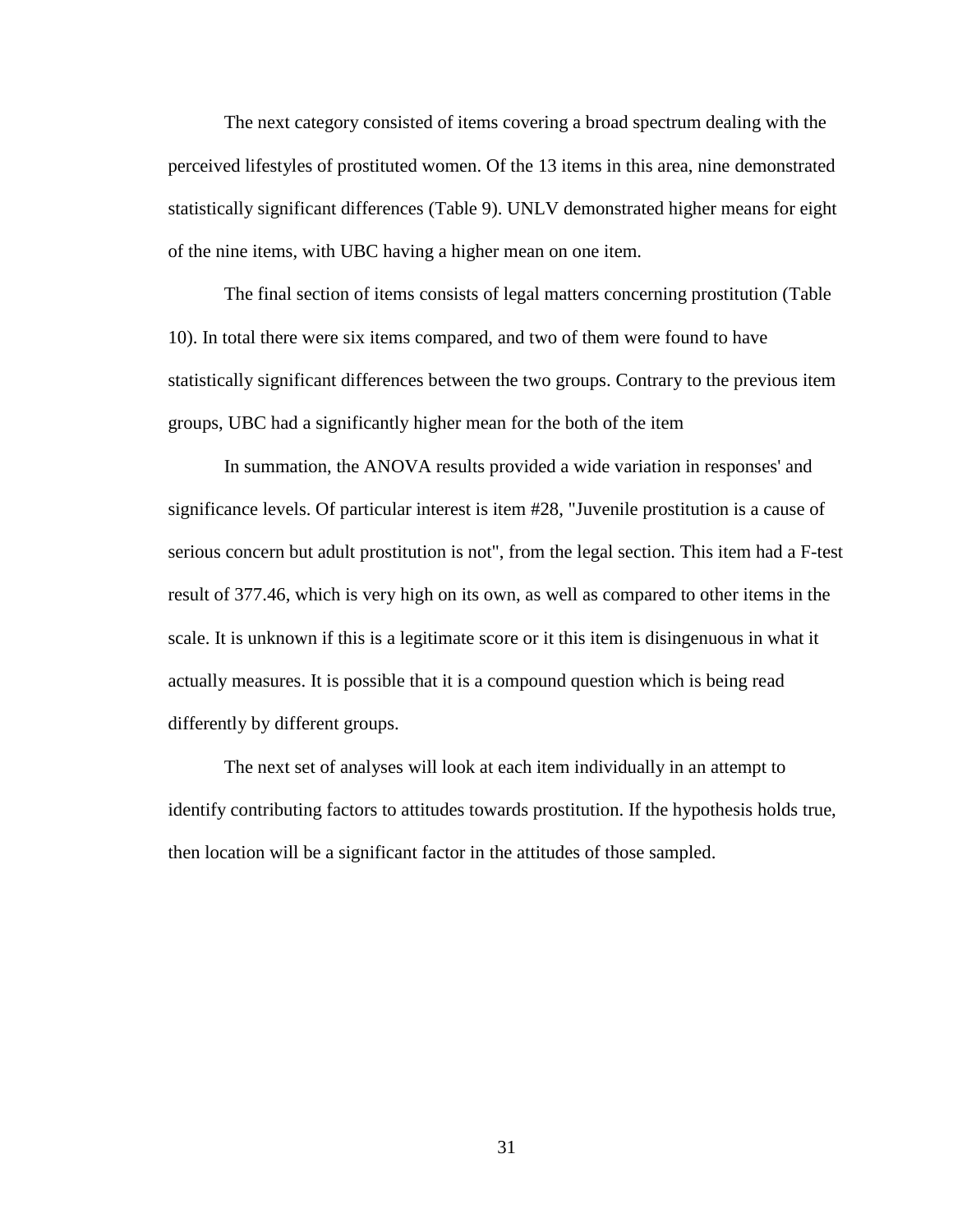The next category consisted of items covering a broad spectrum dealing with the perceived lifestyles of prostituted women. Of the 13 items in this area, nine demonstrated statistically significant differences (Table 9). UNLV demonstrated higher means for eight of the nine items, with UBC having a higher mean on one item.

The final section of items consists of legal matters concerning prostitution (Table 10). In total there were six items compared, and two of them were found to have statistically significant differences between the two groups. Contrary to the previous item groups, UBC had a significantly higher mean for the both of the item

In summation, the ANOVA results provided a wide variation in responses' and significance levels. Of particular interest is item #28, "Juvenile prostitution is a cause of serious concern but adult prostitution is not", from the legal section. This item had a F-test result of 377.46, which is very high on its own, as well as compared to other items in the scale. It is unknown if this is a legitimate score or it this item is disingenuous in what it actually measures. It is possible that it is a compound question which is being read differently by different groups.

The next set of analyses will look at each item individually in an attempt to identify contributing factors to attitudes towards prostitution. If the hypothesis holds true, then location will be a significant factor in the attitudes of those sampled.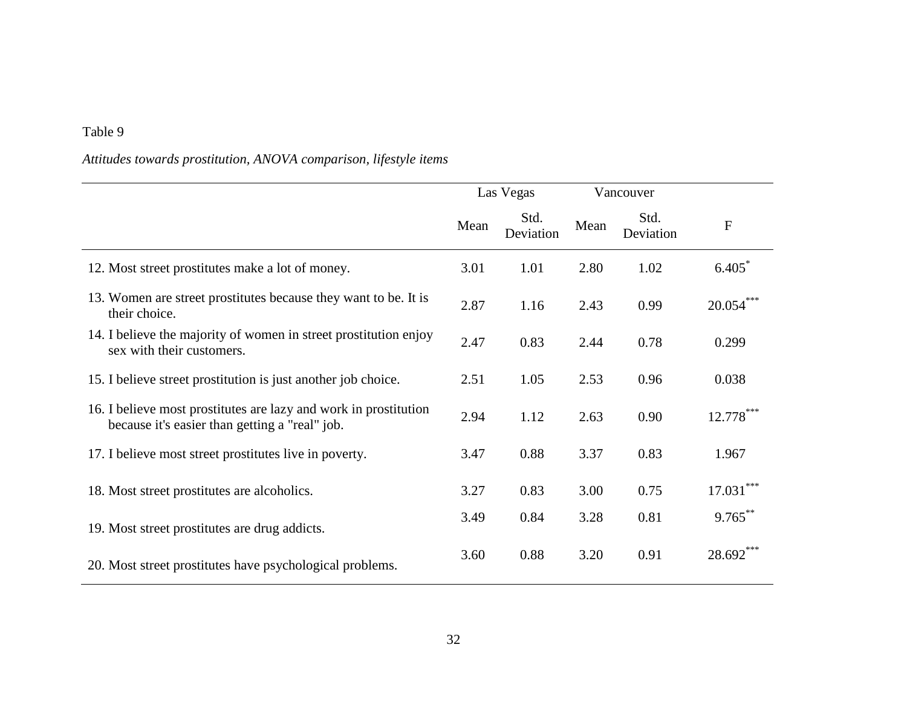Table 9

*Attitudes towards prostitution, ANOVA comparison, lifestyle items*

| | Las Vegas | | Vancouver | | |
|---|---|---|---|---|---|
| | Mean | Std. Deviation | Mean | Std. Deviation | F |
| 12. Most street prostitutes make a lot of money. | 3.01 | 1.01 | 2.80 | 1.02 | 6.405* |
| 13. Women are street prostitutes because they want to be. It is their choice. | 2.87 | 1.16 | 2.43 | 0.99 | 20.054*** |
| 14. I believe the majority of women in street prostitution enjoy sex with their customers. | 2.47 | 0.83 | 2.44 | 0.78 | 0.299 |
| 15. I believe street prostitution is just another job choice. | 2.51 | 1.05 | 2.53 | 0.96 | 0.038 |
| 16. I believe most prostitutes are lazy and work in prostitution because it's easier than getting a "real" job. | 2.94 | 1.12 | 2.63 | 0.90 | 12.778*** |
| 17. I believe most street prostitutes live in poverty. | 3.47 | 0.88 | 3.37 | 0.83 | 1.967 |
| 18. Most street prostitutes are alcoholics. | 3.27 | 0.83 | 3.00 | 0.75 | 17.031*** |
| 19. Most street prostitutes are drug addicts. | 3.49 | 0.84 | 3.28 | 0.81 | 9.765** |
| 20. Most street prostitutes have psychological problems. | 3.60 | 0.88 | 3.20 | 0.91 | 28.692*** |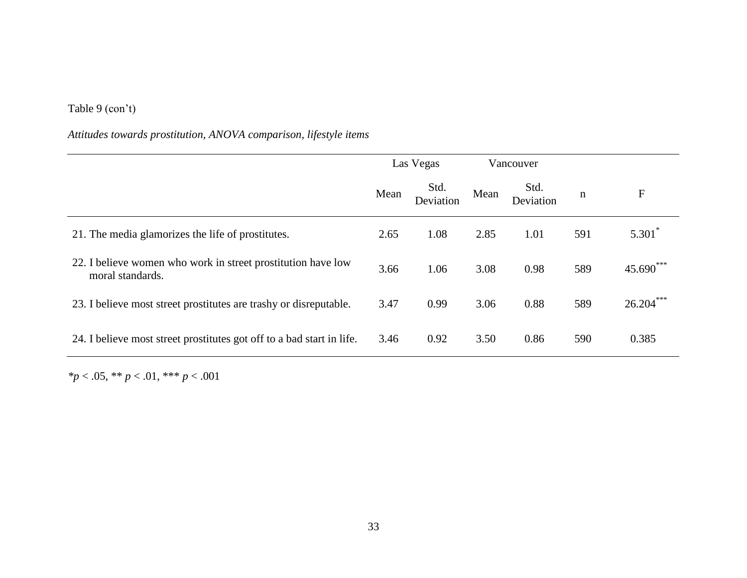Table 9 (con't)

*Attitudes towards prostitution, ANOVA comparison, lifestyle items*

| | Las Vegas | | Vancouver | | | |
|---|---|---|---|---|---|---|
| | Mean | Std. Deviation | Mean | Std. Deviation | n | F |
| 21. The media glamorizes the life of prostitutes. | 2.65 | 1.08 | 2.85 | 1.01 | 591 | 5.301* |
| 22. I believe women who work in street prostitution have low moral standards. | 3.66 | 1.06 | 3.08 | 0.98 | 589 | 45.690*** |
| 23. I believe most street prostitutes are trashy or disreputable. | 3.47 | 0.99 | 3.06 | 0.88 | 589 | 26.204*** |
| 24. I believe most street prostitutes got off to a bad start in life. | 3.46 | 0.92 | 3.50 | 0.86 | 590 | 0.385 |

*$p < .05$, ** $p < .01$, *** $p < .001$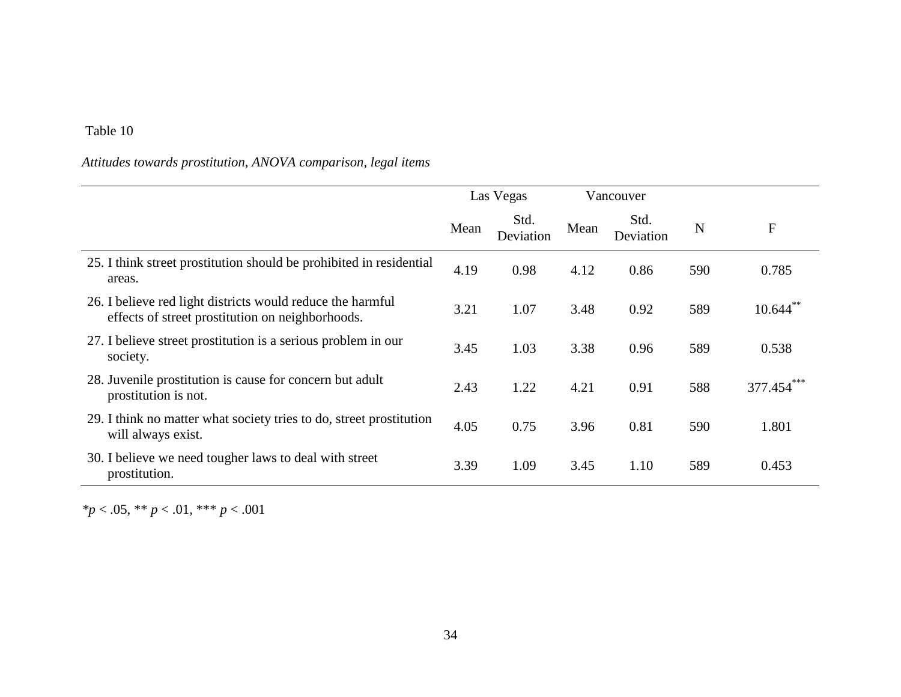Table 10

*Attitudes towards prostitution, ANOVA comparison, legal items*

| | Las Vegas | | Vancouver | | | |
|---|---|---|---|---|---|---|
| | Mean | Std. Deviation | Mean | Std. Deviation | N | F |
| 25. I think street prostitution should be prohibited in residential areas. | 4.19 | 0.98 | 4.12 | 0.86 | 590 | 0.785 |
| 26. I believe red light districts would reduce the harmful effects of street prostitution on neighborhoods. | 3.21 | 1.07 | 3.48 | 0.92 | 589 | 10.644** |
| 27. I believe street prostitution is a serious problem in our society. | 3.45 | 1.03 | 3.38 | 0.96 | 589 | 0.538 |
| 28. Juvenile prostitution is cause for concern but adult prostitution is not. | 2.43 | 1.22 | 4.21 | 0.91 | 588 | 377.454*** |
| 29. I think no matter what society tries to do, street prostitution will always exist. | 4.05 | 0.75 | 3.96 | 0.81 | 590 | 1.801 |
| 30. I believe we need tougher laws to deal with street prostitution. | 3.39 | 1.09 | 3.45 | 1.10 | 589 | 0.453 |

*$p < .05$, ** $p < .01$, *** $p < .001$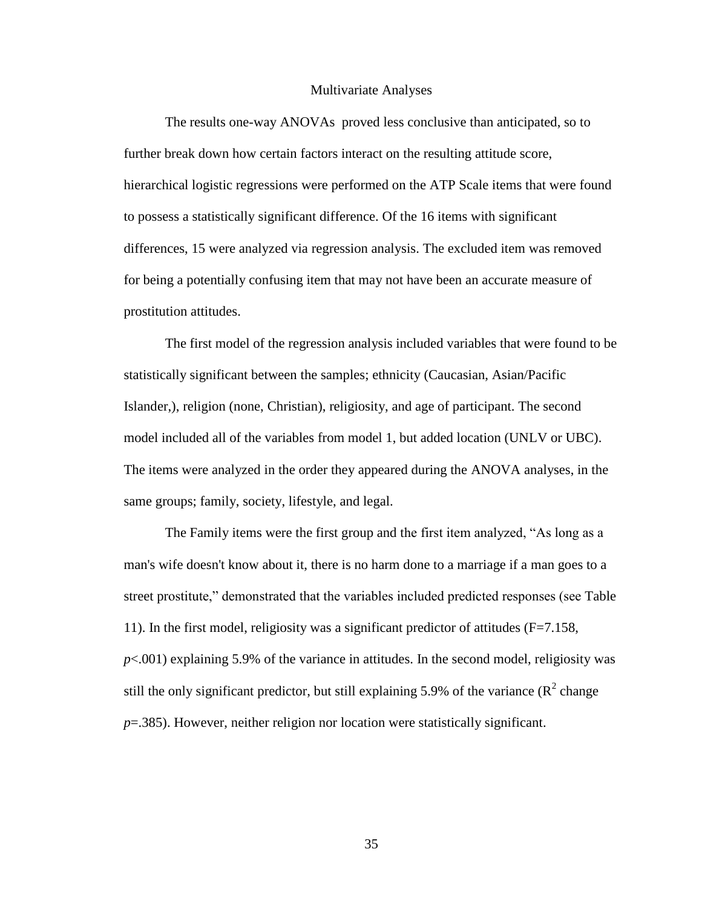## Multivariate Analyses

The results one-way ANOVAs proved less conclusive than anticipated, so to further break down how certain factors interact on the resulting attitude score, hierarchical logistic regressions were performed on the ATP Scale items that were found to possess a statistically significant difference. Of the 16 items with significant differences, 15 were analyzed via regression analysis. The excluded item was removed for being a potentially confusing item that may not have been an accurate measure of prostitution attitudes.

The first model of the regression analysis included variables that were found to be statistically significant between the samples; ethnicity (Caucasian, Asian/Pacific Islander,), religion (none, Christian), religiosity, and age of participant. The second model included all of the variables from model 1, but added location (UNLV or UBC). The items were analyzed in the order they appeared during the ANOVA analyses, in the same groups; family, society, lifestyle, and legal.

The Family items were the first group and the first item analyzed, "As long as a man's wife doesn't know about it, there is no harm done to a marriage if a man goes to a street prostitute," demonstrated that the variables included predicted responses (see Table 11). In the first model, religiosity was a significant predictor of attitudes ($F=7.158$, $p<.001$) explaining 5.9% of the variance in attitudes. In the second model, religiosity was still the only significant predictor, but still explaining 5.9% of the variance ($R^2$ change $p=.385$). However, neither religion nor location were statistically significant.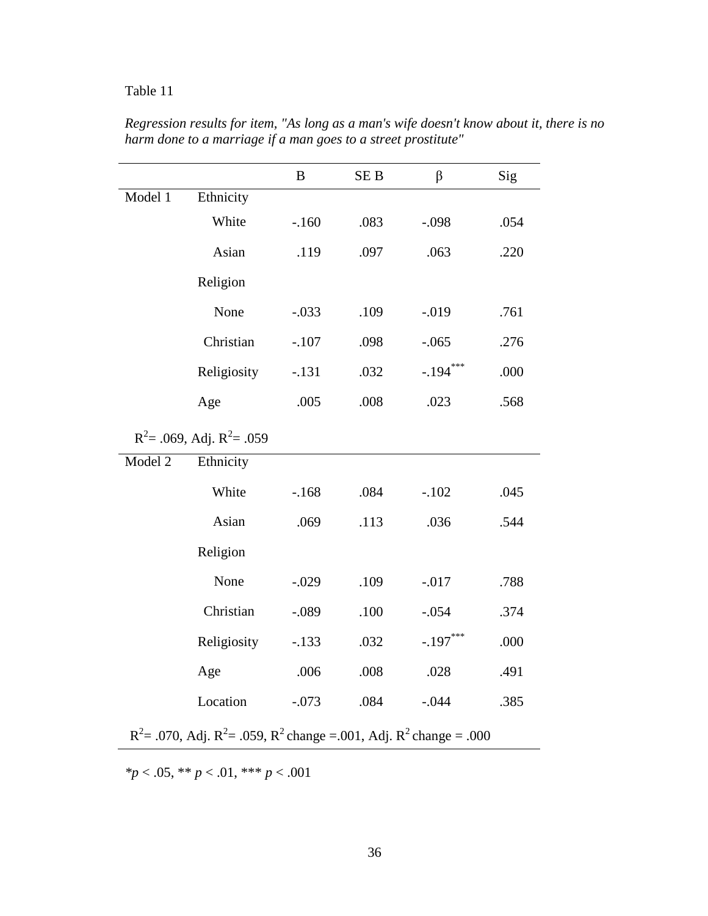Table 11

*Regression results for item, "As long as a man's wife doesn't know about it, there is no harm done to a marriage if a man goes to a street prostitute"*

| | | B | SE B | β | Sig |
|---|---|---|---|---|---|
| Model 1 | Ethnicity | | | | |
| | White | -.160 | .083 | -.098 | .054 |
| | Asian | .119 | .097 | .063 | .220 |
| | Religion | | | | |
| | None | -.033 | .109 | -.019 | .761 |
| | Christian | -.107 | .098 | -.065 | .276 |
| | Religiosity | -.131 | .032 | -.194*** | .000 |
| | Age | .005 | .008 | .023 | .568 |
| $R^2$= .069, Adj. $R^2$= .059 | | | | | |
| Model 2 | Ethnicity | | | | |
| | White | -.168 | .084 | -.102 | .045 |
| | Asian | .069 | .113 | .036 | .544 |
| | Religion | | | | |
| | None | -.029 | .109 | -.017 | .788 |
| | Christian | -.089 | .100 | -.054 | .374 |
| | Religiosity | -.133 | .032 | -.197*** | .000 |
| | Age | .006 | .008 | .028 | .491 |
| | Location | -.073 | .084 | -.044 | .385 |
| $R^2$= .070, Adj. $R^2$= .059, $R^2$ change =.001, Adj. $R^2$ change = .000 | | | | | |

*$p$ < .05, ** $p$ < .01, *** $p$ < .001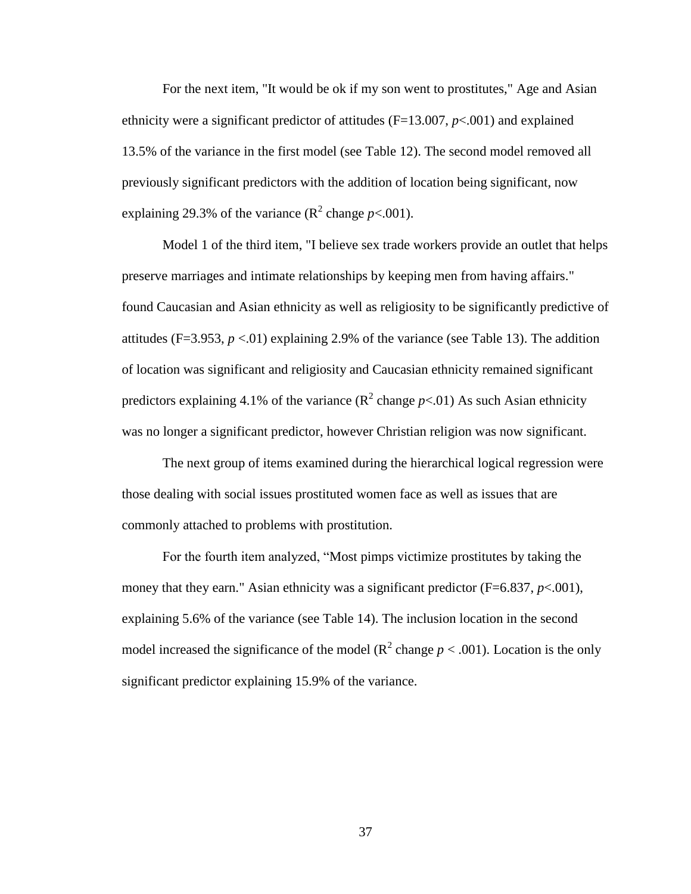For the next item, "It would be ok if my son went to prostitutes," Age and Asian ethnicity were a significant predictor of attitudes (F=13.007, $p<.001$) and explained 13.5% of the variance in the first model (see Table 12). The second model removed all previously significant predictors with the addition of location being significant, now explaining 29.3% of the variance ($R^2$ change $p<.001$).

Model 1 of the third item, "I believe sex trade workers provide an outlet that helps preserve marriages and intimate relationships by keeping men from having affairs." found Caucasian and Asian ethnicity as well as religiosity to be significantly predictive of attitudes (F=3.953, $p<.01$) explaining 2.9% of the variance (see Table 13). The addition of location was significant and religiosity and Caucasian ethnicity remained significant predictors explaining 4.1% of the variance ($R^2$ change $p<.01$) As such Asian ethnicity was no longer a significant predictor, however Christian religion was now significant.

The next group of items examined during the hierarchical logical regression were those dealing with social issues prostituted women face as well as issues that are commonly attached to problems with prostitution.

For the fourth item analyzed, "Most pimps victimize prostitutes by taking the money that they earn." Asian ethnicity was a significant predictor (F=6.837, $p<.001$), explaining 5.6% of the variance (see Table 14). The inclusion location in the second model increased the significance of the model ($R^2$ change $p < .001$). Location is the only significant predictor explaining 15.9% of the variance.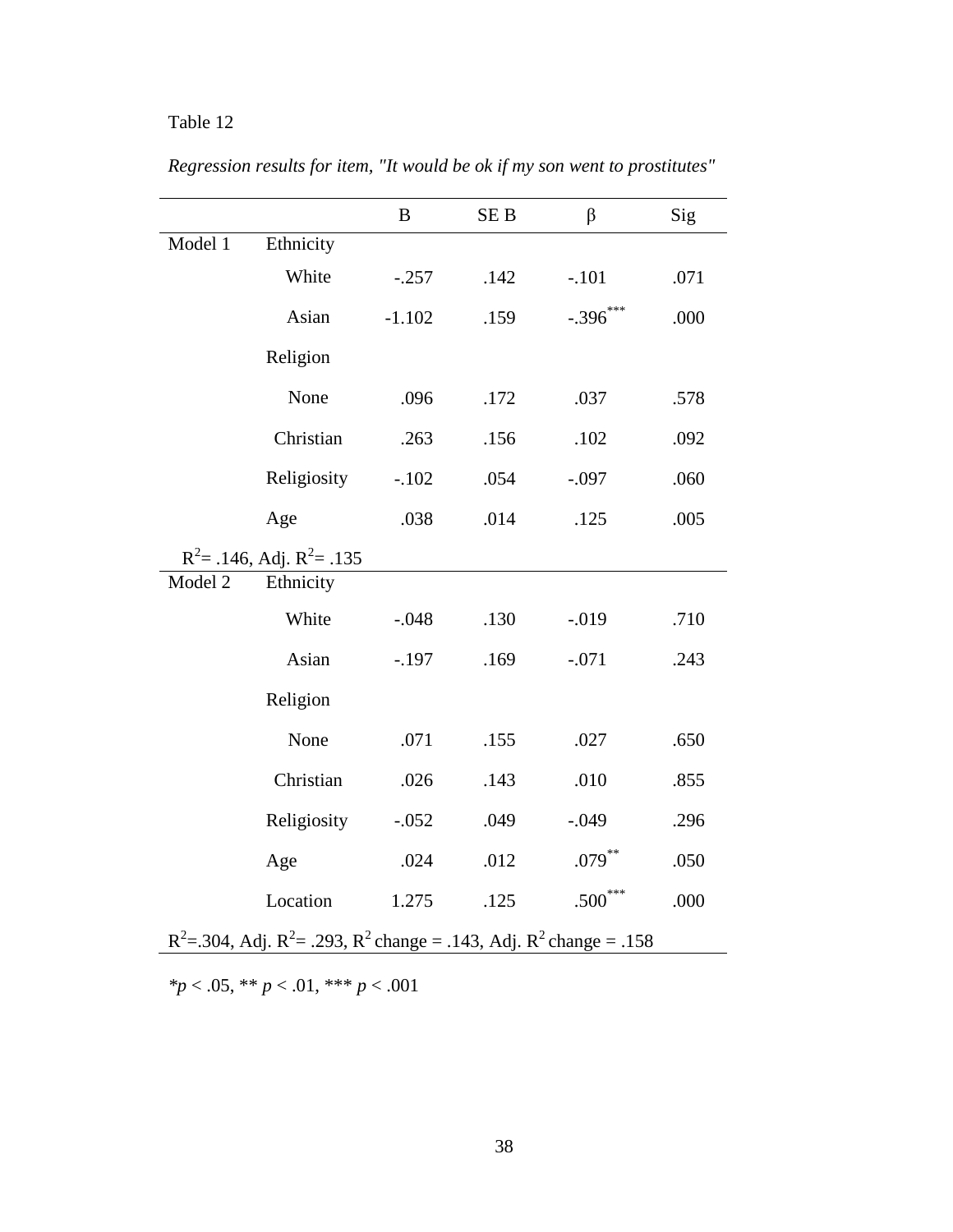Table 12

*Regression results for item, "It would be ok if my son went to prostitutes"*

| | | B | SE B | β | Sig |
|---|---|---|---|---|---|
| Model 1 | Ethnicity | | | | |
| | White | -.257 | .142 | -.101 | .071 |
| | Asian | -1.102 | .159 | -.396*** | .000 |
| | Religion | | | | |
| | None | .096 | .172 | .037 | .578 |
| | Christian | .263 | .156 | .102 | .092 |
| | Religiosity | -.102 | .054 | -.097 | .060 |
| | Age | .038 | .014 | .125 | .005 |
| $R^2$= .146, Adj. $R^2$= .135 | | | | | |
| Model 2 | Ethnicity | | | | |
| | White | -.048 | .130 | -.019 | .710 |
| | Asian | -.197 | .169 | -.071 | .243 |
| | Religion | | | | |
| | None | .071 | .155 | .027 | .650 |
| | Christian | .026 | .143 | .010 | .855 |
| | Religiosity | -.052 | .049 | -.049 | .296 |
| | Age | .024 | .012 | .079** | .050 |
| | Location | 1.275 | .125 | .500*** | .000 |
| $R^2$=.304, Adj. $R^2$= .293, $R^2$ change = .143, Adj. $R^2$ change = .158 | | | | | |

\**p* < .05, ** *p* < .01, *** *p* < .001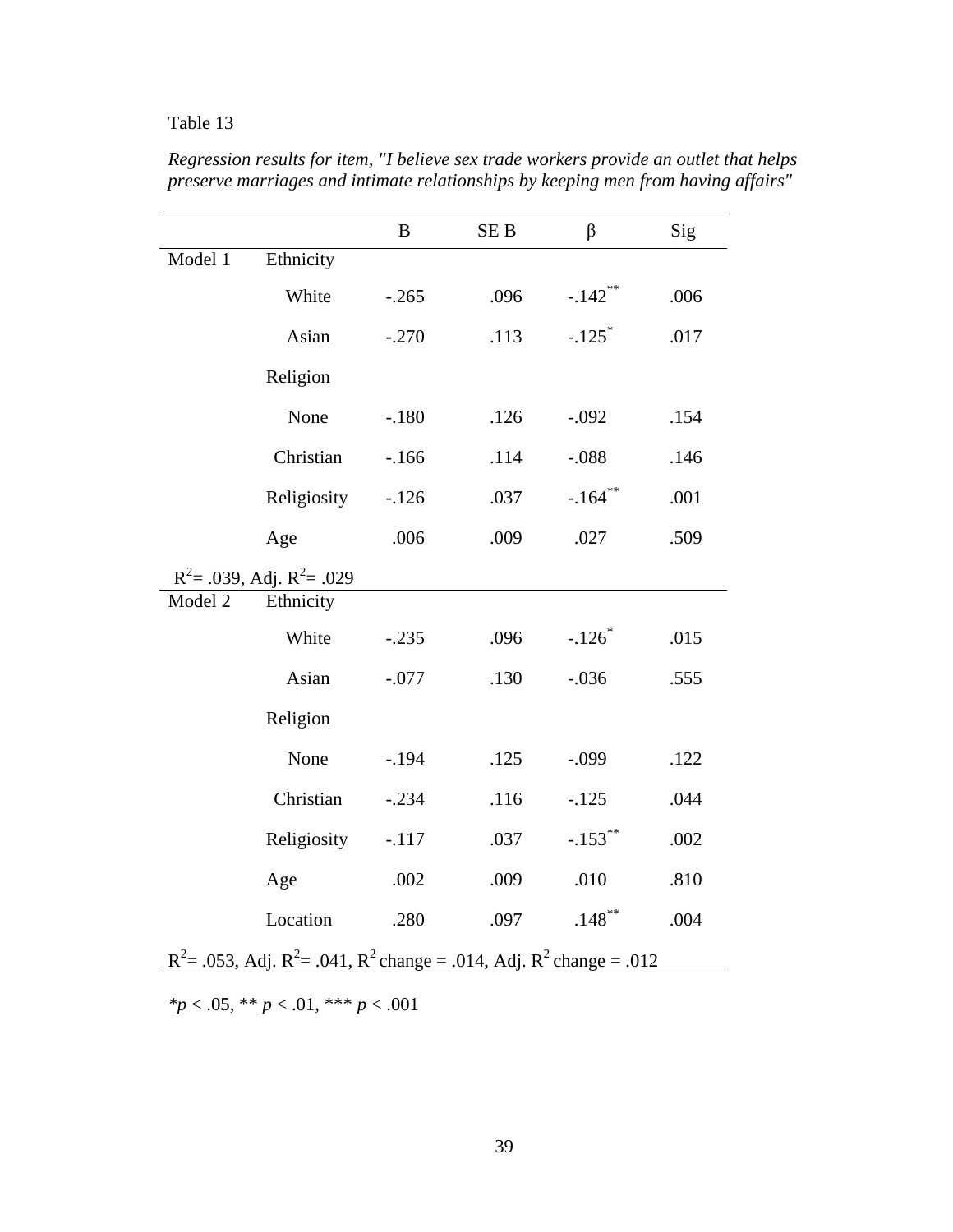Table 13

*Regression results for item, "I believe sex trade workers provide an outlet that helps preserve marriages and intimate relationships by keeping men from having affairs"*

| | | B | SE B | β | Sig |
|---|---|---|---|---|---|
| Model 1 | Ethnicity | | | | |
| | White | -.265 | .096 | -.142** | .006 |
| | Asian | -.270 | .113 | -.125* | .017 |
| | Religion | | | | |
| | None | -.180 | .126 | -.092 | .154 |
| | Christian | -.166 | .114 | -.088 | .146 |
| | Religiosity | -.126 | .037 | -.164** | .001 |
| | Age | .006 | .009 | .027 | .509 |
| $R^2$= .039, Adj. $R^2$= .029 | | | | | |
| Model 2 | Ethnicity | | | | |
| | White | -.235 | .096 | -.126* | .015 |
| | Asian | -.077 | .130 | -.036 | .555 |
| | Religion | | | | |
| | None | -.194 | .125 | -.099 | .122 |
| | Christian | -.234 | .116 | -.125 | .044 |
| | Religiosity | -.117 | .037 | -.153** | .002 |
| | Age | .002 | .009 | .010 | .810 |
| | Location | .280 | .097 | .148** | .004 |
| $R^2$= .053, Adj. $R^2$= .041, $R^2$ change = .014, Adj. $R^2$ change = .012 | | | | | |

$*p < .05$, $** p < .01$, $*** p < .001$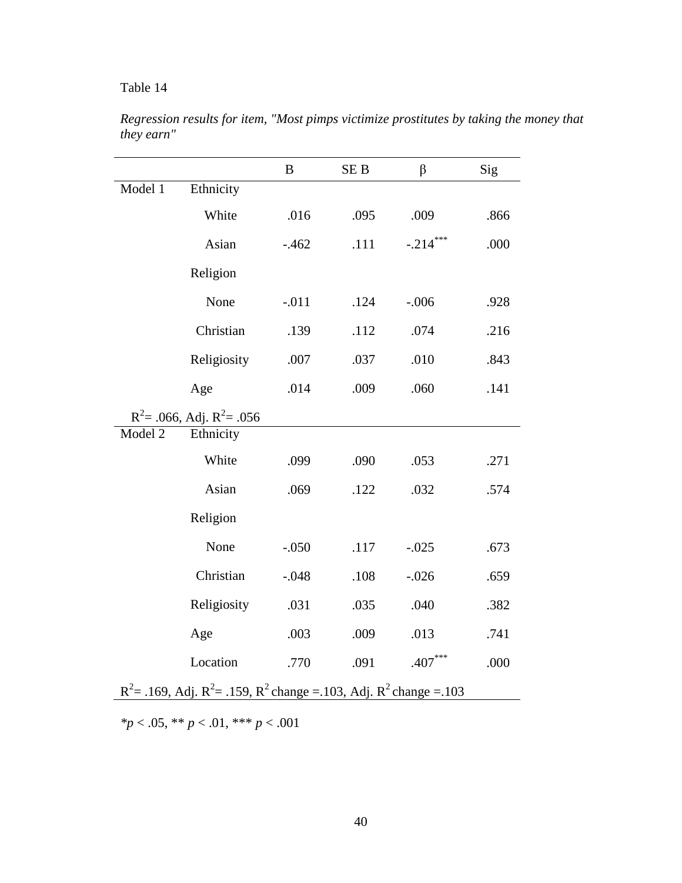Table 14

*Regression results for item, "Most pimps victimize prostitutes by taking the money that they earn"*

| | | B | SE B | β | Sig |
|---|---|---|---|---|---|
| Model 1 | Ethnicity | | | | |
| | White | .016 | .095 | .009 | .866 |
| | Asian | -.462 | .111 | -.214*** | .000 |
| | Religion | | | | |
| | None | -.011 | .124 | -.006 | .928 |
| | Christian | .139 | .112 | .074 | .216 |
| | Religiosity | .007 | .037 | .010 | .843 |
| | Age | .014 | .009 | .060 | .141 |
| $R^2$= .066, Adj. $R^2$= .056 | | | | | |
| Model 2 | Ethnicity | | | | |
| | White | .099 | .090 | .053 | .271 |
| | Asian | .069 | .122 | .032 | .574 |
| | Religion | | | | |
| | None | -.050 | .117 | -.025 | .673 |
| | Christian | -.048 | .108 | -.026 | .659 |
| | Religiosity | .031 | .035 | .040 | .382 |
| | Age | .003 | .009 | .013 | .741 |
| | Location | .770 | .091 | .407*** | .000 |
| $R^2$= .169, Adj. $R^2$= .159, $R^2$ change =.103, Adj. $R^2$ change =.103 | | | | | |

*$p < .05$, ** $p < .01$, *** $p < .001$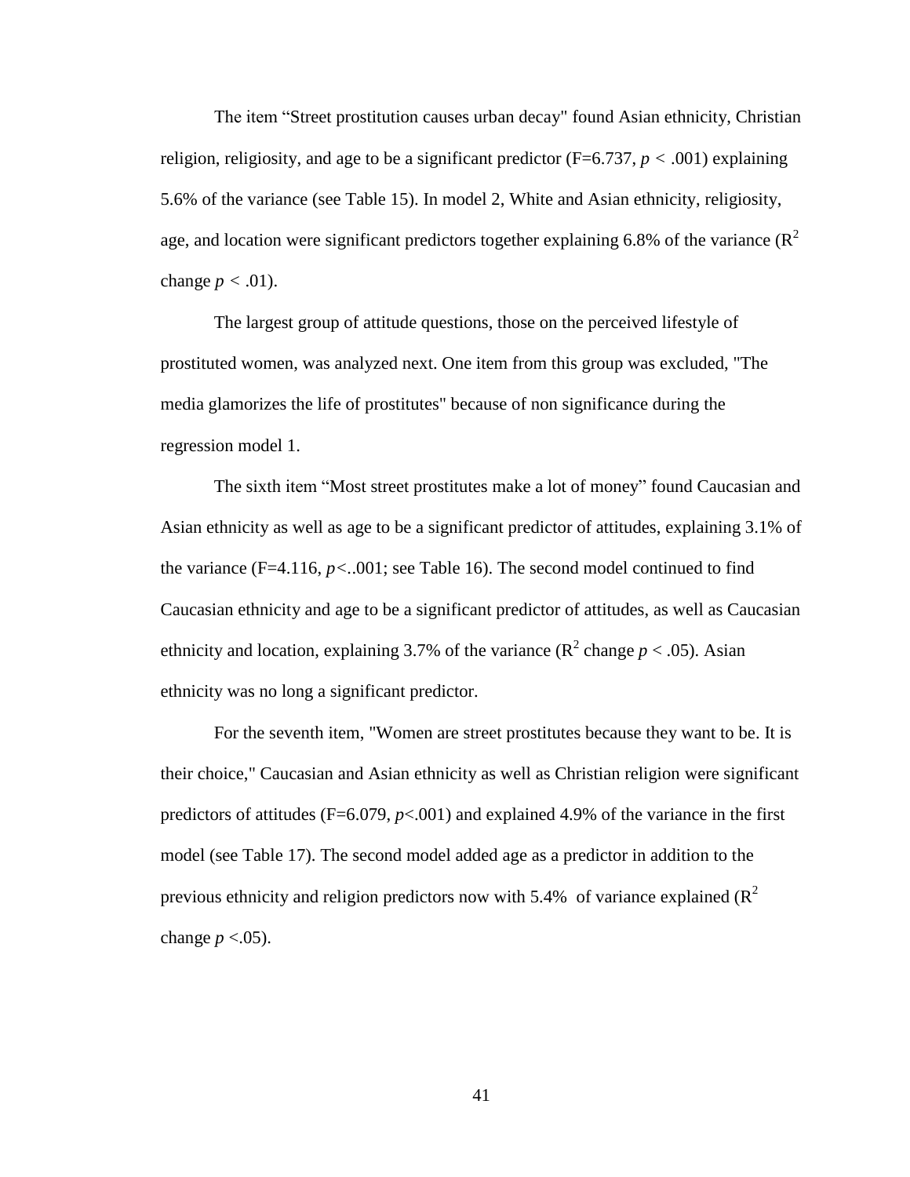The item “Street prostitution causes urban decay" found Asian ethnicity, Christian religion, religiosity, and age to be a significant predictor (F=6.737, $p < .001$) explaining 5.6% of the variance (see Table 15). In model 2, White and Asian ethnicity, religiosity, age, and location were significant predictors together explaining 6.8% of the variance ($R^2$ change $p < .01$).

The largest group of attitude questions, those on the perceived lifestyle of prostituted women, was analyzed next. One item from this group was excluded, "The media glamorizes the life of prostitutes" because of non significance during the regression model 1.

The sixth item “Most street prostitutes make a lot of money” found Caucasian and Asian ethnicity as well as age to be a significant predictor of attitudes, explaining 3.1% of the variance (F=4.116, $p<..001$; see Table 16). The second model continued to find Caucasian ethnicity and age to be a significant predictor of attitudes, as well as Caucasian ethnicity and location, explaining 3.7% of the variance ($R^2$ change $p < .05$). Asian ethnicity was no long a significant predictor.

For the seventh item, "Women are street prostitutes because they want to be. It is their choice," Caucasian and Asian ethnicity as well as Christian religion were significant predictors of attitudes (F=6.079, $p<.001$) and explained 4.9% of the variance in the first model (see Table 17). The second model added age as a predictor in addition to the previous ethnicity and religion predictors now with 5.4% of variance explained ($R^2$ change $p <.05$).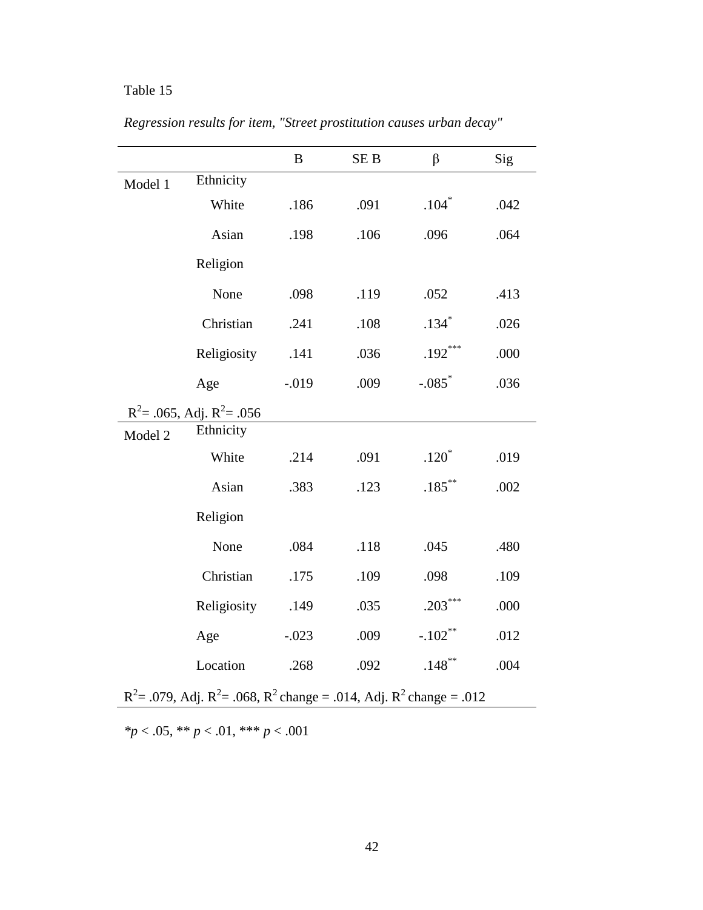Table 15

*Regression results for item, "Street prostitution causes urban decay"*

| | | B | SE B | β | Sig |
|---|---|---|---|---|---|
| Model 1 | Ethnicity | | | | |
| | White | .186 | .091 | .104* | .042 |
| | Asian | .198 | .106 | .096 | .064 |
| | Religion | | | | |
| | None | .098 | .119 | .052 | .413 |
| | Christian | .241 | .108 | .134* | .026 |
| | Religiosity | .141 | .036 | .192*** | .000 |
| | Age | -.019 | .009 | -.085* | .036 |
| $R^2$= .065, Adj. $R^2$= .056 | | | | | |
| Model 2 | Ethnicity | | | | |
| | White | .214 | .091 | .120* | .019 |
| | Asian | .383 | .123 | .185** | .002 |
| | Religion | | | | |
| | None | .084 | .118 | .045 | .480 |
| | Christian | .175 | .109 | .098 | .109 |
| | Religiosity | .149 | .035 | .203*** | .000 |
| | Age | -.023 | .009 | -.102** | .012 |
| | Location | .268 | .092 | .148** | .004 |
| $R^2$= .079, Adj. $R^2$= .068, $R^2$ change = .014, Adj. $R^2$ change = .012 | | | | | |

*$p < .05$, ** $p < .01$, *** $p < .001$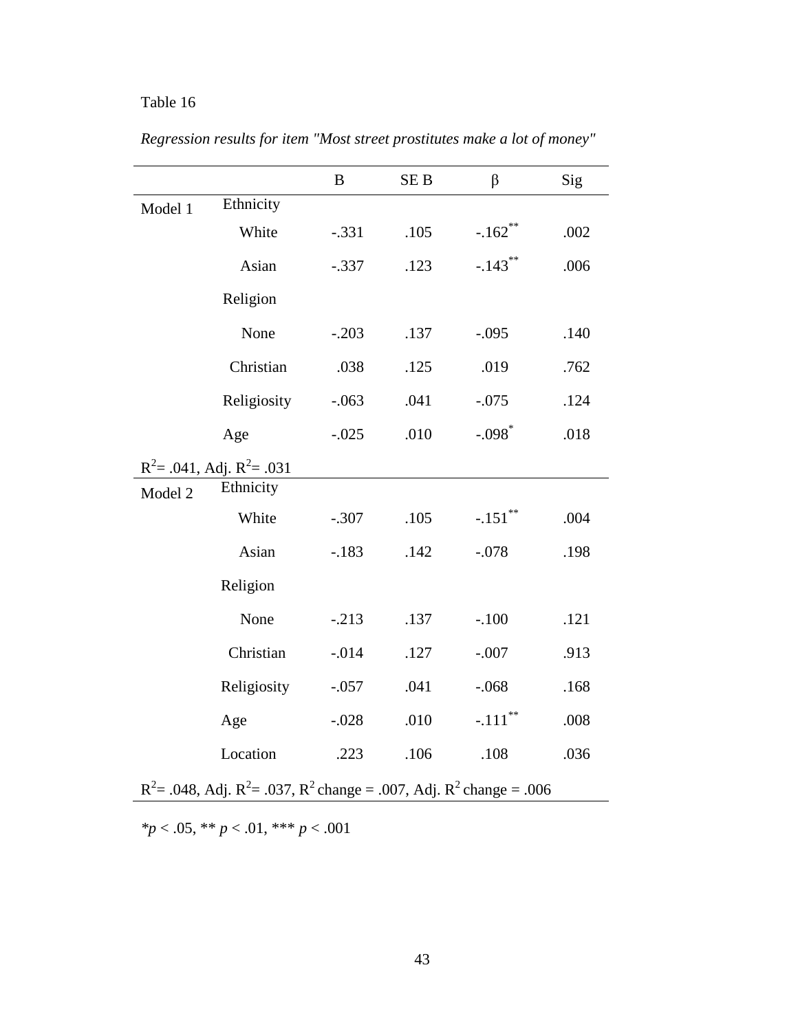Table 16

*Regression results for item "Most street prostitutes make a lot of money"*

| | | B | SE B | β | Sig |
|---|---|---|---|---|---|
| Model 1 | Ethnicity | | | | |
| | White | -.331 | .105 | -.162** | .002 |
| | Asian | -.337 | .123 | -.143** | .006 |
| | Religion | | | | |
| | None | -.203 | .137 | -.095 | .140 |
| | Christian | .038 | .125 | .019 | .762 |
| | Religiosity | -.063 | .041 | -.075 | .124 |
| | Age | -.025 | .010 | -.098* | .018 |
| $R^2$= .041, Adj. $R^2$= .031 | | | | | |
| Model 2 | Ethnicity | | | | |
| | White | -.307 | .105 | -.151** | .004 |
| | Asian | -.183 | .142 | -.078 | .198 |
| | Religion | | | | |
| | None | -.213 | .137 | -.100 | .121 |
| | Christian | -.014 | .127 | -.007 | .913 |
| | Religiosity | -.057 | .041 | -.068 | .168 |
| | Age | -.028 | .010 | -.111** | .008 |
| | Location | .223 | .106 | .108 | .036 |
| $R^2$= .048, Adj. $R^2$= .037, $R^2$ change = .007, Adj. $R^2$ change = .006 | | | | | |

**p* < .05, ** *p* < .01, *** *p* < .001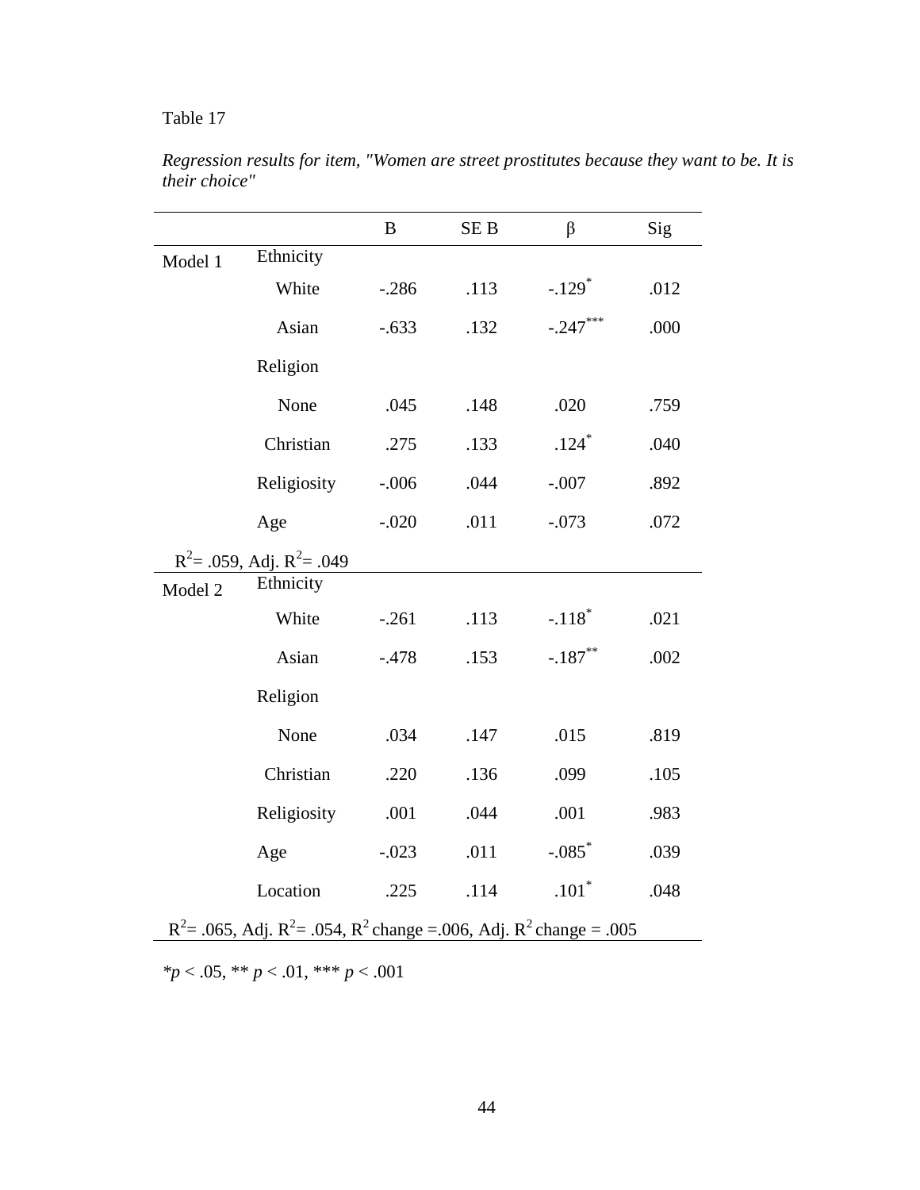Table 17

*Regression results for item, "Women are street prostitutes because they want to be. It is their choice"*

| | | B | SE B | β | Sig |
|---|---|---|---|---|---|
| Model 1 | Ethnicity | | | | |
| | White | -.286 | .113 | -.129* | .012 |
| | Asian | -.633 | .132 | -.247*** | .000 |
| | Religion | | | | |
| | None | .045 | .148 | .020 | .759 |
| | Christian | .275 | .133 | .124* | .040 |
| | Religiosity | -.006 | .044 | -.007 | .892 |
| | Age | -.020 | .011 | -.073 | .072 |
| $R^2$= .059, Adj. $R^2$= .049 | | | | | |
| Model 2 | Ethnicity | | | | |
| | White | -.261 | .113 | -.118* | .021 |
| | Asian | -.478 | .153 | -.187** | .002 |
| | Religion | | | | |
| | None | .034 | .147 | .015 | .819 |
| | Christian | .220 | .136 | .099 | .105 |
| | Religiosity | .001 | .044 | .001 | .983 |
| | Age | -.023 | .011 | -.085* | .039 |
| | Location | .225 | .114 | .101* | .048 |
| $R^2$= .065, Adj. $R^2$= .054, $R^2$ change =.006, Adj. $R^2$ change = .005 | | | | | |

*$p < .05$, ** $p < .01$, *** $p < .001$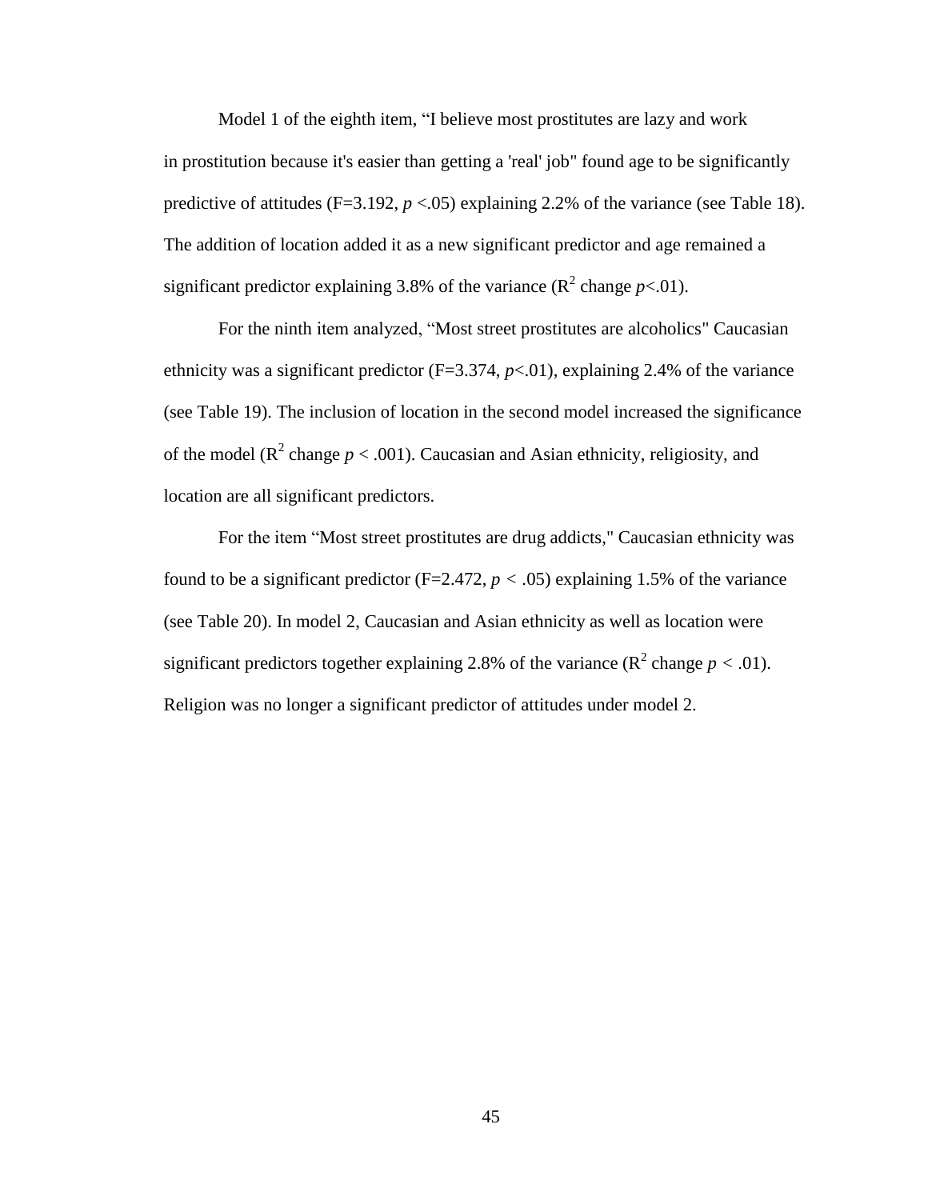Model 1 of the eighth item, “I believe most prostitutes are lazy and work in prostitution because it's easier than getting a 'real' job" found age to be significantly predictive of attitudes (F=3.192, $p < .05$) explaining 2.2% of the variance (see Table 18). The addition of location added it as a new significant predictor and age remained a significant predictor explaining 3.8% of the variance ($R^2$ change $p < .01$).

For the ninth item analyzed, “Most street prostitutes are alcoholics" Caucasian ethnicity was a significant predictor (F=3.374, $p < .01$), explaining 2.4% of the variance (see Table 19). The inclusion of location in the second model increased the significance of the model ($R^2$ change $p < .001$). Caucasian and Asian ethnicity, religiosity, and location are all significant predictors.

For the item “Most street prostitutes are drug addicts," Caucasian ethnicity was found to be a significant predictor (F=2.472, $p < .05$) explaining 1.5% of the variance (see Table 20). In model 2, Caucasian and Asian ethnicity as well as location were significant predictors together explaining 2.8% of the variance ($R^2$ change $p < .01$). Religion was no longer a significant predictor of attitudes under model 2.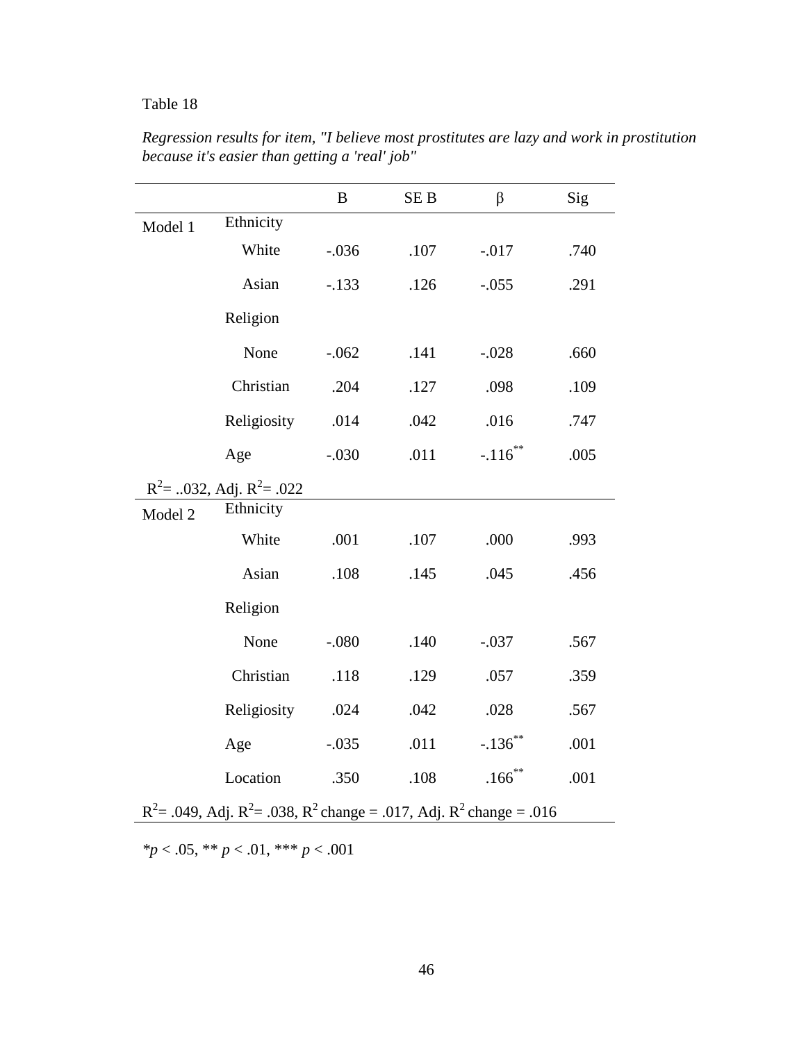Table 18

*Regression results for item, "I believe most prostitutes are lazy and work in prostitution because it's easier than getting a 'real' job"*

| | | B | SE B | β | Sig |
|---|---|---|---|---|---|
| Model 1 | Ethnicity | | | | |
| | White | -.036 | .107 | -.017 | .740 |
| | Asian | -.133 | .126 | -.055 | .291 |
| | Religion | | | | |
| | None | -.062 | .141 | -.028 | .660 |
| | Christian | .204 | .127 | .098 | .109 |
| | Religiosity | .014 | .042 | .016 | .747 |
| | Age | -.030 | .011 | -.116** | .005 |
| $R^2$= ..032, Adj. $R^2$= .022 | | | | | |
| Model 2 | Ethnicity | | | | |
| | White | .001 | .107 | .000 | .993 |
| | Asian | .108 | .145 | .045 | .456 |
| | Religion | | | | |
| | None | -.080 | .140 | -.037 | .567 |
| | Christian | .118 | .129 | .057 | .359 |
| | Religiosity | .024 | .042 | .028 | .567 |
| | Age | -.035 | .011 | -.136** | .001 |
| | Location | .350 | .108 | .166** | .001 |
| $R^2$= .049, Adj. $R^2$= .038, $R^2$ change = .017, Adj. $R^2$ change = .016 | | | | | |

**p* < .05, ** *p* < .01, *** *p* < .001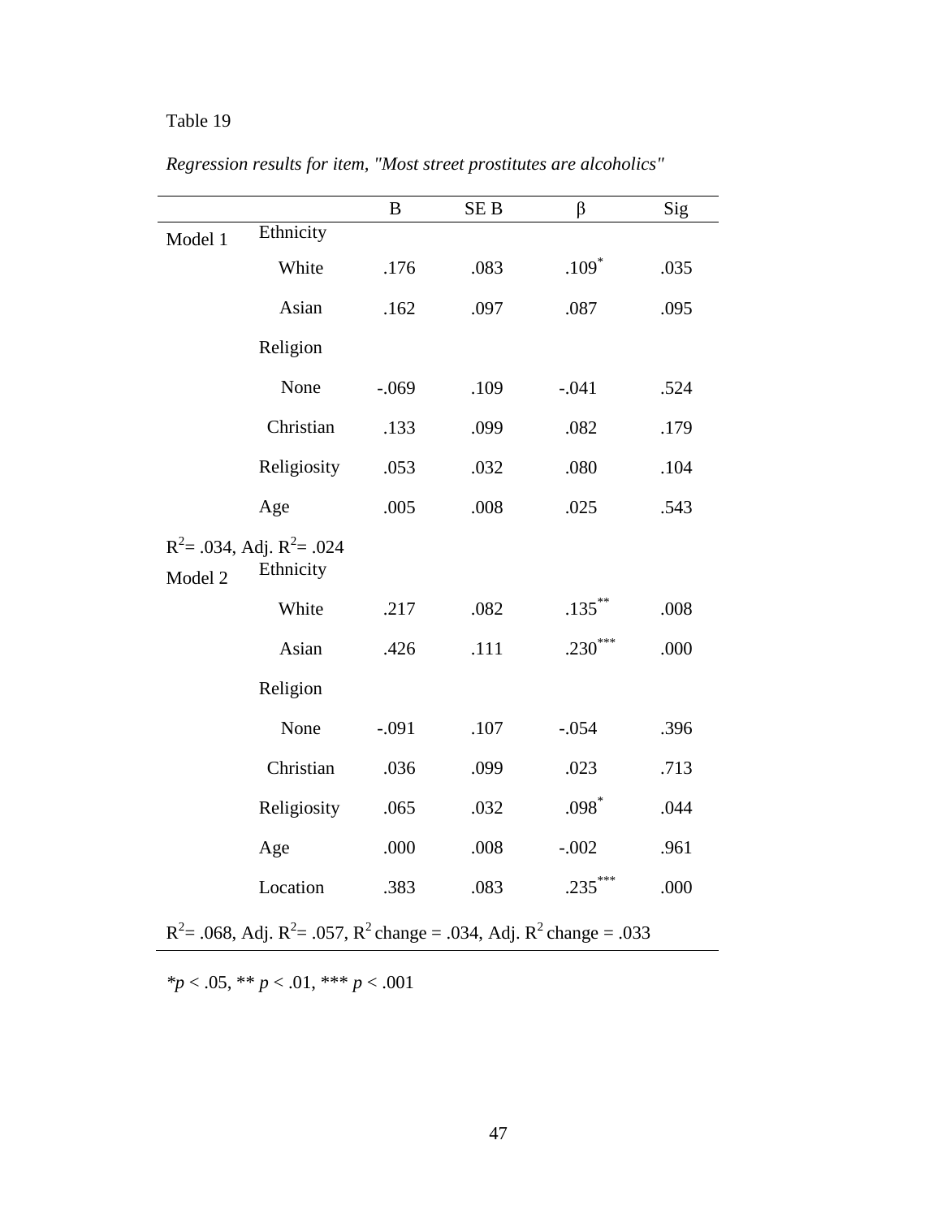Table 19

*Regression results for item, "Most street prostitutes are alcoholics"*

| | | B | SE B | β | Sig |
|---|---|---|---|---|---|
| Model 1 | Ethnicity | | | | |
| | White | .176 | .083 | .109* | .035 |
| | Asian | .162 | .097 | .087 | .095 |
| | Religion | | | | |
| | None | -.069 | .109 | -.041 | .524 |
| | Christian | .133 | .099 | .082 | .179 |
| | Religiosity | .053 | .032 | .080 | .104 |
| | Age | .005 | .008 | .025 | .543 |
| $R^2$= .034, Adj. $R^2$= .024 | | | | | |
| Model 2 | Ethnicity | | | | |
| | White | .217 | .082 | .135** | .008 |
| | Asian | .426 | .111 | .230*** | .000 |
| | Religion | | | | |
| | None | -.091 | .107 | -.054 | .396 |
| | Christian | .036 | .099 | .023 | .713 |
| | Religiosity | .065 | .032 | .098* | .044 |
| | Age | .000 | .008 | -.002 | .961 |
| | Location | .383 | .083 | .235*** | .000 |
| $R^2$= .068, Adj. $R^2$= .057, $R^2$ change = .034, Adj. $R^2$ change = .033 | | | | | |

*$p < .05$, ** $p < .01$, *** $p < .001$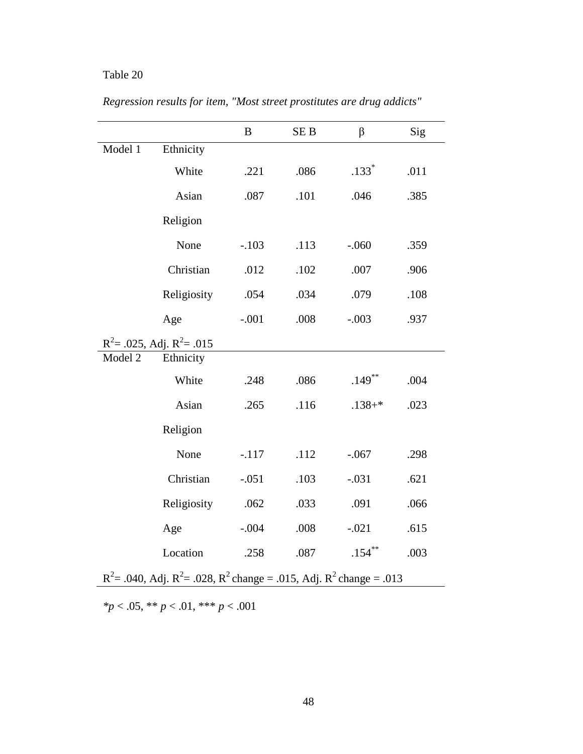Table 20

*Regression results for item, "Most street prostitutes are drug addicts"*

| | | B | SE B | β | Sig |
|---|---|---|---|---|---|
| Model 1 | Ethnicity | | | | |
| | White | .221 | .086 | .133* | .011 |
| | Asian | .087 | .101 | .046 | .385 |
| | Religion | | | | |
| | None | -.103 | .113 | -.060 | .359 |
| | Christian | .012 | .102 | .007 | .906 |
| | Religiosity | .054 | .034 | .079 | .108 |
| | Age | -.001 | .008 | -.003 | .937 |
| $R^2$= .025, Adj. $R^2$= .015 | | | | | |
| Model 2 | Ethnicity | | | | |
| | White | .248 | .086 | .149** | .004 |
| | Asian | .265 | .116 | .138+* | .023 |
| | Religion | | | | |
| | None | -.117 | .112 | -.067 | .298 |
| | Christian | -.051 | .103 | -.031 | .621 |
| | Religiosity | .062 | .033 | .091 | .066 |
| | Age | -.004 | .008 | -.021 | .615 |
| | Location | .258 | .087 | .154** | .003 |
| $R^2$= .040, Adj. $R^2$= .028, $R^2$ change = .015, Adj. $R^2$ change = .013 | | | | | |

*$p < .05$, ** $p < .01$, *** $p < .001$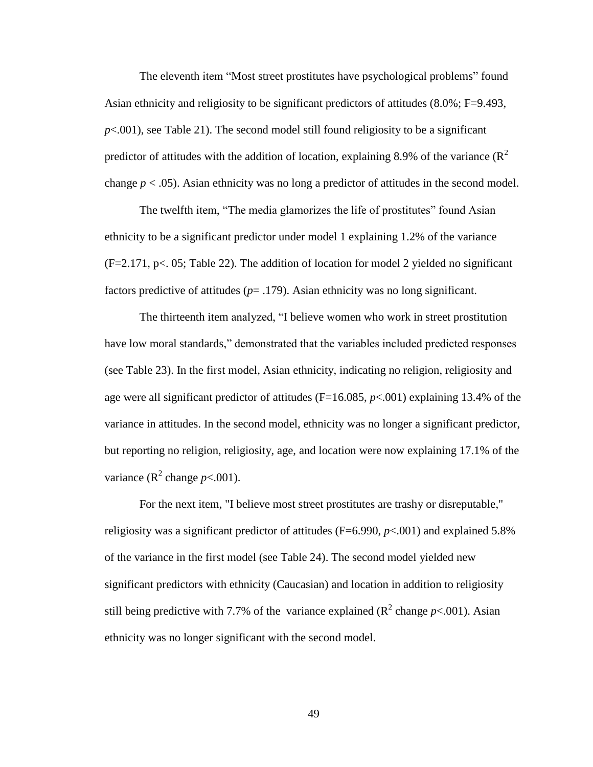The eleventh item "Most street prostitutes have psychological problems" found Asian ethnicity and religiosity to be significant predictors of attitudes (8.0%; F=9.493, *p*<.001), see Table 21). The second model still found religiosity to be a significant predictor of attitudes with the addition of location, explaining 8.9% of the variance ($R^2$ change $p < .05$). Asian ethnicity was no long a predictor of attitudes in the second model.

The twelfth item, "The media glamorizes the life of prostitutes" found Asian ethnicity to be a significant predictor under model 1 explaining 1.2% of the variance (F=2.171, p<. 05; Table 22). The addition of location for model 2 yielded no significant factors predictive of attitudes (*p*= .179). Asian ethnicity was no long significant.

The thirteenth item analyzed, "I believe women who work in street prostitution have low moral standards," demonstrated that the variables included predicted responses (see Table 23). In the first model, Asian ethnicity, indicating no religion, religiosity and age were all significant predictor of attitudes (F=16.085, *p*<.001) explaining 13.4% of the variance in attitudes. In the second model, ethnicity was no longer a significant predictor, but reporting no religion, religiosity, age, and location were now explaining 17.1% of the variance ($R^2$ change $p<.001$).

For the next item, "I believe most street prostitutes are trashy or disreputable," religiosity was a significant predictor of attitudes (F=6.990, *p*<.001) and explained 5.8% of the variance in the first model (see Table 24). The second model yielded new significant predictors with ethnicity (Caucasian) and location in addition to religiosity still being predictive with 7.7% of the variance explained ($R^2$ change $p<.001$). Asian ethnicity was no longer significant with the second model.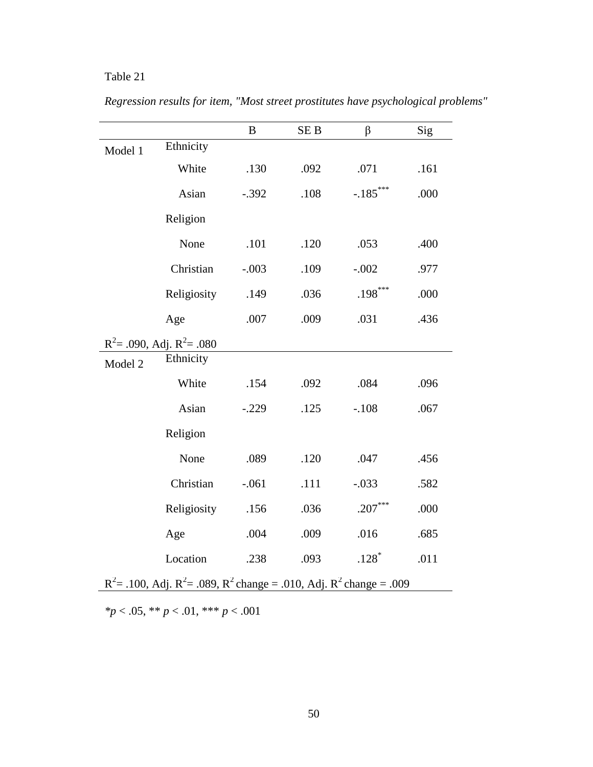Table 21

*Regression results for item, "Most street prostitutes have psychological problems"*

| | | B | SE B | β | Sig |
|---|---|---|---|---|---|
| Model 1 | Ethnicity | | | | |
| | White | .130 | .092 | .071 | .161 |
| | Asian | -.392 | .108 | -.185*** | .000 |
| | Religion | | | | |
| | None | .101 | .120 | .053 | .400 |
| | Christian | -.003 | .109 | -.002 | .977 |
| | Religiosity | .149 | .036 | .198*** | .000 |
| | Age | .007 | .009 | .031 | .436 |
| $R^2$= .090, Adj. $R^2$= .080 | | | | | |
| Model 2 | Ethnicity | | | | |
| | White | .154 | .092 | .084 | .096 |
| | Asian | -.229 | .125 | -.108 | .067 |
| | Religion | | | | |
| | None | .089 | .120 | .047 | .456 |
| | Christian | -.061 | .111 | -.033 | .582 |
| | Religiosity | .156 | .036 | .207*** | .000 |
| | Age | .004 | .009 | .016 | .685 |
| | Location | .238 | .093 | .128* | .011 |
| $R^2$= .100, Adj. $R^2$= .089, $R^2$ change = .010, Adj. $R^2$ change = .009 | | | | | |

*$p < .05$, ** $p < .01$, *** $p < .001$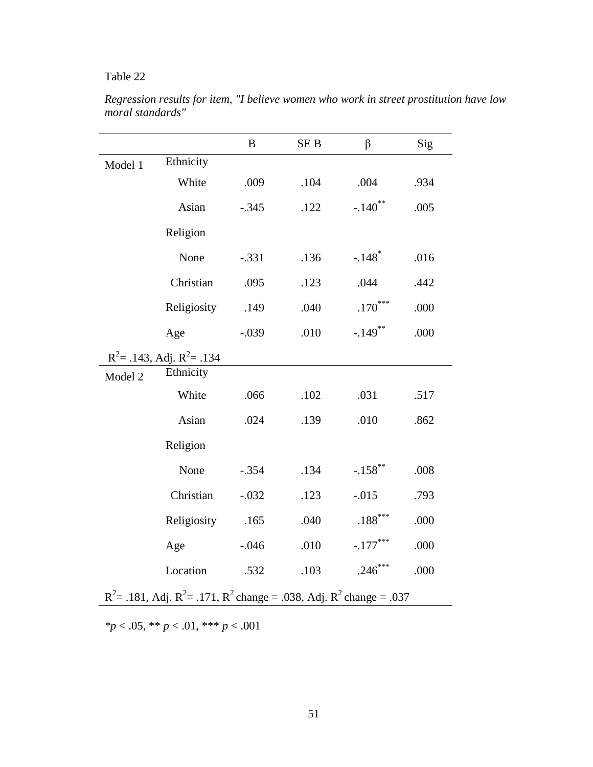Table 22

*Regression results for item, "I believe women who work in street prostitution have low moral standards"*

| | | B | SE B | β | Sig |
|---|---|---|---|---|---|
| Model 1 | Ethnicity | | | | |
| | White | .009 | .104 | .004 | .934 |
| | Asian | -.345 | .122 | -.140** | .005 |
| | Religion | | | | |
| | None | -.331 | .136 | -.148* | .016 |
| | Christian | .095 | .123 | .044 | .442 |
| | Religiosity | .149 | .040 | .170*** | .000 |
| | Age | -.039 | .010 | -.149** | .000 |
| $R^2$= .143, Adj. $R^2$= .134 | | | | | |
| Model 2 | Ethnicity | | | | |
| | White | .066 | .102 | .031 | .517 |
| | Asian | .024 | .139 | .010 | .862 |
| | Religion | | | | |
| | None | -.354 | .134 | -.158** | .008 |
| | Christian | -.032 | .123 | -.015 | .793 |
| | Religiosity | .165 | .040 | .188*** | .000 |
| | Age | -.046 | .010 | -.177*** | .000 |
| | Location | .532 | .103 | .246*** | .000 |
| $R^2$= .181, Adj. $R^2$= .171, $R^2$ change = .038, Adj. $R^2$ change = .037 | | | | | |

**p* < .05, ** *p* < .01, *** *p* < .001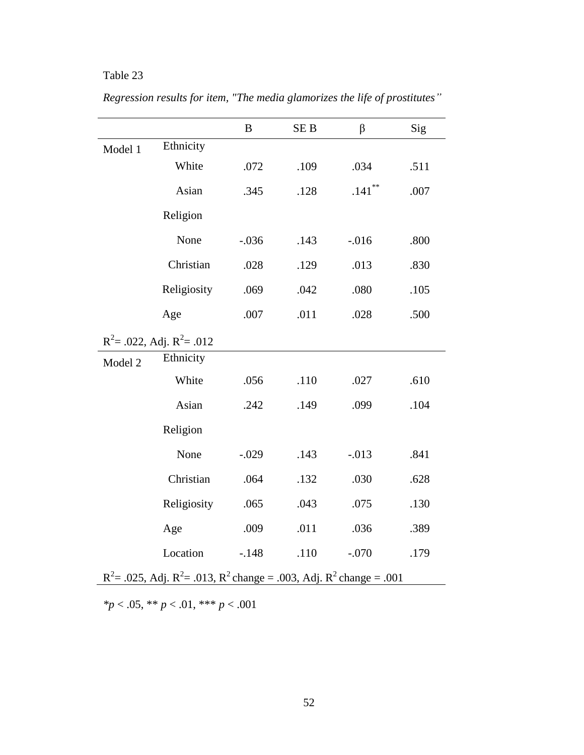Table 23

*Regression results for item, "The media glamorizes the life of prostitutes"*

| | | B | SE B | β | Sig |
|---|---|---|---|---|---|
| Model 1 | Ethnicity | | | | |
| | White | .072 | .109 | .034 | .511 |
| | Asian | .345 | .128 | .141** | .007 |
| | Religion | | | | |
| | None | -.036 | .143 | -.016 | .800 |
| | Christian | .028 | .129 | .013 | .830 |
| | Religiosity | .069 | .042 | .080 | .105 |
| | Age | .007 | .011 | .028 | .500 |
| $R^2$= .022, Adj. $R^2$= .012 | | | | | |
| Model 2 | Ethnicity | | | | |
| | White | .056 | .110 | .027 | .610 |
| | Asian | .242 | .149 | .099 | .104 |
| | Religion | | | | |
| | None | -.029 | .143 | -.013 | .841 |
| | Christian | .064 | .132 | .030 | .628 |
| | Religiosity | .065 | .043 | .075 | .130 |
| | Age | .009 | .011 | .036 | .389 |
| | Location | -.148 | .110 | -.070 | .179 |
| $R^2$= .025, Adj. $R^2$= .013, $R^2$ change = .003, Adj. $R^2$ change = .001 | | | | | |

*$p < .05$, ** $p < .01$, *** $p < .001$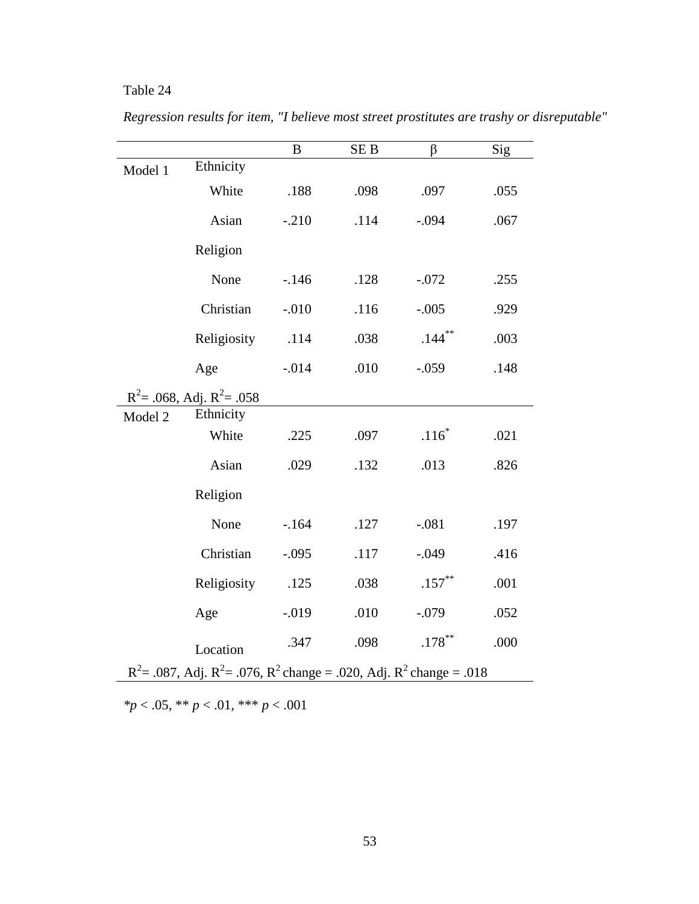Table 24

*Regression results for item, "I believe most street prostitutes are trashy or disreputable"*

| | | B | SE B | β | Sig |
|---|---|---|---|---|---|
| Model 1 | Ethnicity | | | | |
| | White | .188 | .098 | .097 | .055 |
| | Asian | -.210 | .114 | -.094 | .067 |
| | Religion | | | | |
| | None | -.146 | .128 | -.072 | .255 |
| | Christian | -.010 | .116 | -.005 | .929 |
| | Religiosity | .114 | .038 | .144** | .003 |
| | Age | -.014 | .010 | -.059 | .148 |
| $R^2$= .068, Adj. $R^2$= .058 | | | | | |
| Model 2 | Ethnicity | | | | |
| | White | .225 | .097 | .116* | .021 |
| | Asian | .029 | .132 | .013 | .826 |
| | Religion | | | | |
| | None | -.164 | .127 | -.081 | .197 |
| | Christian | -.095 | .117 | -.049 | .416 |
| | Religiosity | .125 | .038 | .157** | .001 |
| | Age | -.019 | .010 | -.079 | .052 |
| | Location | .347 | .098 | .178** | .000 |
| $R^2$= .087, Adj. $R^2$= .076, $R^2$ change = .020, Adj. $R^2$ change = .018 | | | | | |

*$p$ < .05, ** $p$ < .01, *** $p$ < .001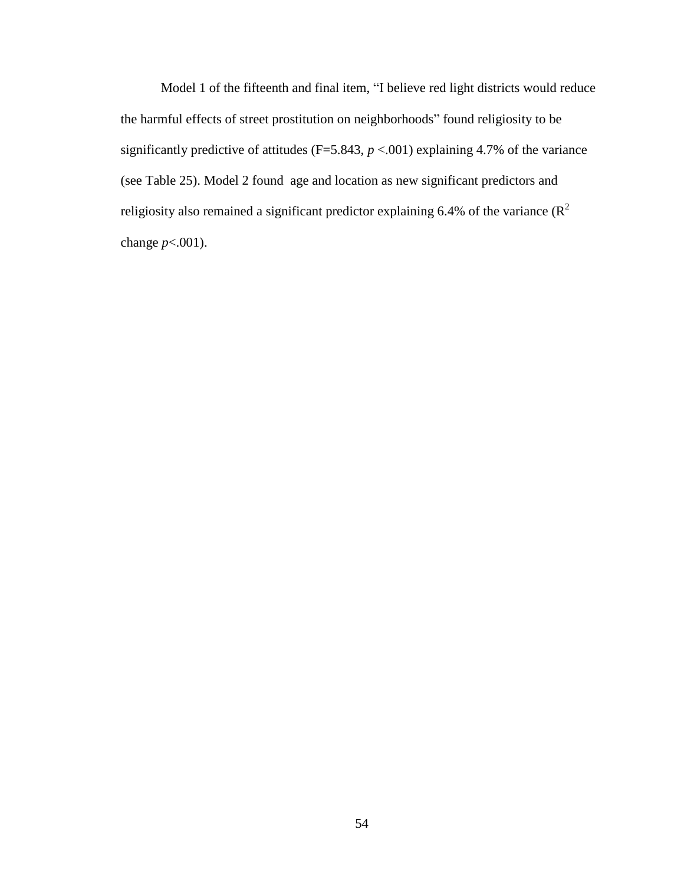Model 1 of the fifteenth and final item, “I believe red light districts would reduce the harmful effects of street prostitution on neighborhoods” found religiosity to be significantly predictive of attitudes (F=5.843, $p$ <.001) explaining 4.7% of the variance (see Table 25). Model 2 found age and location as new significant predictors and religiosity also remained a significant predictor explaining 6.4% of the variance ($R^2$ change $p$<.001).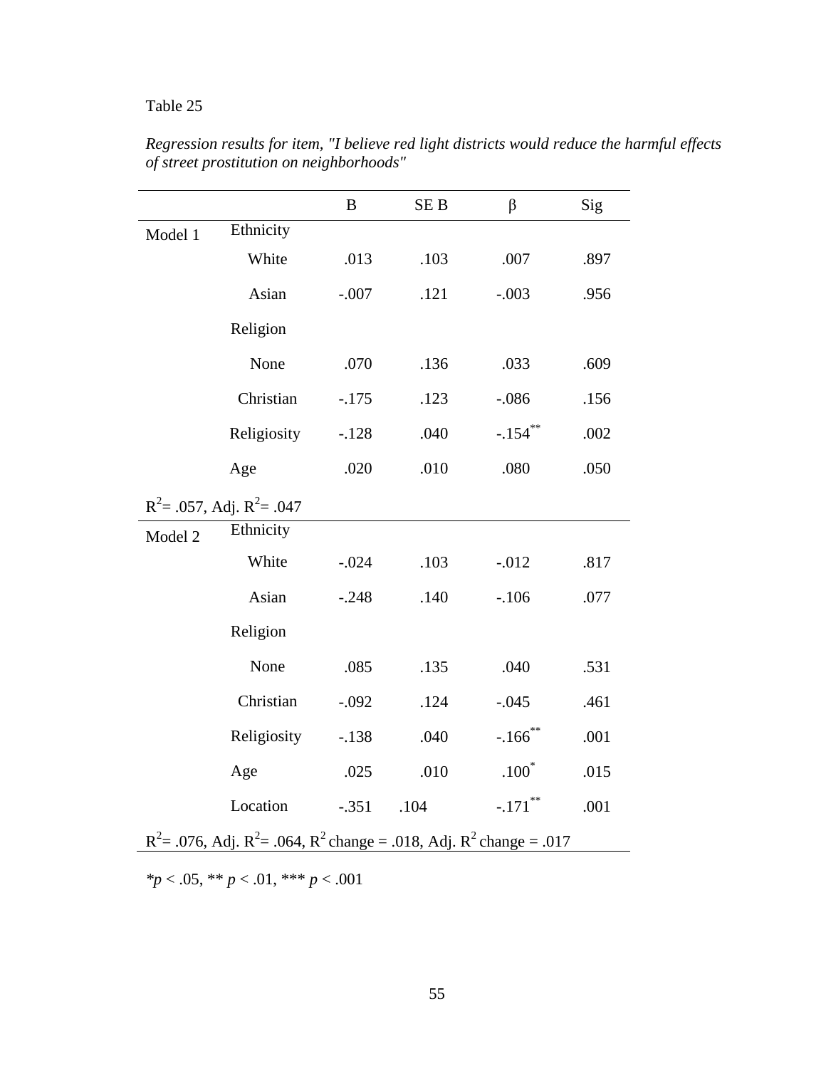Table 25

*Regression results for item, "I believe red light districts would reduce the harmful effects of street prostitution on neighborhoods"*

| | | B | SE B | β | Sig |
|---|---|---|---|---|---|
| Model 1 | Ethnicity | | | | |
| | White | .013 | .103 | .007 | .897 |
| | Asian | -.007 | .121 | -.003 | .956 |
| | Religion | | | | |
| | None | .070 | .136 | .033 | .609 |
| | Christian | -.175 | .123 | -.086 | .156 |
| | Religiosity | -.128 | .040 | -.154** | .002 |
| | Age | .020 | .010 | .080 | .050 |
| $R^2$= .057, Adj. $R^2$= .047 | | | | | |
| Model 2 | Ethnicity | | | | |
| | White | -.024 | .103 | -.012 | .817 |
| | Asian | -.248 | .140 | -.106 | .077 |
| | Religion | | | | |
| | None | .085 | .135 | .040 | .531 |
| | Christian | -.092 | .124 | -.045 | .461 |
| | Religiosity | -.138 | .040 | -.166** | .001 |
| | Age | .025 | .010 | .100* | .015 |
| | Location | -.351 | .104 | -.171** | .001 |
| $R^2$= .076, Adj. $R^2$= .064, $R^2$ change = .018, Adj. $R^2$ change = .017 | | | | | |

*$p < .05$, ** $p < .01$, *** $p < .001$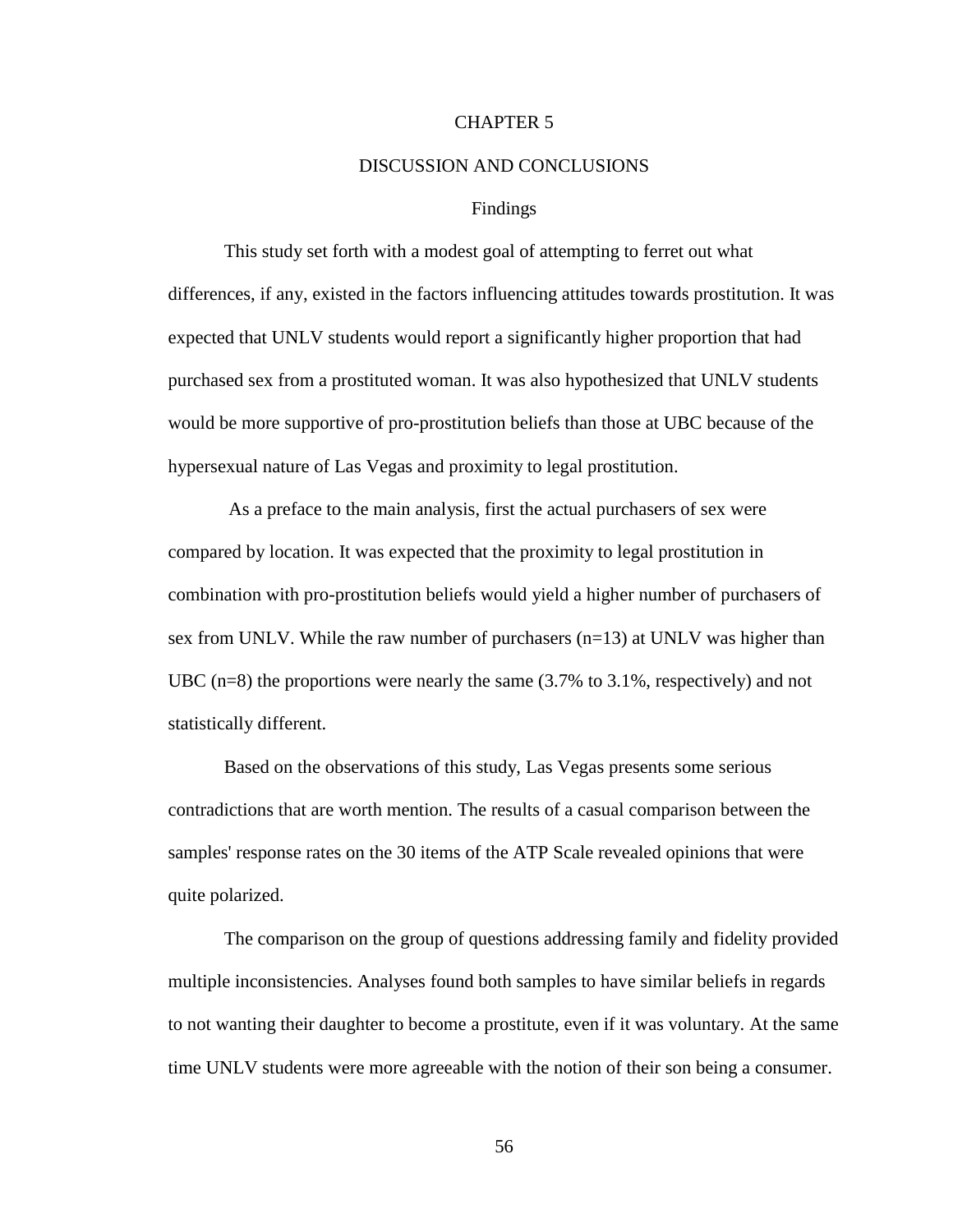# CHAPTER 5

# DISCUSSION AND CONCLUSIONS

## Findings

This study set forth with a modest goal of attempting to ferret out what differences, if any, existed in the factors influencing attitudes towards prostitution. It was expected that UNLV students would report a significantly higher proportion that had purchased sex from a prostituted woman. It was also hypothesized that UNLV students would be more supportive of pro-prostitution beliefs than those at UBC because of the hypersexual nature of Las Vegas and proximity to legal prostitution.

As a preface to the main analysis, first the actual purchasers of sex were compared by location. It was expected that the proximity to legal prostitution in combination with pro-prostitution beliefs would yield a higher number of purchasers of sex from UNLV. While the raw number of purchasers ($n=13$) at UNLV was higher than UBC ($n=8$) the proportions were nearly the same (3.7% to 3.1%, respectively) and not statistically different.

Based on the observations of this study, Las Vegas presents some serious contradictions that are worth mention. The results of a casual comparison between the samples' response rates on the 30 items of the ATP Scale revealed opinions that were quite polarized.

The comparison on the group of questions addressing family and fidelity provided multiple inconsistencies. Analyses found both samples to have similar beliefs in regards to not wanting their daughter to become a prostitute, even if it was voluntary. At the same time UNLV students were more agreeable with the notion of their son being a consumer.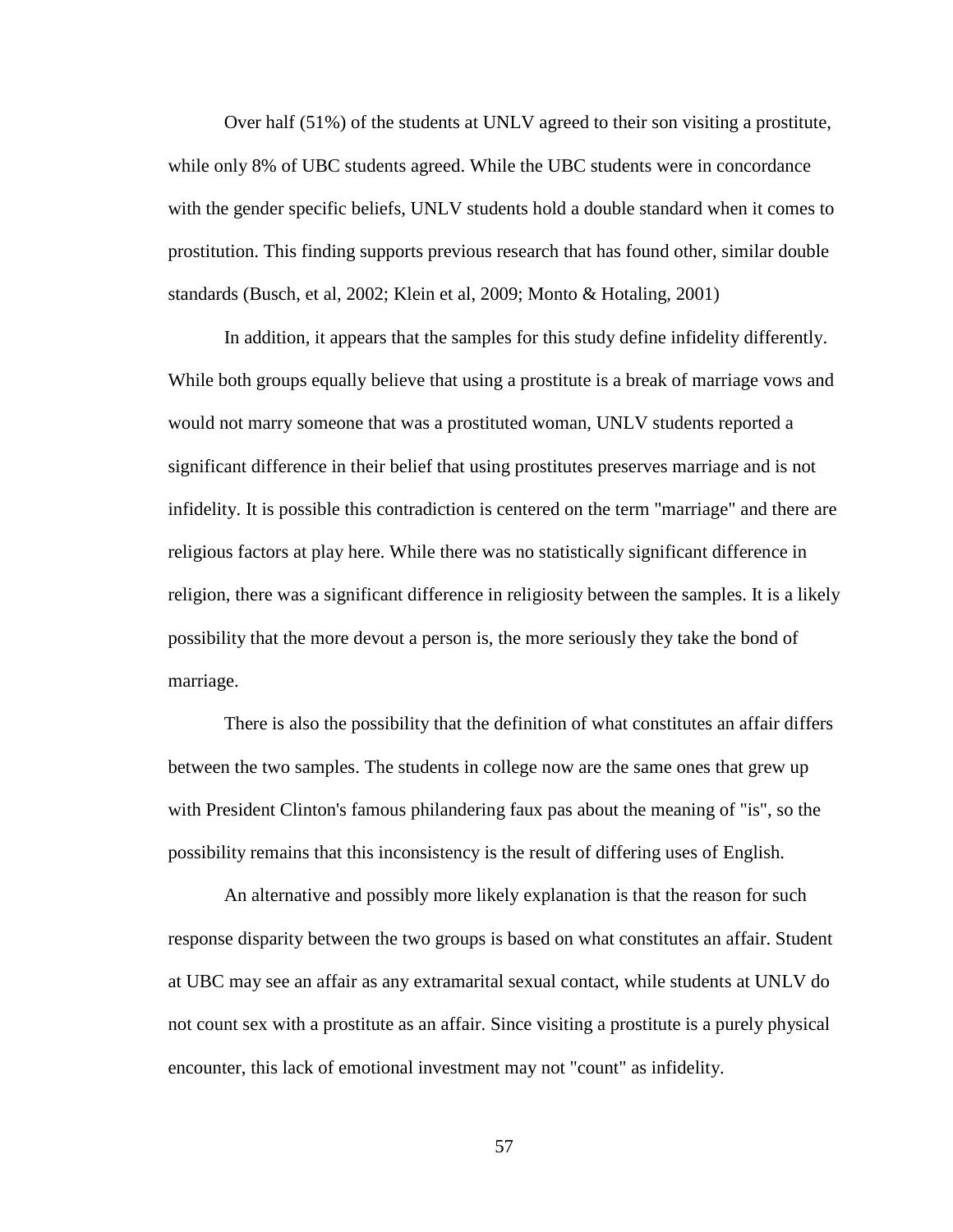Over half (51%) of the students at UNLV agreed to their son visiting a prostitute, while only 8% of UBC students agreed. While the UBC students were in concordance with the gender specific beliefs, UNLV students hold a double standard when it comes to prostitution. This finding supports previous research that has found other, similar double standards (Busch, et al, 2002; Klein et al, 2009; Monto & Hotaling, 2001)

In addition, it appears that the samples for this study define infidelity differently. While both groups equally believe that using a prostitute is a break of marriage vows and would not marry someone that was a prostituted woman, UNLV students reported a significant difference in their belief that using prostitutes preserves marriage and is not infidelity. It is possible this contradiction is centered on the term "marriage" and there are religious factors at play here. While there was no statistically significant difference in religion, there was a significant difference in religiosity between the samples. It is a likely possibility that the more devout a person is, the more seriously they take the bond of marriage.

There is also the possibility that the definition of what constitutes an affair differs between the two samples. The students in college now are the same ones that grew up with President Clinton's famous philandering faux pas about the meaning of "is", so the possibility remains that this inconsistency is the result of differing uses of English.

An alternative and possibly more likely explanation is that the reason for such response disparity between the two groups is based on what constitutes an affair. Student at UBC may see an affair as any extramarital sexual contact, while students at UNLV do not count sex with a prostitute as an affair. Since visiting a prostitute is a purely physical encounter, this lack of emotional investment may not "count" as infidelity.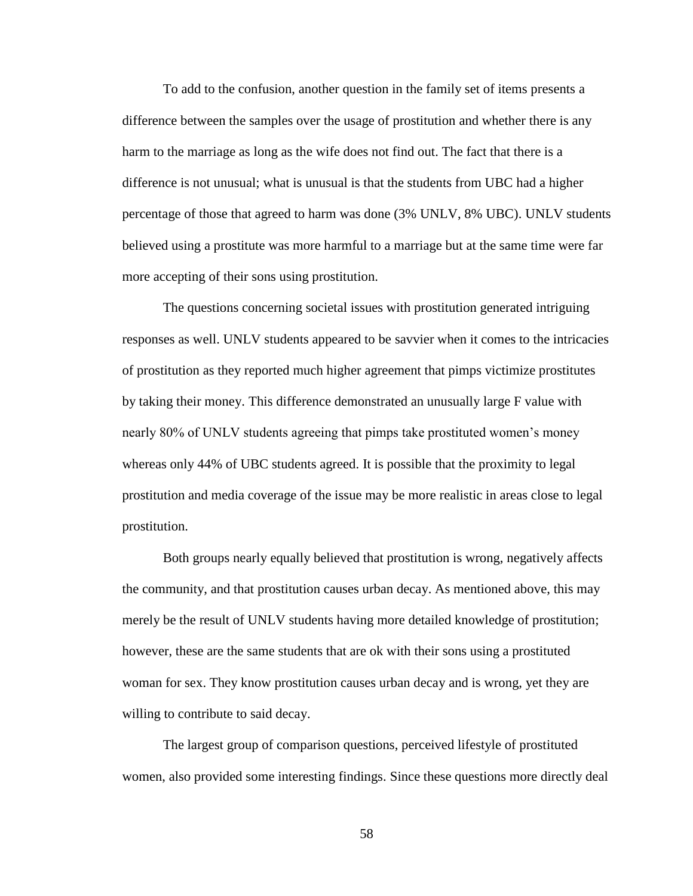To add to the confusion, another question in the family set of items presents a difference between the samples over the usage of prostitution and whether there is any harm to the marriage as long as the wife does not find out. The fact that there is a difference is not unusual; what is unusual is that the students from UBC had a higher percentage of those that agreed to harm was done (3% UNLV, 8% UBC). UNLV students believed using a prostitute was more harmful to a marriage but at the same time were far more accepting of their sons using prostitution.

The questions concerning societal issues with prostitution generated intriguing responses as well. UNLV students appeared to be savvier when it comes to the intricacies of prostitution as they reported much higher agreement that pimps victimize prostitutes by taking their money. This difference demonstrated an unusually large F value with nearly 80% of UNLV students agreeing that pimps take prostituted women's money whereas only 44% of UBC students agreed. It is possible that the proximity to legal prostitution and media coverage of the issue may be more realistic in areas close to legal prostitution.

Both groups nearly equally believed that prostitution is wrong, negatively affects the community, and that prostitution causes urban decay. As mentioned above, this may merely be the result of UNLV students having more detailed knowledge of prostitution; however, these are the same students that are ok with their sons using a prostituted woman for sex. They know prostitution causes urban decay and is wrong, yet they are willing to contribute to said decay.

The largest group of comparison questions, perceived lifestyle of prostituted women, also provided some interesting findings. Since these questions more directly deal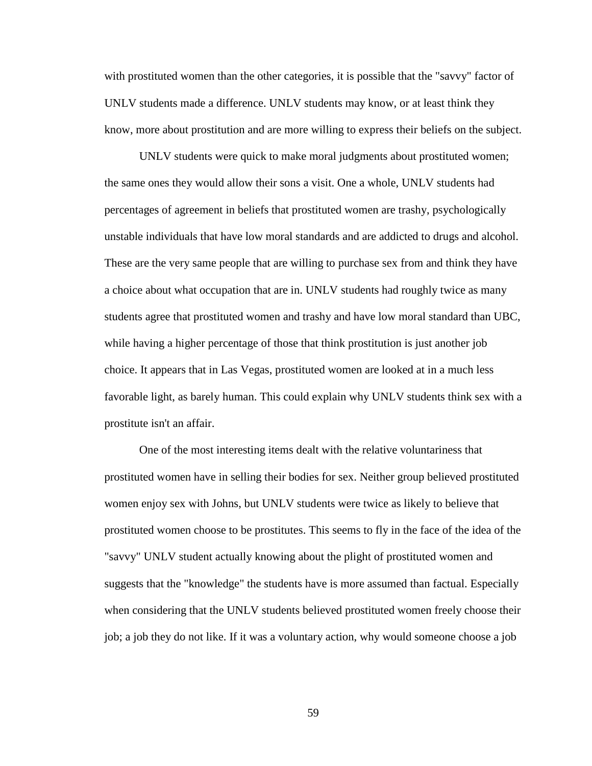with prostituted women than the other categories, it is possible that the "savvy" factor of UNLV students made a difference. UNLV students may know, or at least think they know, more about prostitution and are more willing to express their beliefs on the subject.

UNLV students were quick to make moral judgments about prostituted women; the same ones they would allow their sons a visit. One a whole, UNLV students had percentages of agreement in beliefs that prostituted women are trashy, psychologically unstable individuals that have low moral standards and are addicted to drugs and alcohol. These are the very same people that are willing to purchase sex from and think they have a choice about what occupation that are in. UNLV students had roughly twice as many students agree that prostituted women and trashy and have low moral standard than UBC, while having a higher percentage of those that think prostitution is just another job choice. It appears that in Las Vegas, prostituted women are looked at in a much less favorable light, as barely human. This could explain why UNLV students think sex with a prostitute isn't an affair.

One of the most interesting items dealt with the relative voluntariness that prostituted women have in selling their bodies for sex. Neither group believed prostituted women enjoy sex with Johns, but UNLV students were twice as likely to believe that prostituted women choose to be prostitutes. This seems to fly in the face of the idea of the "savvy" UNLV student actually knowing about the plight of prostituted women and suggests that the "knowledge" the students have is more assumed than factual. Especially when considering that the UNLV students believed prostituted women freely choose their job; a job they do not like. If it was a voluntary action, why would someone choose a job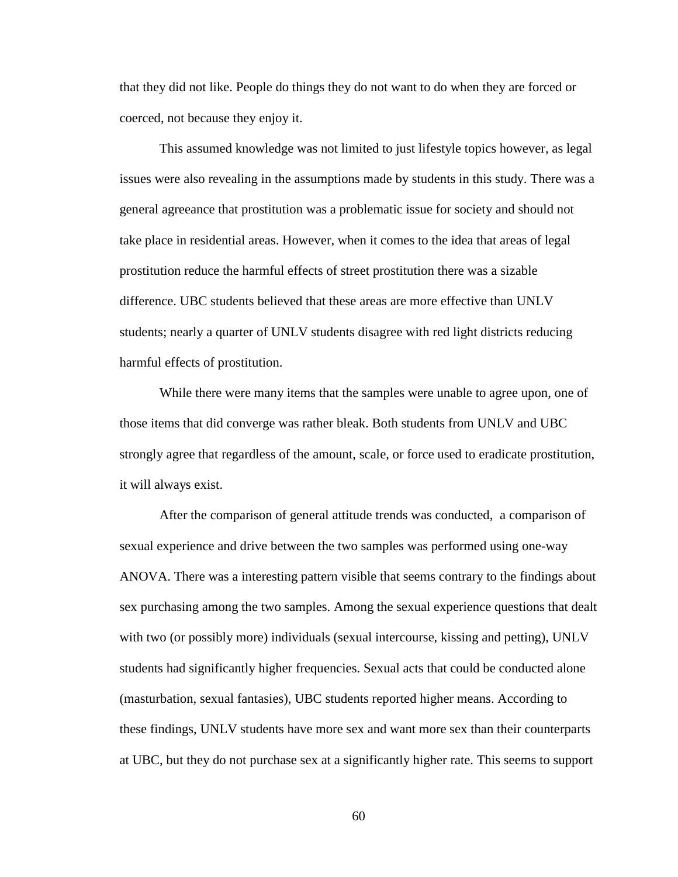that they did not like. People do things they do not want to do when they are forced or coerced, not because they enjoy it.

This assumed knowledge was not limited to just lifestyle topics however, as legal issues were also revealing in the assumptions made by students in this study. There was a general agreeance that prostitution was a problematic issue for society and should not take place in residential areas. However, when it comes to the idea that areas of legal prostitution reduce the harmful effects of street prostitution there was a sizable difference. UBC students believed that these areas are more effective than UNLV students; nearly a quarter of UNLV students disagree with red light districts reducing harmful effects of prostitution.

While there were many items that the samples were unable to agree upon, one of those items that did converge was rather bleak. Both students from UNLV and UBC strongly agree that regardless of the amount, scale, or force used to eradicate prostitution, it will always exist.

After the comparison of general attitude trends was conducted, a comparison of sexual experience and drive between the two samples was performed using one-way ANOVA. There was a interesting pattern visible that seems contrary to the findings about sex purchasing among the two samples. Among the sexual experience questions that dealt with two (or possibly more) individuals (sexual intercourse, kissing and petting), UNLV students had significantly higher frequencies. Sexual acts that could be conducted alone (masturbation, sexual fantasies), UBC students reported higher means. According to these findings, UNLV students have more sex and want more sex than their counterparts at UBC, but they do not purchase sex at a significantly higher rate. This seems to support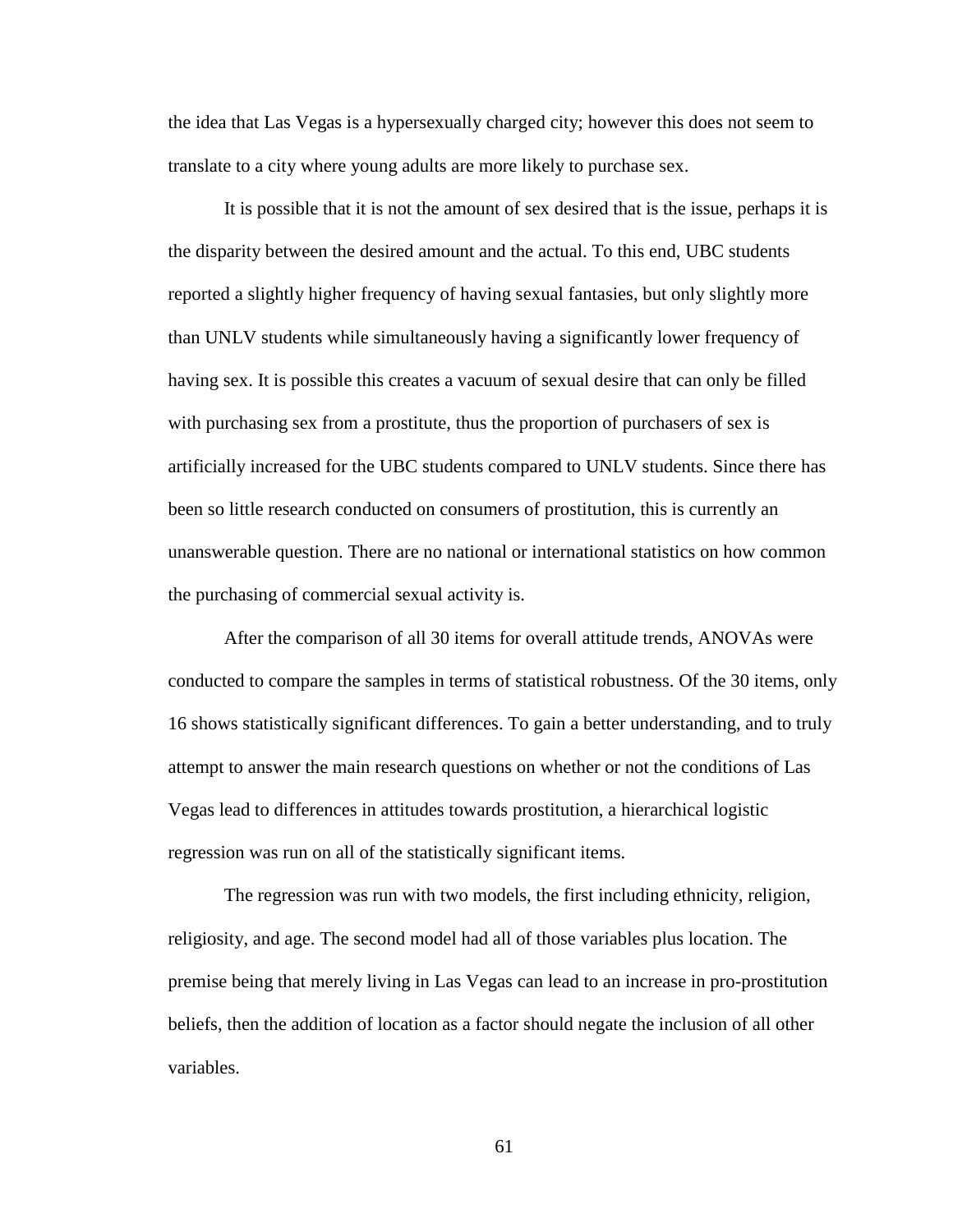the idea that Las Vegas is a hypersexually charged city; however this does not seem to translate to a city where young adults are more likely to purchase sex.

It is possible that it is not the amount of sex desired that is the issue, perhaps it is the disparity between the desired amount and the actual. To this end, UBC students reported a slightly higher frequency of having sexual fantasies, but only slightly more than UNLV students while simultaneously having a significantly lower frequency of having sex. It is possible this creates a vacuum of sexual desire that can only be filled with purchasing sex from a prostitute, thus the proportion of purchasers of sex is artificially increased for the UBC students compared to UNLV students. Since there has been so little research conducted on consumers of prostitution, this is currently an unanswerable question. There are no national or international statistics on how common the purchasing of commercial sexual activity is.

After the comparison of all 30 items for overall attitude trends, ANOVAs were conducted to compare the samples in terms of statistical robustness. Of the 30 items, only 16 shows statistically significant differences. To gain a better understanding, and to truly attempt to answer the main research questions on whether or not the conditions of Las Vegas lead to differences in attitudes towards prostitution, a hierarchical logistic regression was run on all of the statistically significant items.

The regression was run with two models, the first including ethnicity, religion, religiosity, and age. The second model had all of those variables plus location. The premise being that merely living in Las Vegas can lead to an increase in pro-prostitution beliefs, then the addition of location as a factor should negate the inclusion of all other variables.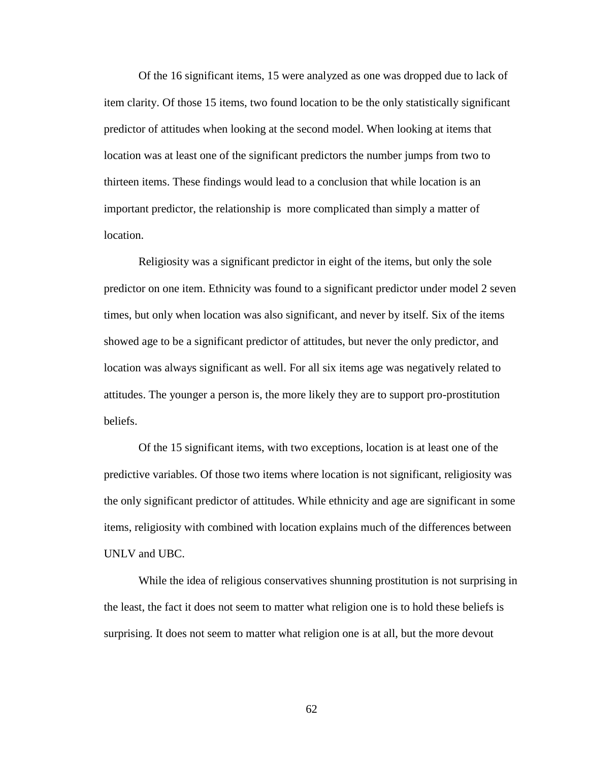Of the 16 significant items, 15 were analyzed as one was dropped due to lack of item clarity. Of those 15 items, two found location to be the only statistically significant predictor of attitudes when looking at the second model. When looking at items that location was at least one of the significant predictors the number jumps from two to thirteen items. These findings would lead to a conclusion that while location is an important predictor, the relationship is more complicated than simply a matter of location.

Religiosity was a significant predictor in eight of the items, but only the sole predictor on one item. Ethnicity was found to a significant predictor under model 2 seven times, but only when location was also significant, and never by itself. Six of the items showed age to be a significant predictor of attitudes, but never the only predictor, and location was always significant as well. For all six items age was negatively related to attitudes. The younger a person is, the more likely they are to support pro-prostitution beliefs.

Of the 15 significant items, with two exceptions, location is at least one of the predictive variables. Of those two items where location is not significant, religiosity was the only significant predictor of attitudes. While ethnicity and age are significant in some items, religiosity with combined with location explains much of the differences between UNLV and UBC.

While the idea of religious conservatives shunning prostitution is not surprising in the least, the fact it does not seem to matter what religion one is to hold these beliefs is surprising. It does not seem to matter what religion one is at all, but the more devout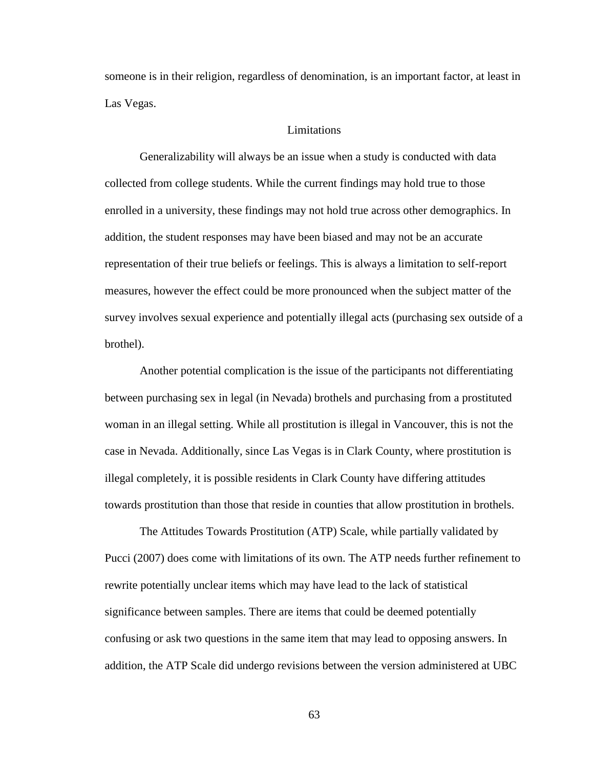someone is in their religion, regardless of denomination, is an important factor, at least in Las Vegas.

## Limitations

Generalizability will always be an issue when a study is conducted with data collected from college students. While the current findings may hold true to those enrolled in a university, these findings may not hold true across other demographics. In addition, the student responses may have been biased and may not be an accurate representation of their true beliefs or feelings. This is always a limitation to self-report measures, however the effect could be more pronounced when the subject matter of the survey involves sexual experience and potentially illegal acts (purchasing sex outside of a brothel).

Another potential complication is the issue of the participants not differentiating between purchasing sex in legal (in Nevada) brothels and purchasing from a prostituted woman in an illegal setting. While all prostitution is illegal in Vancouver, this is not the case in Nevada. Additionally, since Las Vegas is in Clark County, where prostitution is illegal completely, it is possible residents in Clark County have differing attitudes towards prostitution than those that reside in counties that allow prostitution in brothels.

The Attitudes Towards Prostitution (ATP) Scale, while partially validated by Pucci (2007) does come with limitations of its own. The ATP needs further refinement to rewrite potentially unclear items which may have lead to the lack of statistical significance between samples. There are items that could be deemed potentially confusing or ask two questions in the same item that may lead to opposing answers. In addition, the ATP Scale did undergo revisions between the version administered at UBC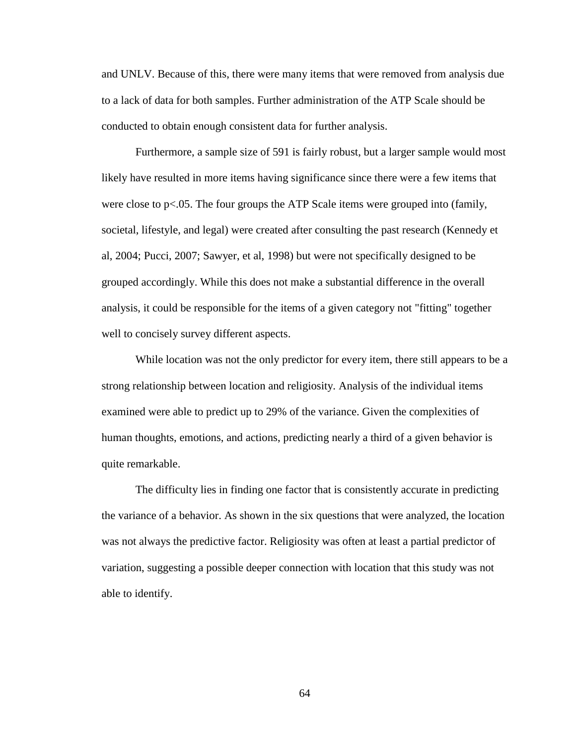and UNLV. Because of this, there were many items that were removed from analysis due to a lack of data for both samples. Further administration of the ATP Scale should be conducted to obtain enough consistent data for further analysis.

Furthermore, a sample size of 591 is fairly robust, but a larger sample would most likely have resulted in more items having significance since there were a few items that were close to $p<.05$. The four groups the ATP Scale items were grouped into (family, societal, lifestyle, and legal) were created after consulting the past research (Kennedy et al, 2004; Pucci, 2007; Sawyer, et al, 1998) but were not specifically designed to be grouped accordingly. While this does not make a substantial difference in the overall analysis, it could be responsible for the items of a given category not "fitting" together well to concisely survey different aspects.

While location was not the only predictor for every item, there still appears to be a strong relationship between location and religiosity. Analysis of the individual items examined were able to predict up to 29% of the variance. Given the complexities of human thoughts, emotions, and actions, predicting nearly a third of a given behavior is quite remarkable.

The difficulty lies in finding one factor that is consistently accurate in predicting the variance of a behavior. As shown in the six questions that were analyzed, the location was not always the predictive factor. Religiosity was often at least a partial predictor of variation, suggesting a possible deeper connection with location that this study was not able to identify.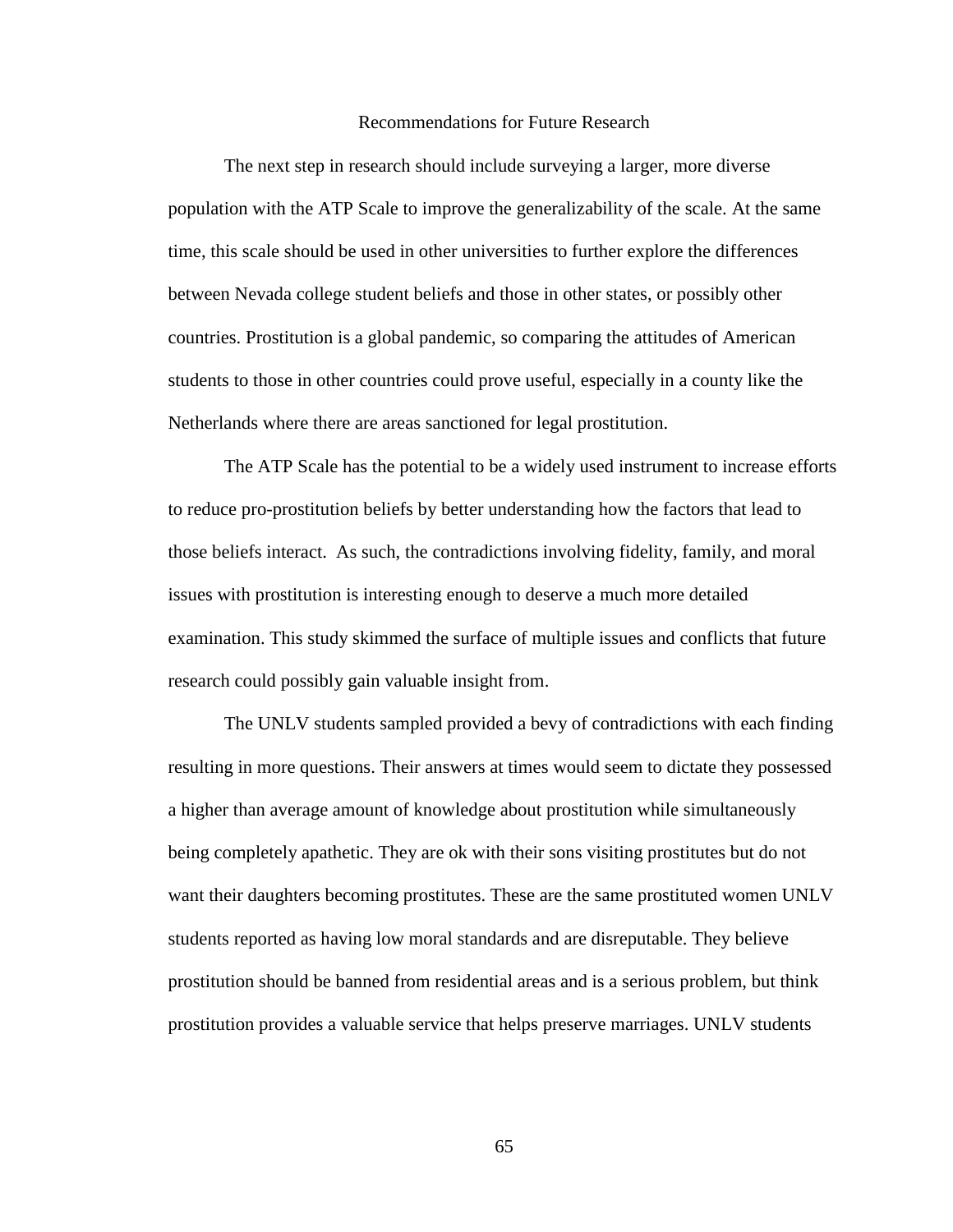## Recommendations for Future Research

The next step in research should include surveying a larger, more diverse population with the ATP Scale to improve the generalizability of the scale. At the same time, this scale should be used in other universities to further explore the differences between Nevada college student beliefs and those in other states, or possibly other countries. Prostitution is a global pandemic, so comparing the attitudes of American students to those in other countries could prove useful, especially in a county like the Netherlands where there are areas sanctioned for legal prostitution.

The ATP Scale has the potential to be a widely used instrument to increase efforts to reduce pro-prostitution beliefs by better understanding how the factors that lead to those beliefs interact. As such, the contradictions involving fidelity, family, and moral issues with prostitution is interesting enough to deserve a much more detailed examination. This study skimmed the surface of multiple issues and conflicts that future research could possibly gain valuable insight from.

The UNLV students sampled provided a bevy of contradictions with each finding resulting in more questions. Their answers at times would seem to dictate they possessed a higher than average amount of knowledge about prostitution while simultaneously being completely apathetic. They are ok with their sons visiting prostitutes but do not want their daughters becoming prostitutes. These are the same prostituted women UNLV students reported as having low moral standards and are disreputable. They believe prostitution should be banned from residential areas and is a serious problem, but think prostitution provides a valuable service that helps preserve marriages. UNLV students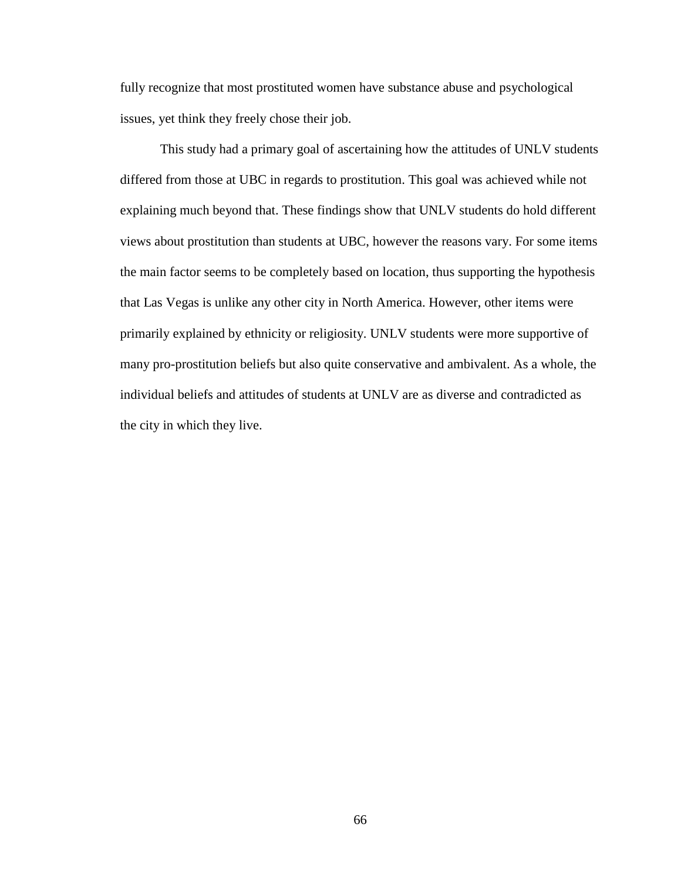fully recognize that most prostituted women have substance abuse and psychological issues, yet think they freely chose their job.

This study had a primary goal of ascertaining how the attitudes of UNLV students differed from those at UBC in regards to prostitution. This goal was achieved while not explaining much beyond that. These findings show that UNLV students do hold different views about prostitution than students at UBC, however the reasons vary. For some items the main factor seems to be completely based on location, thus supporting the hypothesis that Las Vegas is unlike any other city in North America. However, other items were primarily explained by ethnicity or religiosity. UNLV students were more supportive of many pro-prostitution beliefs but also quite conservative and ambivalent. As a whole, the individual beliefs and attitudes of students at UNLV are as diverse and contradicted as the city in which they live.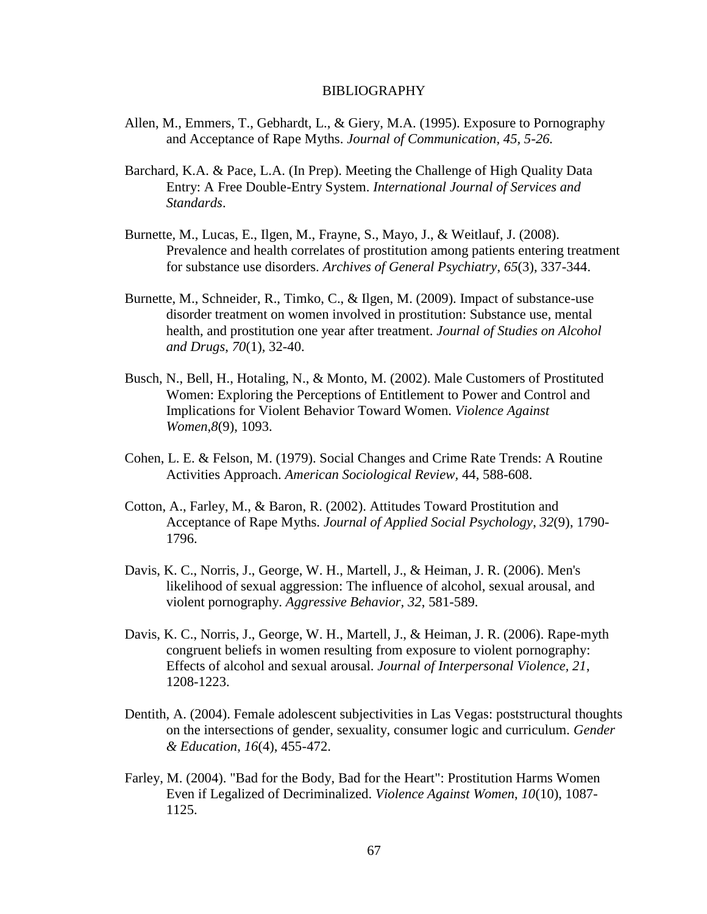# BIBLIOGRAPHY

Allen, M., Emmers, T., Gebhardt, L., & Giery, M.A. (1995). Exposure to Pornography and Acceptance of Rape Myths. *Journal of Communication, 45, 5-26.*

Barchard, K.A. & Pace, L.A. (In Prep). Meeting the Challenge of High Quality Data Entry: A Free Double-Entry System. *International Journal of Services and Standards*.

Burnette, M., Lucas, E., Ilgen, M., Frayne, S., Mayo, J., & Weitlauf, J. (2008). Prevalence and health correlates of prostitution among patients entering treatment for substance use disorders. *Archives of General Psychiatry*, *65*(3), 337-344.

Burnette, M., Schneider, R., Timko, C., & Ilgen, M. (2009). Impact of substance-use disorder treatment on women involved in prostitution: Substance use, mental health, and prostitution one year after treatment. *Journal of Studies on Alcohol and Drugs*, *70*(1), 32-40.

Busch, N., Bell, H., Hotaling, N., & Monto, M. (2002). Male Customers of Prostituted Women: Exploring the Perceptions of Entitlement to Power and Control and Implications for Violent Behavior Toward Women. *Violence Against Women,8*(9), 1093.

Cohen, L. E. & Felson, M. (1979). Social Changes and Crime Rate Trends: A Routine Activities Approach. *American Sociological Review,* 44, 588-608.

Cotton, A., Farley, M., & Baron, R. (2002). Attitudes Toward Prostitution and Acceptance of Rape Myths. *Journal of Applied Social Psychology*, *32*(9), 1790-1796.

Davis, K. C., Norris, J., George, W. H., Martell, J., & Heiman, J. R. (2006). Men's likelihood of sexual aggression: The influence of alcohol, sexual arousal, and violent pornography. *Aggressive Behavior, 32*, 581-589.

Davis, K. C., Norris, J., George, W. H., Martell, J., & Heiman, J. R. (2006). Rape-myth congruent beliefs in women resulting from exposure to violent pornography: Effects of alcohol and sexual arousal. *Journal of Interpersonal Violence, 21*, 1208-1223.

Dentith, A. (2004). Female adolescent subjectivities in Las Vegas: poststructural thoughts on the intersections of gender, sexuality, consumer logic and curriculum. *Gender & Education*, *16*(4), 455-472.

Farley, M. (2004). "Bad for the Body, Bad for the Heart": Prostitution Harms Women Even if Legalized of Decriminalized. *Violence Against Women*, *10*(10), 1087-1125.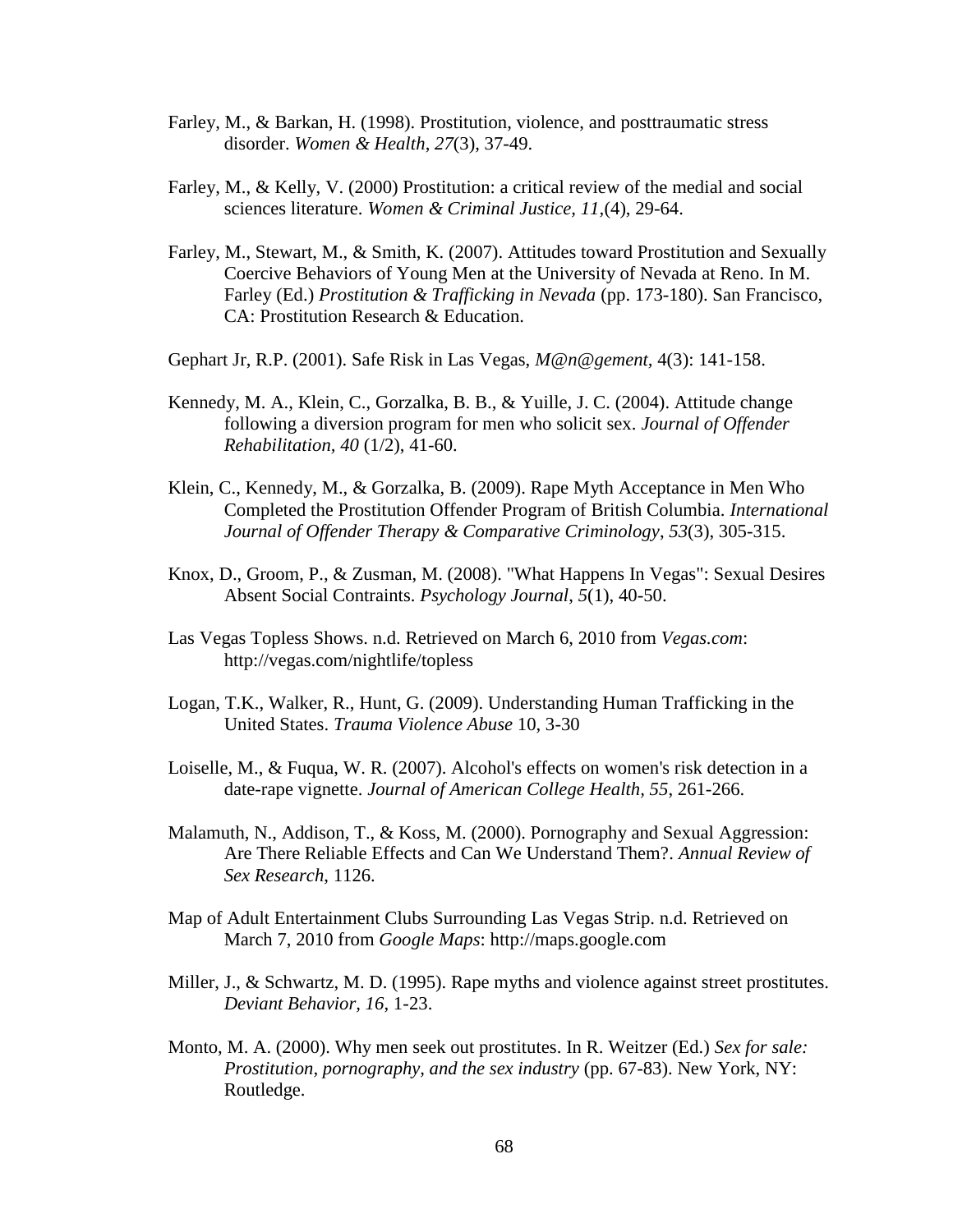Farley, M., & Barkan, H. (1998). Prostitution, violence, and posttraumatic stress disorder. *Women & Health*, *27*(3), 37-49.

Farley, M., & Kelly, V. (2000) Prostitution: a critical review of the medial and social sciences literature. *Women & Criminal Justice, 11*,(4), 29-64.

Farley, M., Stewart, M., & Smith, K. (2007). Attitudes toward Prostitution and Sexually Coercive Behaviors of Young Men at the University of Nevada at Reno. In M. Farley (Ed.) *Prostitution & Trafficking in Nevada* (pp. 173-180). San Francisco, CA: Prostitution Research & Education.

Gephart Jr, R.P. (2001). Safe Risk in Las Vegas, *M@n@gement,* 4(3): 141-158.

Kennedy, M. A., Klein, C., Gorzalka, B. B., & Yuille, J. C. (2004). Attitude change following a diversion program for men who solicit sex. *Journal of Offender Rehabilitation, 40* (1/2), 41-60.

Klein, C., Kennedy, M., & Gorzalka, B. (2009). Rape Myth Acceptance in Men Who Completed the Prostitution Offender Program of British Columbia. *International Journal of Offender Therapy & Comparative Criminology*, *53*(3), 305-315.

Knox, D., Groom, P., & Zusman, M. (2008). "What Happens In Vegas": Sexual Desires Absent Social Contraints. *Psychology Journal*, *5*(1), 40-50.

Las Vegas Topless Shows. n.d. Retrieved on March 6, 2010 from *Vegas.com*: http://vegas.com/nightlife/topless

Logan, T.K., Walker, R., Hunt, G. (2009). Understanding Human Trafficking in the United States. *Trauma Violence Abuse* 10, 3-30

Loiselle, M., & Fuqua, W. R. (2007). Alcohol's effects on women's risk detection in a date-rape vignette. *Journal of American College Health*, *55*, 261-266.

Malamuth, N., Addison, T., & Koss, M. (2000). Pornography and Sexual Aggression: Are There Reliable Effects and Can We Understand Them?. *Annual Review of Sex Research*, 1126.

Map of Adult Entertainment Clubs Surrounding Las Vegas Strip. n.d. Retrieved on March 7, 2010 from *Google Maps*: http://maps.google.com

Miller, J., & Schwartz, M. D. (1995). Rape myths and violence against street prostitutes. *Deviant Behavior, 16*, 1-23.

Monto, M. A. (2000). Why men seek out prostitutes. In R. Weitzer (Ed.) *Sex for sale: Prostitution, pornography, and the sex industry* (pp. 67-83). New York, NY: Routledge.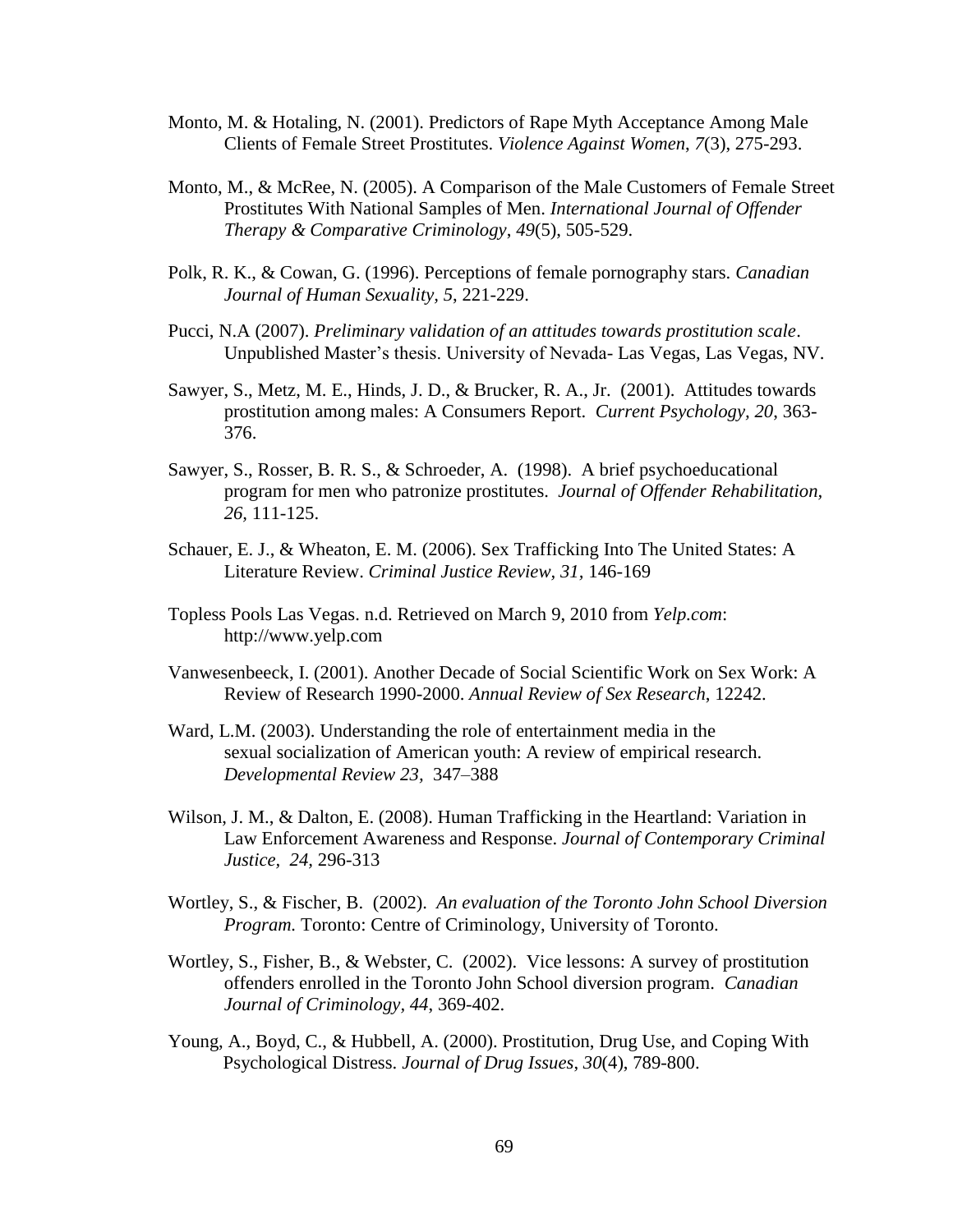Monto, M. & Hotaling, N. (2001). Predictors of Rape Myth Acceptance Among Male Clients of Female Street Prostitutes. *Violence Against Women*, *7*(3), 275-293.

Monto, M., & McRee, N. (2005). A Comparison of the Male Customers of Female Street Prostitutes With National Samples of Men. *International Journal of Offender Therapy & Comparative Criminology*, *49*(5), 505-529.

Polk, R. K., & Cowan, G. (1996). Perceptions of female pornography stars. *Canadian Journal of Human Sexuality, 5*, 221-229.

Pucci, N.A (2007). *Preliminary validation of an attitudes towards prostitution scale*. Unpublished Master's thesis. University of Nevada- Las Vegas, Las Vegas, NV.

Sawyer, S., Metz, M. E., Hinds, J. D., & Brucker, R. A., Jr. (2001). Attitudes towards prostitution among males: A Consumers Report. *Current Psychology, 20*, 363-376.

Sawyer, S., Rosser, B. R. S., & Schroeder, A. (1998). A brief psychoeducational program for men who patronize prostitutes. *Journal of Offender Rehabilitation, 26*, 111-125.

Schauer, E. J., & Wheaton, E. M. (2006). Sex Trafficking Into The United States: A Literature Review. *Criminal Justice Review, 31*, 146-169

Topless Pools Las Vegas. n.d. Retrieved on March 9, 2010 from *Yelp.com*: http://www.yelp.com

Vanwesenbeeck, I. (2001). Another Decade of Social Scientific Work on Sex Work: A Review of Research 1990-2000. *Annual Review of Sex Research*, 12242.

Ward, L.M. (2003). Understanding the role of entertainment media in the sexual socialization of American youth: A review of empirical research. *Developmental Review 23*, 347–388

Wilson, J. M., & Dalton, E. (2008). Human Trafficking in the Heartland: Variation in Law Enforcement Awareness and Response. *Journal of Contemporary Criminal Justice, 24*, 296-313

Wortley, S., & Fischer, B. (2002). *An evaluation of the Toronto John School Diversion Program.* Toronto: Centre of Criminology, University of Toronto.

Wortley, S., Fisher, B., & Webster, C. (2002). Vice lessons: A survey of prostitution offenders enrolled in the Toronto John School diversion program. *Canadian Journal of Criminology, 44*, 369-402.

Young, A., Boyd, C., & Hubbell, A. (2000). Prostitution, Drug Use, and Coping With Psychological Distress. *Journal of Drug Issues*, *30*(4), 789-800.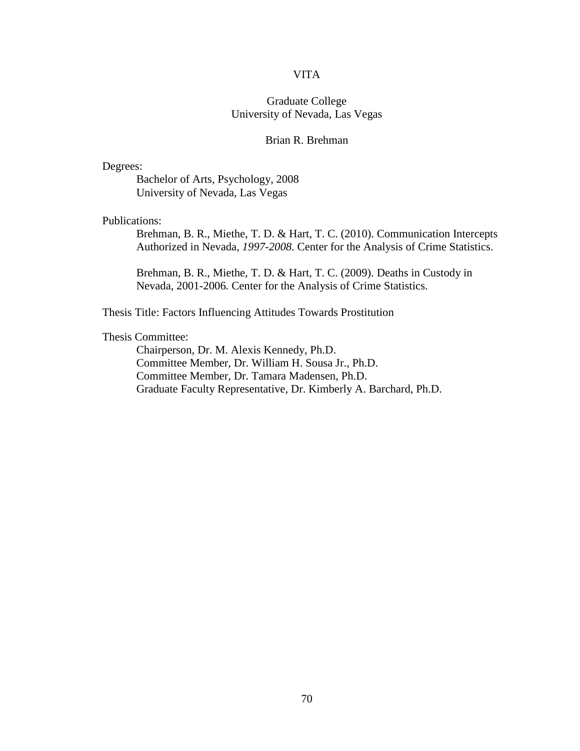# VITA

Graduate College
University of Nevada, Las Vegas

Brian R. Brehman

Degrees:

Bachelor of Arts, Psychology, 2008
University of Nevada, Las Vegas

Publications:

Brehman, B. R., Miethe, T. D. & Hart, T. C. (2010). Communication Intercepts Authorized in Nevada, *1997-2008.* Center for the Analysis of Crime Statistics.

Brehman, B. R., Miethe, T. D. & Hart, T. C. (2009). Deaths in Custody in Nevada, 2001-2006*.* Center for the Analysis of Crime Statistics.

Thesis Title: Factors Influencing Attitudes Towards Prostitution

Thesis Committee:

Chairperson, Dr. M. Alexis Kennedy, Ph.D.
Committee Member, Dr. William H. Sousa Jr., Ph.D.
Committee Member, Dr. Tamara Madensen, Ph.D.
Graduate Faculty Representative, Dr. Kimberly A. Barchard, Ph.D.